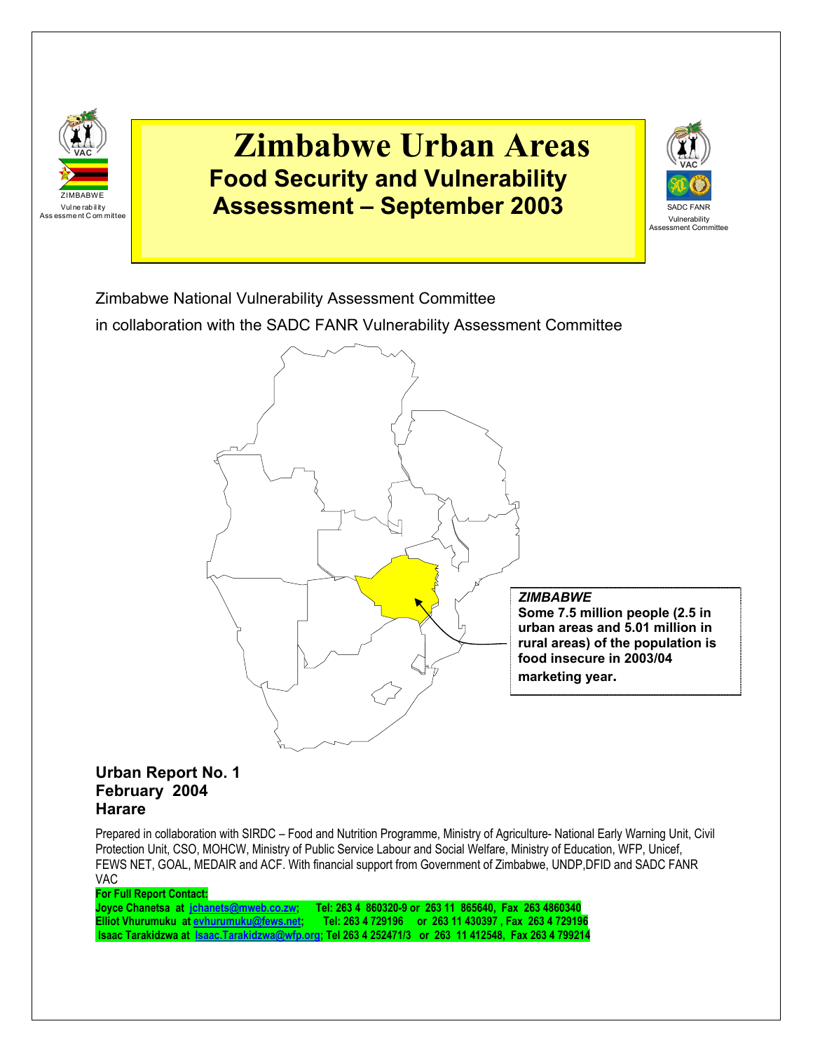ZIMBABWE
Vulnerability
Assessment Committee

# Zimbabwe Urban Areas

## Food Security and Vulnerability Assessment – September 2003

SADC FANR
Vulnerability
Assessment Committee

Zimbabwe National Vulnerability Assessment Committee

in collaboration with the SADC FANR Vulnerability Assessment Committee

***ZIMBABWE***
**Some 7.5 million people (2.5 in urban areas and 5.01 million in rural areas) of the population is food insecure in 2003/04 marketing year.**

**Urban Report No. 1**
**February 2004**
**Harare**

Prepared in collaboration with SIRDC – Food and Nutrition Programme, Ministry of Agriculture- National Early Warning Unit, Civil Protection Unit, CSO, MOHCW, Ministry of Public Service Labour and Social Welfare, Ministry of Education, WFP, Unicef, FEWS NET, GOAL, MEDAIR and ACF. With financial support from Government of Zimbabwe, UNDP,DFID and SADC FANR VAC

**For Full Report Contact:**
**Joyce Chanetsa at jchanets@mweb.co.zw; Tel: 263 4 860320-9 or 263 11 865640, Fax 263 4860340**
**Elliot Vhurumuku at evhurumuku@fews.net; Tel: 263 4 729196 or 263 11 430397 , Fax 263 4 729196**
**Isaac Tarakidzwa at Isaac.Tarakidzwa@wfp.org; Tel 263 4 252471/3 or 263 11 412548, Fax 263 4 799214**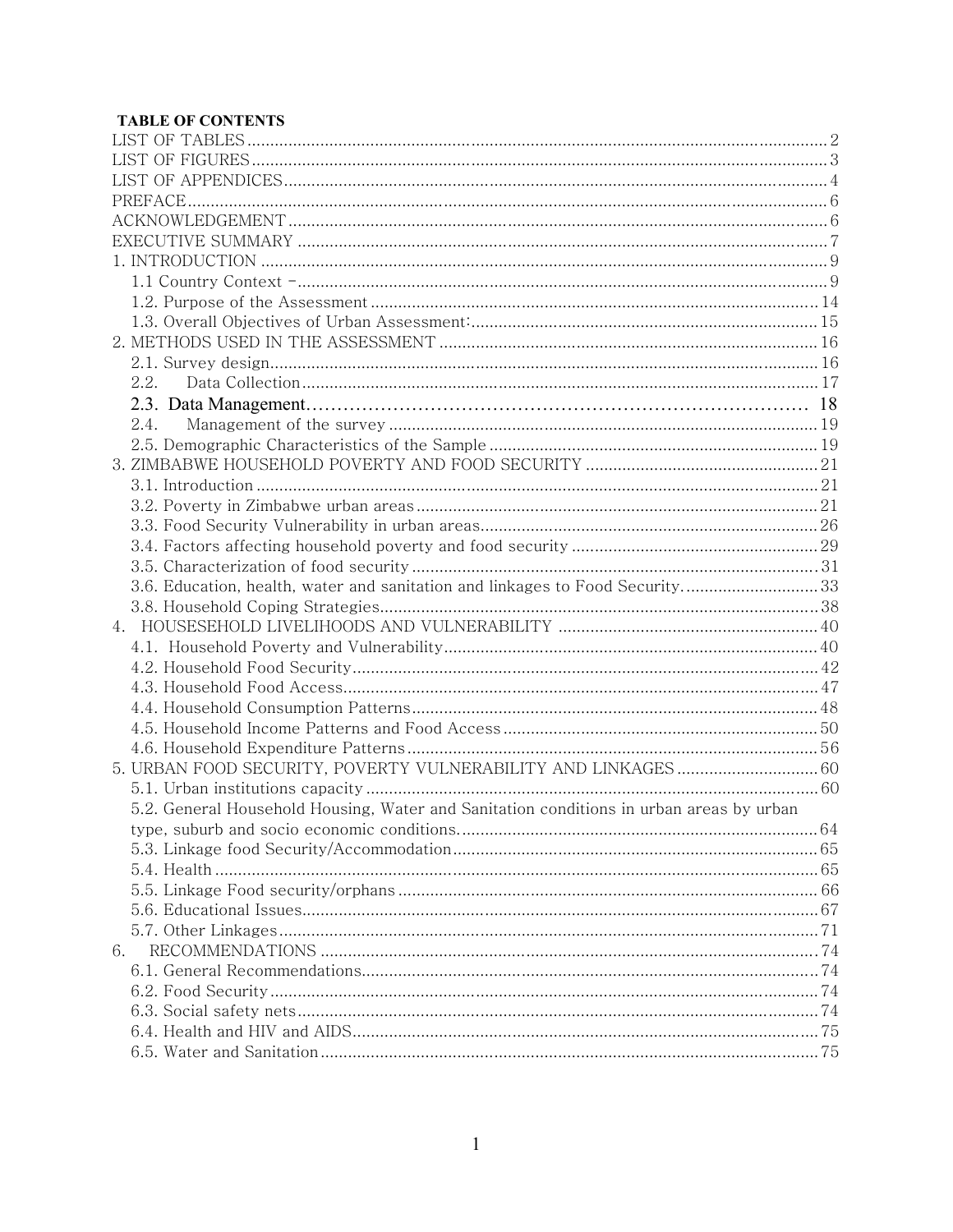**TABLE OF CONTENTS**

LIST OF TABLES ..... 2
LIST OF FIGURES ..... 3
LIST OF APPENDICES ..... 4
PREFACE ..... 6
ACKNOWLEDGEMENT ..... 6
EXECUTIVE SUMMARY ..... 7
1. INTRODUCTION ..... 9
- 1.1 Country Context - ..... 9
- 1.2. Purpose of the Assessment ..... 14
- 1.3. Overall Objectives of Urban Assessment: ..... 15

2. METHODS USED IN THE ASSESSMENT ..... 16
- 2.1. Survey design ..... 16
- 2.2. Data Collection ..... 17
- 2.3. Data Management ..... 18
- 2.4. Management of the survey ..... 19
- 2.5. Demographic Characteristics of the Sample ..... 19

3. ZIMBABWE HOUSEHOLD POVERTY AND FOOD SECURITY ..... 21
- 3.1. Introduction ..... 21
- 3.2. Poverty in Zimbabwe urban areas ..... 21
- 3.3. Food Security Vulnerability in urban areas ..... 26
- 3.4. Factors affecting household poverty and food security ..... 29
- 3.5. Characterization of food security ..... 31
- 3.6. Education, health, water and sanitation and linkages to Food Security. ..... 33
- 3.8. Household Coping Strategies ..... 38

4. HOUSESEHOLD LIVELIHOODS AND VULNERABILITY ..... 40
- 4.1. Household Poverty and Vulnerability ..... 40
- 4.2. Household Food Security ..... 42
- 4.3. Household Food Access ..... 47
- 4.4. Household Consumption Patterns ..... 48
- 4.5. Household Income Patterns and Food Access ..... 50
- 4.6. Household Expenditure Patterns ..... 56

5. URBAN FOOD SECURITY, POVERTY VULNERABILITY AND LINKAGES ..... 60
- 5.1. Urban institutions capacity ..... 60
- 5.2. General Household Housing, Water and Sanitation conditions in urban areas by urban type, suburb and socio economic conditions. ..... 64
- 5.3. Linkage food Security/Accommodation ..... 65
- 5.4. Health ..... 65
- 5.5. Linkage Food security/orphans ..... 66
- 5.6. Educational Issues ..... 67
- 5.7. Other Linkages ..... 71

6. RECOMMENDATIONS ..... 74
- 6.1. General Recommendations ..... 74
- 6.2. Food Security ..... 74
- 6.3. Social safety nets ..... 74
- 6.4. Health and HIV and AIDS ..... 75
- 6.5. Water and Sanitation ..... 75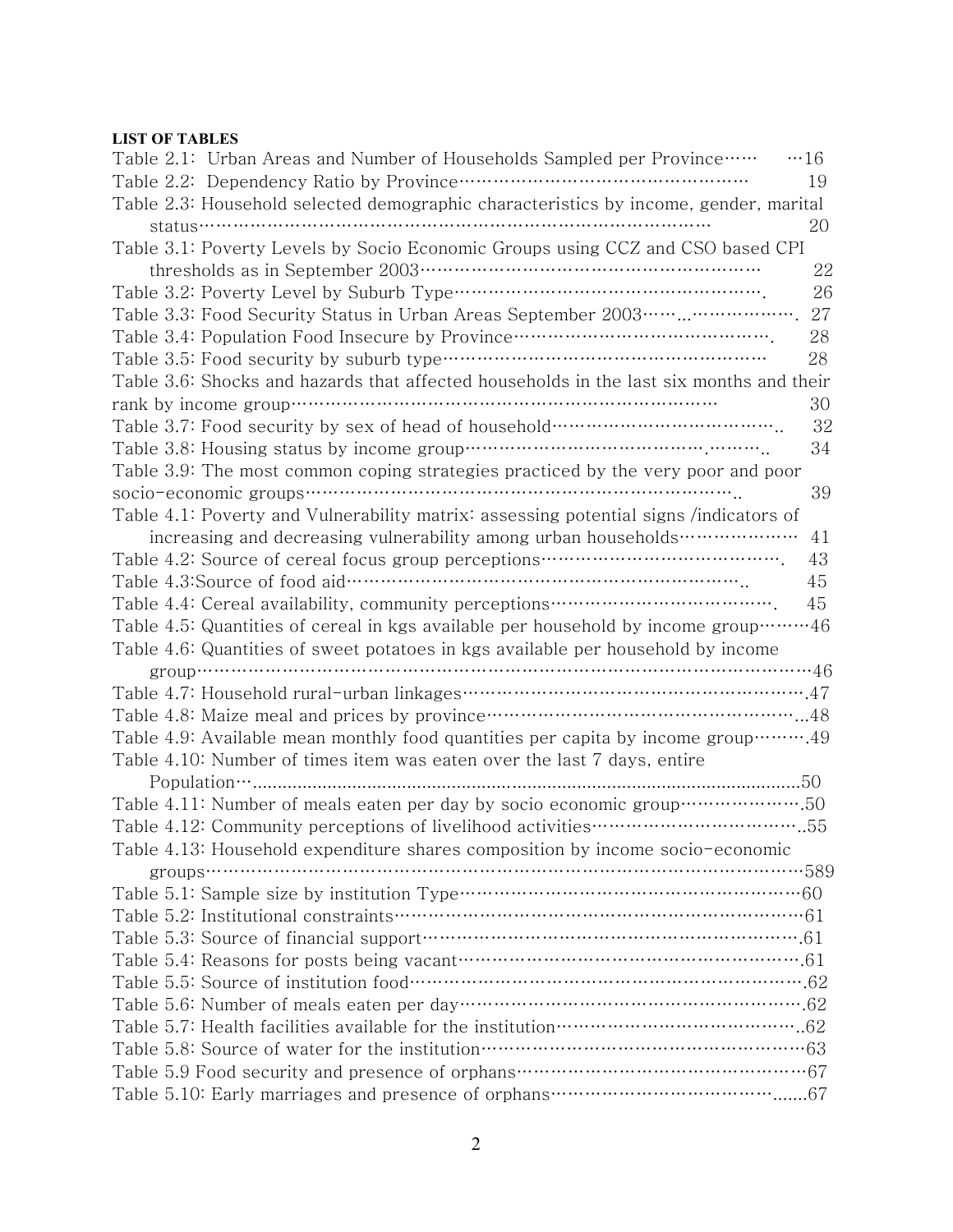**LIST OF TABLES**

Table 2.1: Urban Areas and Number of Households Sampled per Province……   …16
Table 2.2: Dependency Ratio by Province…………………………………………… 19
Table 2.3: Household selected demographic characteristics by income, gender, marital status……………………………………………………………………………… 20
Table 3.1: Poverty Levels by Socio Economic Groups using CCZ and CSO based CPI thresholds as in September 2003…………………………………………………… 22
Table 3.2: Poverty Level by Suburb Type………………………………………………. 26
Table 3.3: Food Security Status in Urban Areas September 2003……...………………. 27
Table 3.4: Population Food Insecure by Province…………………………………….. 28
Table 3.5: Food security by suburb type………………………………………………… 28
Table 3.6: Shocks and hazards that affected households in the last six months and their rank by income group…………………………………………………………………… 30
Table 3.7: Food security by sex of head of household………………………………….. 32
Table 3.8: Housing status by income group………………………………….……….. 34
Table 3.9: The most common coping strategies practiced by the very poor and poor socio-economic groups………………………………………………………………….. 39
Table 4.1: Poverty and Vulnerability matrix: assessing potential signs /indicators of increasing and decreasing vulnerability among urban households………………… 41
Table 4.2: Source of cereal focus group perceptions……………………………………. 43
Table 4.3:Source of food aid…………………………………………………………….. 45
Table 4.4: Cereal availability, community perceptions…………………………………. 45
Table 4.5: Quantities of cereal in kgs available per household by income group………46
Table 4.6: Quantities of sweet potatoes in kgs available per household by income group………………………………………………………………………………………46
Table 4.7: Household rural-urban linkages…………………………………………………….47
Table 4.8: Maize meal and prices by province……………………………………………...48
Table 4.9: Available mean monthly food quantities per capita by income group……….49
Table 4.10: Number of times item was eaten over the last 7 days, entire Population…..........................................................................................................50
Table 4.11: Number of meals eaten per day by socio economic group…………………50
Table 4.12: Community perceptions of livelihood activities………………………………..55
Table 4.13: Household expenditure shares composition by income socio-economic groups……………………………………………………………………………………………589
Table 5.1: Sample size by institution Type……………………………………………………60
Table 5.2: Institutional constraints………………………………………………………………61
Table 5.3: Source of financial support………………………………………………………….61
Table 5.4: Reasons for posts being vacant……………………………………………………..61
Table 5.5: Source of institution food……………………………………………………………..62
Table 5.6: Number of meals eaten per day……………………………………………………..62
Table 5.7: Health facilities available for the institution…………………………………..62
Table 5.8: Source of water for the institution…………………………………………………63
Table 5.9 Food security and presence of orphans……………………………………………67
Table 5.10: Early marriages and presence of orphans…………………………………….......67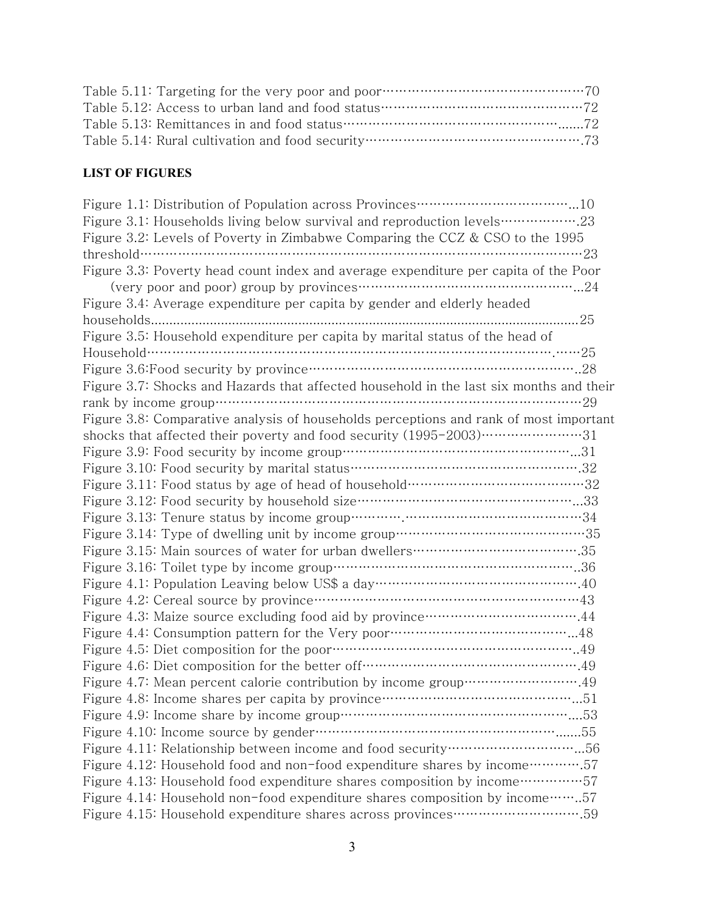Table 5.11: Targeting for the very poor and poor……………………………………………70
Table 5.12: Access to urban land and food status……………………………………………72
Table 5.13: Remittances in and food status……………………………………………......72
Table 5.14: Rural cultivation and food security……………………………………………….73

**LIST OF FIGURES**

Figure 1.1: Distribution of Population across Provinces……………………………...10
Figure 3.1: Households living below survival and reproduction levels……………….23
Figure 3.2: Levels of Poverty in Zimbabwe Comparing the CCZ & CSO to the 1995 threshold……………………………………………………………………………………………23
Figure 3.3: Poverty head count index and average expenditure per capita of the Poor (very poor and poor) group by provinces……………………………………………...24
Figure 3.4: Average expenditure per capita by gender and elderly headed households.....................................................................................................................25
Figure 3.5: Household expenditure per capita by marital status of the head of Household…………………………………………………………………………….……25
Figure 3.6:Food security by province……………………………………………………..28
Figure 3.7: Shocks and Hazards that affected household in the last six months and their rank by income group…………………………………………………………………………29
Figure 3.8: Comparative analysis of households perceptions and rank of most important shocks that affected their poverty and food security (1995-2003)……………………31
Figure 3.9: Food security by income group………………………………………………...31
Figure 3.10: Food security by marital status……………………………………………….32
Figure 3.11: Food status by age of head of household……………………………………32
Figure 3.12: Food security by household size…………………………………………...33
Figure 3.13: Tenure status by income group…………..……………………………………34
Figure 3.14: Type of dwelling unit by income group………………………………………35
Figure 3.15: Main sources of water for urban dwellers………………………………….35
Figure 3.16: Toilet type by income group………………………………………………..36
Figure 4.1: Population Leaving below US$ a day……………………………………….40
Figure 4.2: Cereal source by province……………………………………………………43
Figure 4.3: Maize source excluding food aid by province……………………………….44
Figure 4.4: Consumption pattern for the Very poor……………………………………...48
Figure 4.5: Diet composition for the poor………………………………………………..49
Figure 4.6: Diet composition for the better off…………………………………………….49
Figure 4.7: Mean percent calorie contribution by income group……………………….49
Figure 4.8: Income shares per capita by province………………………………………...51
Figure 4.9: Income share by income group……………………………………………....53
Figure 4.10: Income source by gender………………………………………………….......55
Figure 4.11: Relationship between income and food security…………………………...56
Figure 4.12: Household food and non-food expenditure shares by income………….57
Figure 4.13: Household food expenditure shares composition by income……………57
Figure 4.14: Household non-food expenditure shares composition by income……..57
Figure 4.15: Household expenditure shares across provinces………………………….59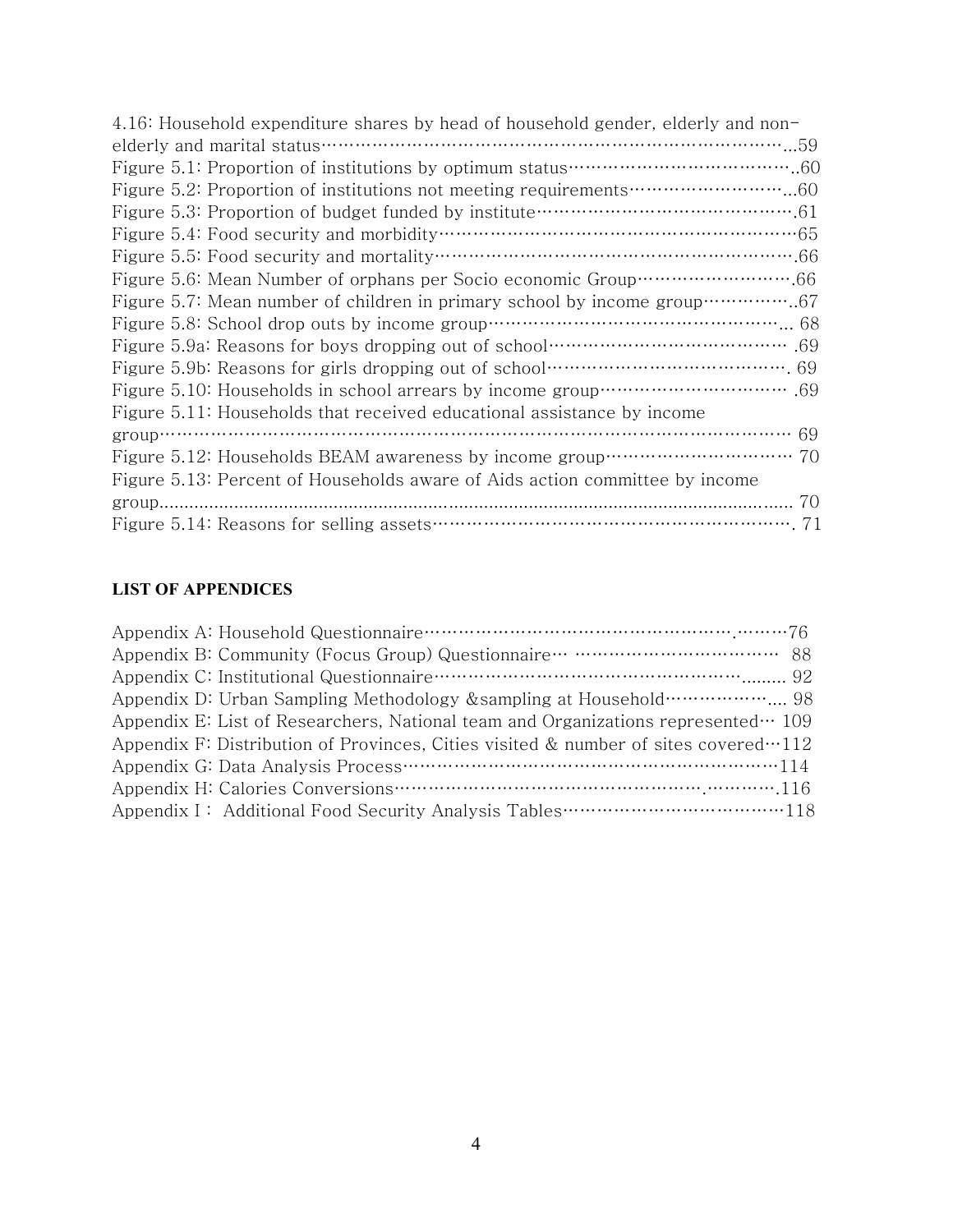4.16: Household expenditure shares by head of household gender, elderly and non-elderly and marital status……………………………………………………………………...59
Figure 5.1: Proportion of institutions by optimum status…………………………………..60
Figure 5.2: Proportion of institutions not meeting requirements………………………...60
Figure 5.3: Proportion of budget funded by institute……………………………………….61
Figure 5.4: Food security and morbidity………………………………………………………65
Figure 5.5: Food security and mortality……………………………………………………….66
Figure 5.6: Mean Number of orphans per Socio economic Group……………………….66
Figure 5.7: Mean number of children in primary school by income group……………..67
Figure 5.8: School drop outs by income group……………………………………………... 68
Figure 5.9a: Reasons for boys dropping out of school…………………………………… .69
Figure 5.9b: Reasons for girls dropping out of school……………………………………. 69
Figure 5.10: Households in school arrears by income group…………………………… .69
Figure 5.11: Households that received educational assistance by income group……………………………………………………………………………………………… 69
Figure 5.12: Households BEAM awareness by income group…………………………… 70
Figure 5.13: Percent of Households aware of Aids action committee by income group.......................................................................................................................... 70
Figure 5.14: Reasons for selling assets………………………………………………………. 71

**LIST OF APPENDICES**

Appendix A: Household Questionnaire………………………………………………..………76
Appendix B: Community (Focus Group) Questionnaire… ……………………………… 88
Appendix C: Institutional Questionnaire……………………………………………......... 92
Appendix D: Urban Sampling Methodology &sampling at Household……………….... 98
Appendix E: List of Researchers, National team and Organizations represented… 109
Appendix F: Distribution of Provinces, Cities visited & number of sites covered…112
Appendix G: Data Analysis Process…………………………………………………………114
Appendix H: Calories Conversions…………………………………………….………….116
Appendix I : Additional Food Security Analysis Tables…………………………………118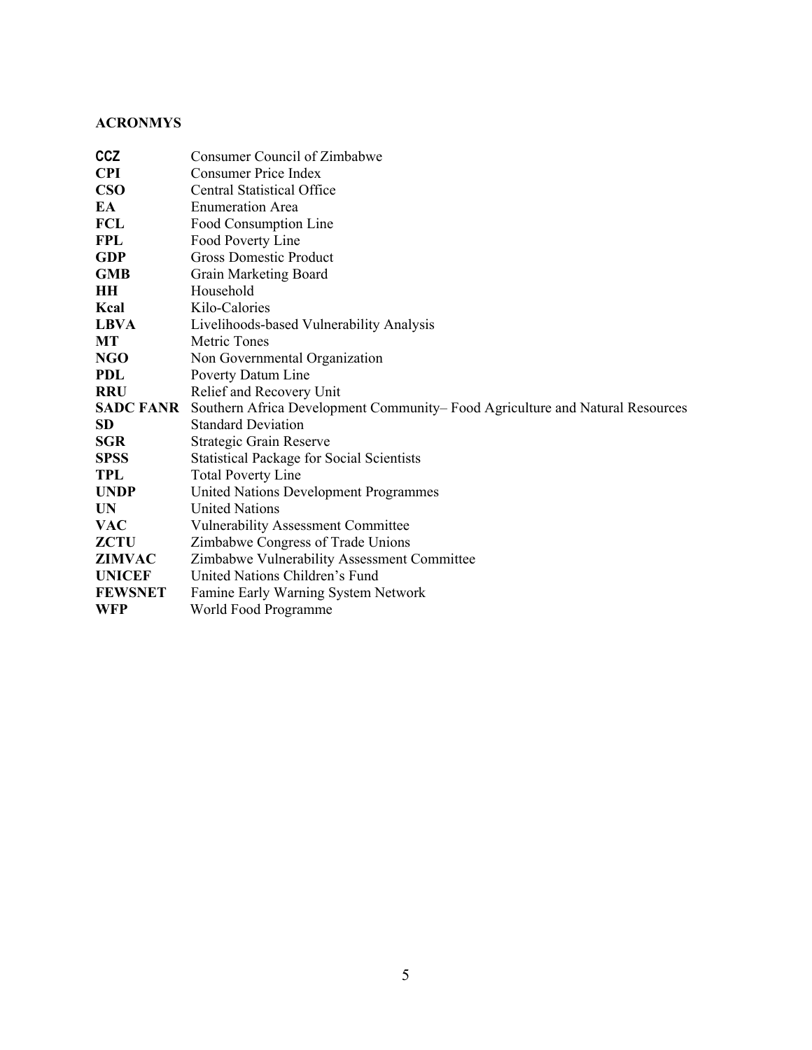**ACRONMYS**

| | |
|---|---|
| **CCZ** | Consumer Council of Zimbabwe |
| **CPI** | Consumer Price Index |
| **CSO** | Central Statistical Office |
| **EA** | Enumeration Area |
| **FCL** | Food Consumption Line |
| **FPL** | Food Poverty Line |
| **GDP** | Gross Domestic Product |
| **GMB** | Grain Marketing Board |
| **HH** | Household |
| **Kcal** | Kilo-Calories |
| **LBVA** | Livelihoods-based Vulnerability Analysis |
| **MT** | Metric Tones |
| **NGO** | Non Governmental Organization |
| **PDL** | Poverty Datum Line |
| **RRU** | Relief and Recovery Unit |
| **SADC FANR** | Southern Africa Development Community– Food Agriculture and Natural Resources |
| **SD** | Standard Deviation |
| **SGR** | Strategic Grain Reserve |
| **SPSS** | Statistical Package for Social Scientists |
| **TPL** | Total Poverty Line |
| **UNDP** | United Nations Development Programmes |
| **UN** | United Nations |
| **VAC** | Vulnerability Assessment Committee |
| **ZCTU** | Zimbabwe Congress of Trade Unions |
| **ZIMVAC** | Zimbabwe Vulnerability Assessment Committee |
| **UNICEF** | United Nations Children's Fund |
| **FEWSNET** | Famine Early Warning System Network |
| **WFP** | World Food Programme |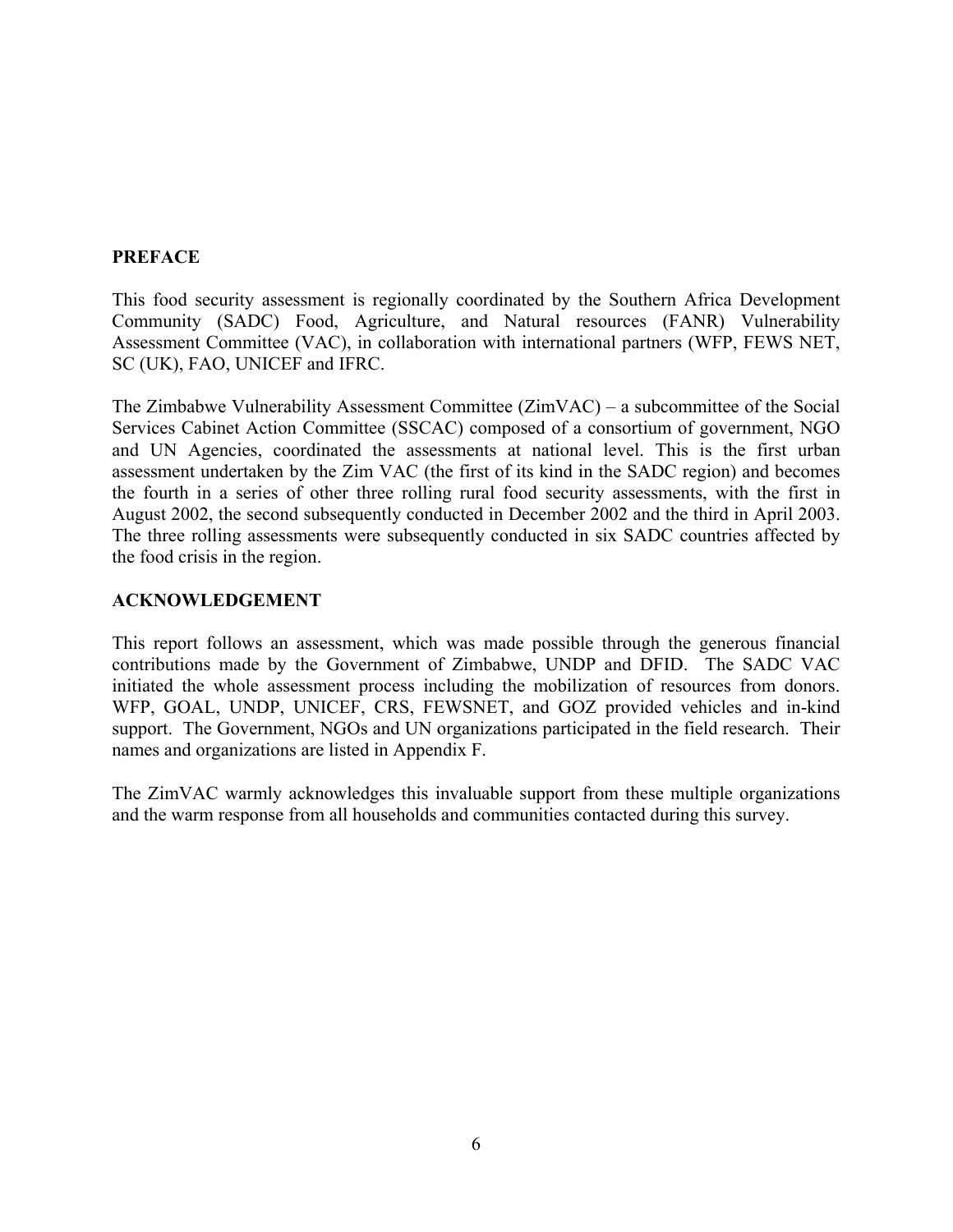## PREFACE

This food security assessment is regionally coordinated by the Southern Africa Development Community (SADC) Food, Agriculture, and Natural resources (FANR) Vulnerability Assessment Committee (VAC), in collaboration with international partners (WFP, FEWS NET, SC (UK), FAO, UNICEF and IFRC.

The Zimbabwe Vulnerability Assessment Committee (ZimVAC) – a subcommittee of the Social Services Cabinet Action Committee (SSCAC) composed of a consortium of government, NGO and UN Agencies, coordinated the assessments at national level. This is the first urban assessment undertaken by the Zim VAC (the first of its kind in the SADC region) and becomes the fourth in a series of other three rolling rural food security assessments, with the first in August 2002, the second subsequently conducted in December 2002 and the third in April 2003. The three rolling assessments were subsequently conducted in six SADC countries affected by the food crisis in the region.

## ACKNOWLEDGEMENT

This report follows an assessment, which was made possible through the generous financial contributions made by the Government of Zimbabwe, UNDP and DFID. The SADC VAC initiated the whole assessment process including the mobilization of resources from donors. WFP, GOAL, UNDP, UNICEF, CRS, FEWSNET, and GOZ provided vehicles and in-kind support. The Government, NGOs and UN organizations participated in the field research. Their names and organizations are listed in Appendix F.

The ZimVAC warmly acknowledges this invaluable support from these multiple organizations and the warm response from all households and communities contacted during this survey.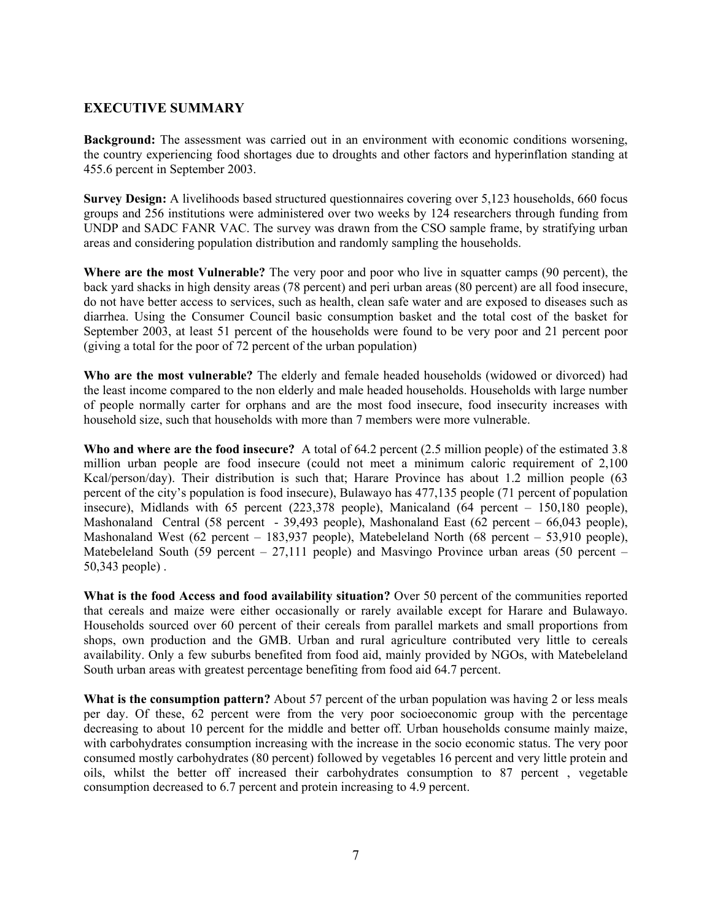## EXECUTIVE SUMMARY

**Background:** The assessment was carried out in an environment with economic conditions worsening, the country experiencing food shortages due to droughts and other factors and hyperinflation standing at 455.6 percent in September 2003.

**Survey Design:** A livelihoods based structured questionnaires covering over 5,123 households, 660 focus groups and 256 institutions were administered over two weeks by 124 researchers through funding from UNDP and SADC FANR VAC. The survey was drawn from the CSO sample frame, by stratifying urban areas and considering population distribution and randomly sampling the households.

**Where are the most Vulnerable?** The very poor and poor who live in squatter camps (90 percent), the back yard shacks in high density areas (78 percent) and peri urban areas (80 percent) are all food insecure, do not have better access to services, such as health, clean safe water and are exposed to diseases such as diarrhea. Using the Consumer Council basic consumption basket and the total cost of the basket for September 2003, at least 51 percent of the households were found to be very poor and 21 percent poor (giving a total for the poor of 72 percent of the urban population)

**Who are the most vulnerable?** The elderly and female headed households (widowed or divorced) had the least income compared to the non elderly and male headed households. Households with large number of people normally carter for orphans and are the most food insecure, food insecurity increases with household size, such that households with more than 7 members were more vulnerable.

**Who and where are the food insecure?** A total of 64.2 percent (2.5 million people) of the estimated 3.8 million urban people are food insecure (could not meet a minimum caloric requirement of 2,100 Kcal/person/day). Their distribution is such that; Harare Province has about 1.2 million people (63 percent of the city's population is food insecure), Bulawayo has 477,135 people (71 percent of population insecure), Midlands with 65 percent (223,378 people), Manicaland (64 percent – 150,180 people), Mashonaland Central (58 percent - 39,493 people), Mashonaland East (62 percent – 66,043 people), Mashonaland West (62 percent – 183,937 people), Matebeleland North (68 percent – 53,910 people), Matebeleland South (59 percent – 27,111 people) and Masvingo Province urban areas (50 percent – 50,343 people) .

**What is the food Access and food availability situation?** Over 50 percent of the communities reported that cereals and maize were either occasionally or rarely available except for Harare and Bulawayo. Households sourced over 60 percent of their cereals from parallel markets and small proportions from shops, own production and the GMB. Urban and rural agriculture contributed very little to cereals availability. Only a few suburbs benefited from food aid, mainly provided by NGOs, with Matebeleland South urban areas with greatest percentage benefiting from food aid 64.7 percent.

**What is the consumption pattern?** About 57 percent of the urban population was having 2 or less meals per day. Of these, 62 percent were from the very poor socioeconomic group with the percentage decreasing to about 10 percent for the middle and better off. Urban households consume mainly maize, with carbohydrates consumption increasing with the increase in the socio economic status. The very poor consumed mostly carbohydrates (80 percent) followed by vegetables 16 percent and very little protein and oils, whilst the better off increased their carbohydrates consumption to 87 percent , vegetable consumption decreased to 6.7 percent and protein increasing to 4.9 percent.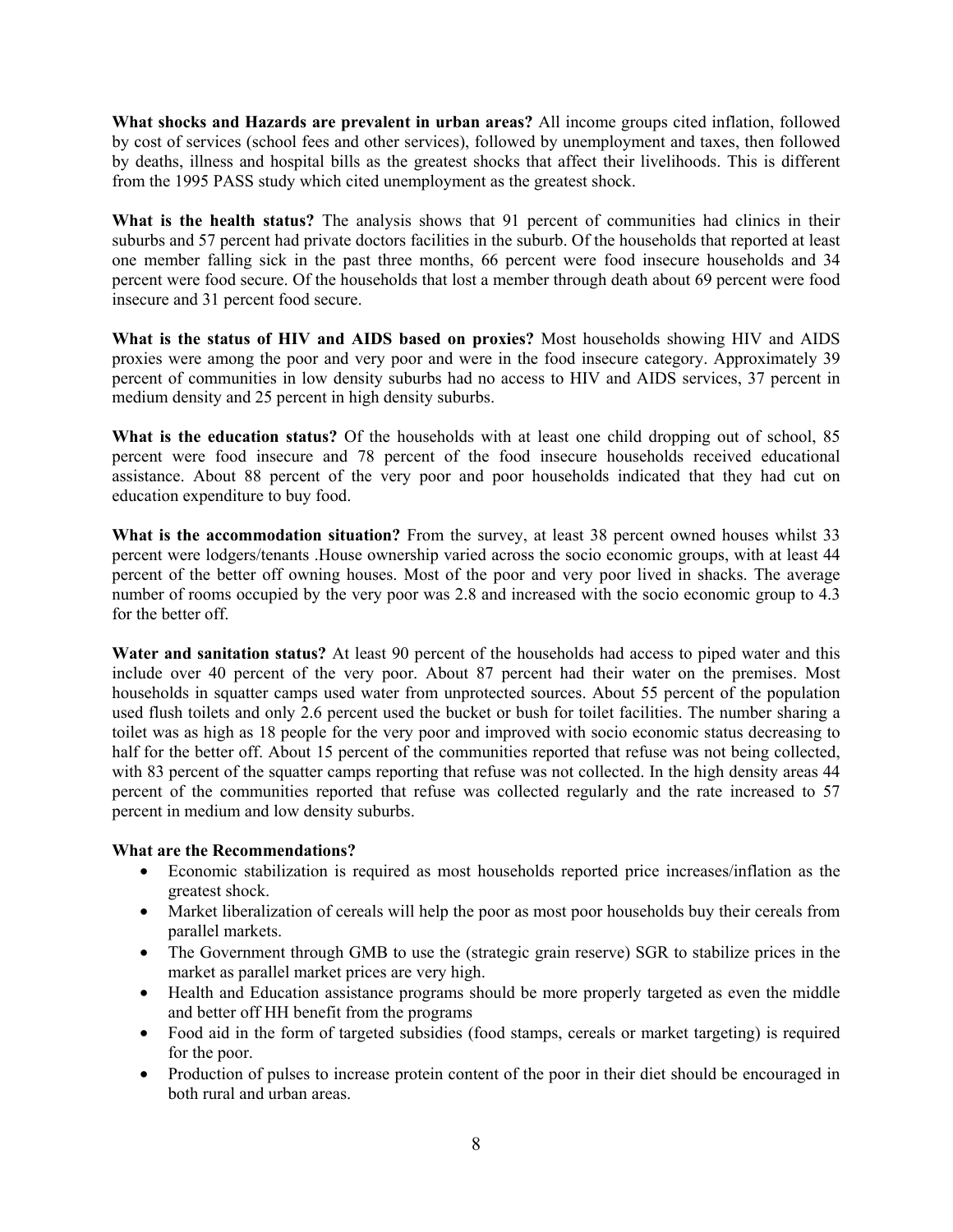**What shocks and Hazards are prevalent in urban areas?** All income groups cited inflation, followed by cost of services (school fees and other services), followed by unemployment and taxes, then followed by deaths, illness and hospital bills as the greatest shocks that affect their livelihoods. This is different from the 1995 PASS study which cited unemployment as the greatest shock.

**What is the health status?** The analysis shows that 91 percent of communities had clinics in their suburbs and 57 percent had private doctors facilities in the suburb. Of the households that reported at least one member falling sick in the past three months, 66 percent were food insecure households and 34 percent were food secure. Of the households that lost a member through death about 69 percent were food insecure and 31 percent food secure.

**What is the status of HIV and AIDS based on proxies?** Most households showing HIV and AIDS proxies were among the poor and very poor and were in the food insecure category. Approximately 39 percent of communities in low density suburbs had no access to HIV and AIDS services, 37 percent in medium density and 25 percent in high density suburbs.

**What is the education status?** Of the households with at least one child dropping out of school, 85 percent were food insecure and 78 percent of the food insecure households received educational assistance. About 88 percent of the very poor and poor households indicated that they had cut on education expenditure to buy food.

**What is the accommodation situation?** From the survey, at least 38 percent owned houses whilst 33 percent were lodgers/tenants .House ownership varied across the socio economic groups, with at least 44 percent of the better off owning houses. Most of the poor and very poor lived in shacks. The average number of rooms occupied by the very poor was 2.8 and increased with the socio economic group to 4.3 for the better off.

**Water and sanitation status?** At least 90 percent of the households had access to piped water and this include over 40 percent of the very poor. About 87 percent had their water on the premises. Most households in squatter camps used water from unprotected sources. About 55 percent of the population used flush toilets and only 2.6 percent used the bucket or bush for toilet facilities. The number sharing a toilet was as high as 18 people for the very poor and improved with socio economic status decreasing to half for the better off. About 15 percent of the communities reported that refuse was not being collected, with 83 percent of the squatter camps reporting that refuse was not collected. In the high density areas 44 percent of the communities reported that refuse was collected regularly and the rate increased to 57 percent in medium and low density suburbs.

**What are the Recommendations?**

- Economic stabilization is required as most households reported price increases/inflation as the greatest shock.
- Market liberalization of cereals will help the poor as most poor households buy their cereals from parallel markets.
- The Government through GMB to use the (strategic grain reserve) SGR to stabilize prices in the market as parallel market prices are very high.
- Health and Education assistance programs should be more properly targeted as even the middle and better off HH benefit from the programs
- Food aid in the form of targeted subsidies (food stamps, cereals or market targeting) is required for the poor.
- Production of pulses to increase protein content of the poor in their diet should be encouraged in both rural and urban areas.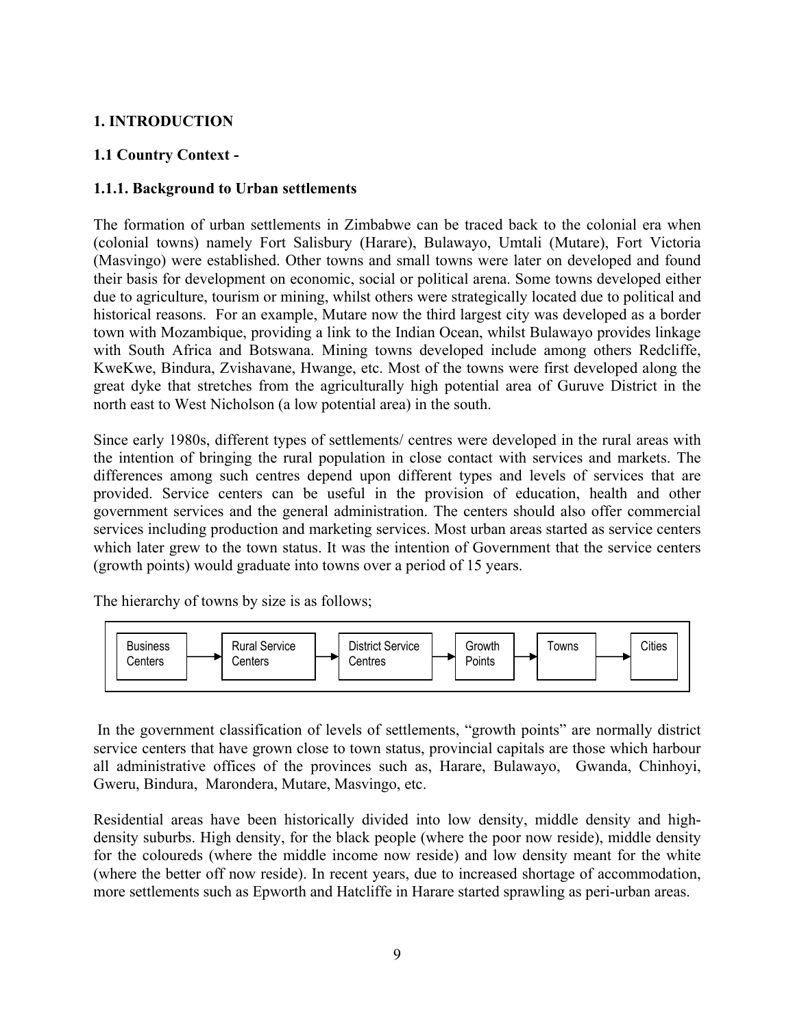## 1. INTRODUCTION

### 1.1 Country Context -

#### 1.1.1. Background to Urban settlements

The formation of urban settlements in Zimbabwe can be traced back to the colonial era when (colonial towns) namely Fort Salisbury (Harare), Bulawayo, Umtali (Mutare), Fort Victoria (Masvingo) were established. Other towns and small towns were later on developed and found their basis for development on economic, social or political arena. Some towns developed either due to agriculture, tourism or mining, whilst others were strategically located due to political and historical reasons. For an example, Mutare now the third largest city was developed as a border town with Mozambique, providing a link to the Indian Ocean, whilst Bulawayo provides linkage with South Africa and Botswana. Mining towns developed include among others Redcliffe, KweKwe, Bindura, Zvishavane, Hwange, etc. Most of the towns were first developed along the great dyke that stretches from the agriculturally high potential area of Guruve District in the north east to West Nicholson (a low potential area) in the south.

Since early 1980s, different types of settlements/ centres were developed in the rural areas with the intention of bringing the rural population in close contact with services and markets. The differences among such centres depend upon different types and levels of services that are provided. Service centers can be useful in the provision of education, health and other government services and the general administration. The centers should also offer commercial services including production and marketing services. Most urban areas started as service centers which later grew to the town status. It was the intention of Government that the service centers (growth points) would graduate into towns over a period of 15 years.

The hierarchy of towns by size is as follows;

Business Centers → Rural Service Centers → District Service Centres → Growth Points → Towns → Cities

In the government classification of levels of settlements, "growth points" are normally district service centers that have grown close to town status, provincial capitals are those which harbour all administrative offices of the provinces such as, Harare, Bulawayo, Gwanda, Chinhoyi, Gweru, Bindura, Marondera, Mutare, Masvingo, etc.

Residential areas have been historically divided into low density, middle density and high-density suburbs. High density, for the black people (where the poor now reside), middle density for the coloureds (where the middle income now reside) and low density meant for the white (where the better off now reside). In recent years, due to increased shortage of accommodation, more settlements such as Epworth and Hatcliffe in Harare started sprawling as peri-urban areas.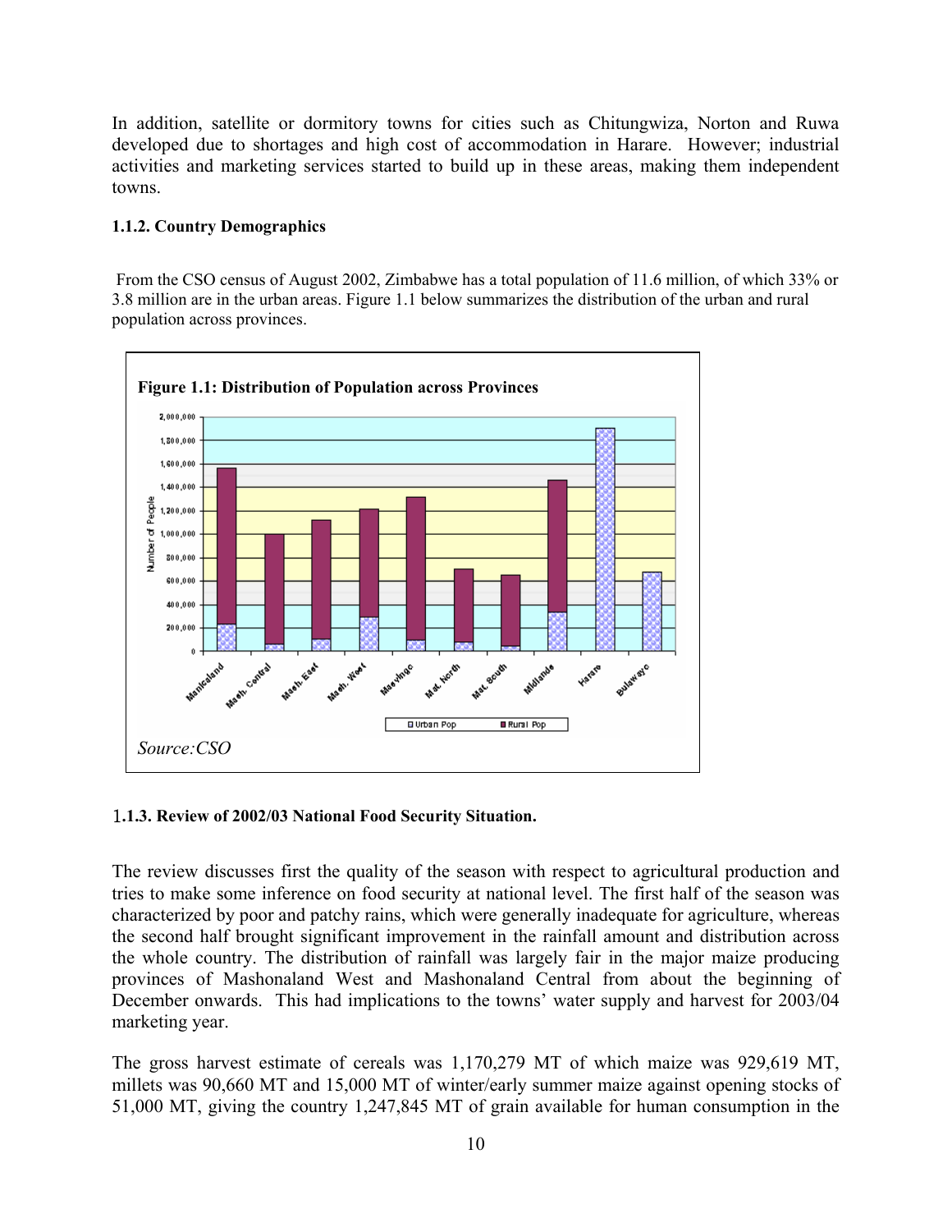In addition, satellite or dormitory towns for cities such as Chitungwiza, Norton and Ruwa developed due to shortages and high cost of accommodation in Harare. However; industrial activities and marketing services started to build up in these areas, making them independent towns.

#### 1.1.2. Country Demographics

From the CSO census of August 2002, Zimbabwe has a total population of 11.6 million, of which 33% or 3.8 million are in the urban areas. Figure 1.1 below summarizes the distribution of the urban and rural population across provinces.

**Figure 1.1: Distribution of Population across Provinces**

Number of People

2,000,000
1,800,000
1,600,000
1,400,000
1,200,000
1,000,000
800,000
600,000
400,000
200,000
0

Manicaland
Mash. Central
Mash. East
Mash. West
Masvingo
Mat. North
Mat. South
Midlands
Harare
Bulawayo

Urban Pop
Rural Pop

*Source:CSO*

#### 1.1.3. Review of 2002/03 National Food Security Situation.

The review discusses first the quality of the season with respect to agricultural production and tries to make some inference on food security at national level. The first half of the season was characterized by poor and patchy rains, which were generally inadequate for agriculture, whereas the second half brought significant improvement in the rainfall amount and distribution across the whole country. The distribution of rainfall was largely fair in the major maize producing provinces of Mashonaland West and Mashonaland Central from about the beginning of December onwards. This had implications to the towns' water supply and harvest for 2003/04 marketing year.

The gross harvest estimate of cereals was 1,170,279 MT of which maize was 929,619 MT, millets was 90,660 MT and 15,000 MT of winter/early summer maize against opening stocks of 51,000 MT, giving the country 1,247,845 MT of grain available for human consumption in the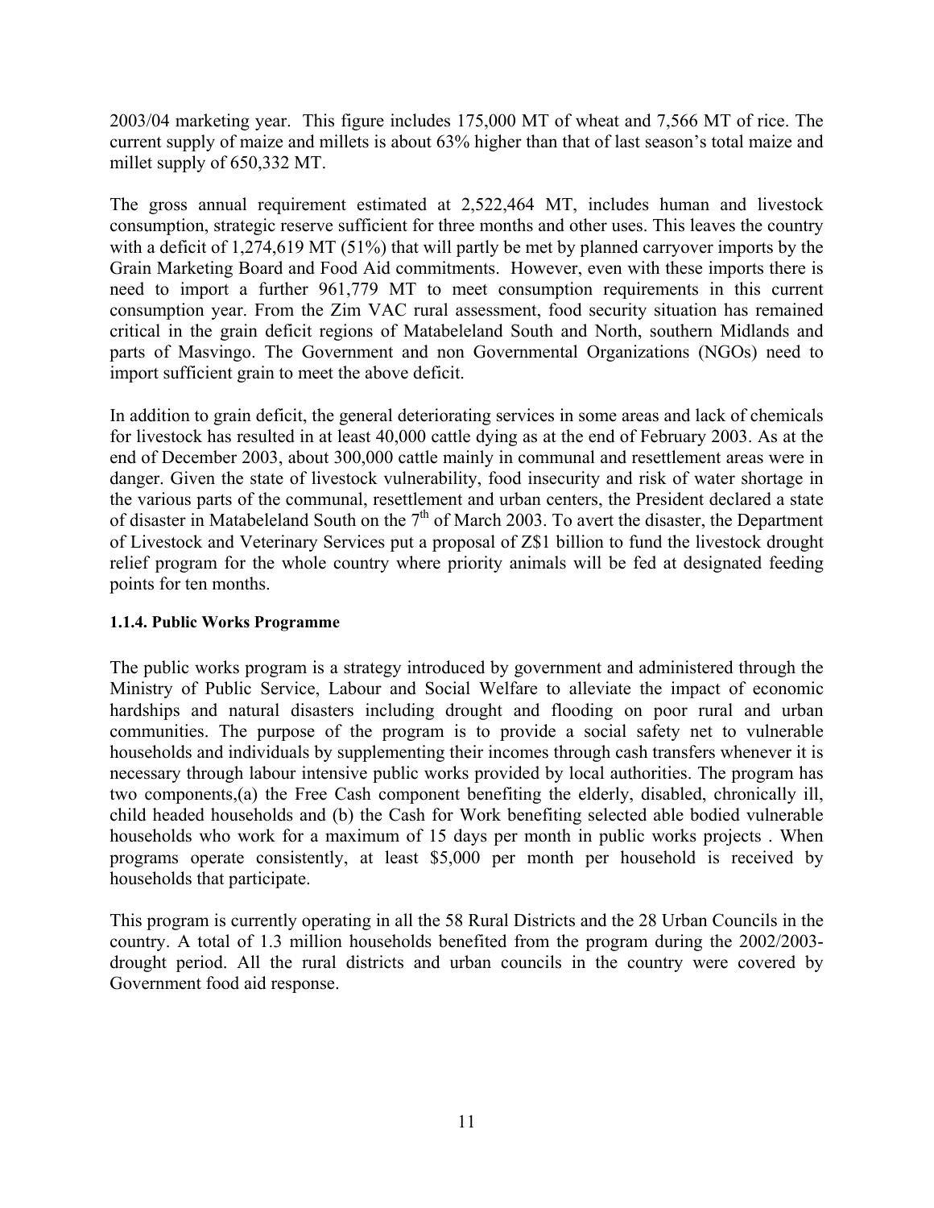2003/04 marketing year. This figure includes 175,000 MT of wheat and 7,566 MT of rice. The current supply of maize and millets is about 63% higher than that of last season's total maize and millet supply of 650,332 MT.

The gross annual requirement estimated at 2,522,464 MT, includes human and livestock consumption, strategic reserve sufficient for three months and other uses. This leaves the country with a deficit of 1,274,619 MT (51%) that will partly be met by planned carryover imports by the Grain Marketing Board and Food Aid commitments. However, even with these imports there is need to import a further 961,779 MT to meet consumption requirements in this current consumption year. From the Zim VAC rural assessment, food security situation has remained critical in the grain deficit regions of Matabeleland South and North, southern Midlands and parts of Masvingo. The Government and non Governmental Organizations (NGOs) need to import sufficient grain to meet the above deficit.

In addition to grain deficit, the general deteriorating services in some areas and lack of chemicals for livestock has resulted in at least 40,000 cattle dying as at the end of February 2003. As at the end of December 2003, about 300,000 cattle mainly in communal and resettlement areas were in danger. Given the state of livestock vulnerability, food insecurity and risk of water shortage in the various parts of the communal, resettlement and urban centers, the President declared a state of disaster in Matabeleland South on the 7th of March 2003. To avert the disaster, the Department of Livestock and Veterinary Services put a proposal of Z$1 billion to fund the livestock drought relief program for the whole country where priority animals will be fed at designated feeding points for ten months.

#### 1.1.4. Public Works Programme

The public works program is a strategy introduced by government and administered through the Ministry of Public Service, Labour and Social Welfare to alleviate the impact of economic hardships and natural disasters including drought and flooding on poor rural and urban communities. The purpose of the program is to provide a social safety net to vulnerable households and individuals by supplementing their incomes through cash transfers whenever it is necessary through labour intensive public works provided by local authorities. The program has two components,(a) the Free Cash component benefiting the elderly, disabled, chronically ill, child headed households and (b) the Cash for Work benefiting selected able bodied vulnerable households who work for a maximum of 15 days per month in public works projects . When programs operate consistently, at least $5,000 per month per household is received by households that participate.

This program is currently operating in all the 58 Rural Districts and the 28 Urban Councils in the country. A total of 1.3 million households benefited from the program during the 2002/2003-drought period. All the rural districts and urban councils in the country were covered by Government food aid response.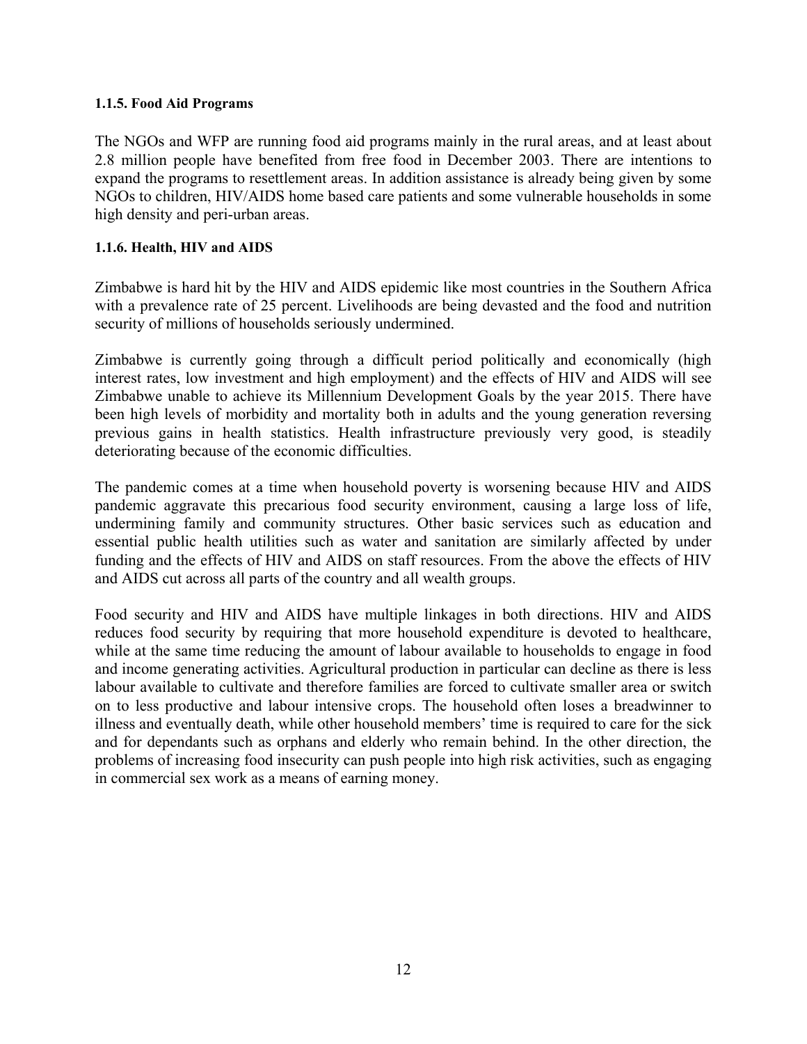#### 1.1.5. Food Aid Programs

The NGOs and WFP are running food aid programs mainly in the rural areas, and at least about 2.8 million people have benefited from free food in December 2003. There are intentions to expand the programs to resettlement areas. In addition assistance is already being given by some NGOs to children, HIV/AIDS home based care patients and some vulnerable households in some high density and peri-urban areas.

#### 1.1.6. Health, HIV and AIDS

Zimbabwe is hard hit by the HIV and AIDS epidemic like most countries in the Southern Africa with a prevalence rate of 25 percent. Livelihoods are being devasted and the food and nutrition security of millions of households seriously undermined.

Zimbabwe is currently going through a difficult period politically and economically (high interest rates, low investment and high employment) and the effects of HIV and AIDS will see Zimbabwe unable to achieve its Millennium Development Goals by the year 2015. There have been high levels of morbidity and mortality both in adults and the young generation reversing previous gains in health statistics. Health infrastructure previously very good, is steadily deteriorating because of the economic difficulties.

The pandemic comes at a time when household poverty is worsening because HIV and AIDS pandemic aggravate this precarious food security environment, causing a large loss of life, undermining family and community structures. Other basic services such as education and essential public health utilities such as water and sanitation are similarly affected by under funding and the effects of HIV and AIDS on staff resources. From the above the effects of HIV and AIDS cut across all parts of the country and all wealth groups.

Food security and HIV and AIDS have multiple linkages in both directions. HIV and AIDS reduces food security by requiring that more household expenditure is devoted to healthcare, while at the same time reducing the amount of labour available to households to engage in food and income generating activities. Agricultural production in particular can decline as there is less labour available to cultivate and therefore families are forced to cultivate smaller area or switch on to less productive and labour intensive crops. The household often loses a breadwinner to illness and eventually death, while other household members' time is required to care for the sick and for dependants such as orphans and elderly who remain behind. In the other direction, the problems of increasing food insecurity can push people into high risk activities, such as engaging in commercial sex work as a means of earning money.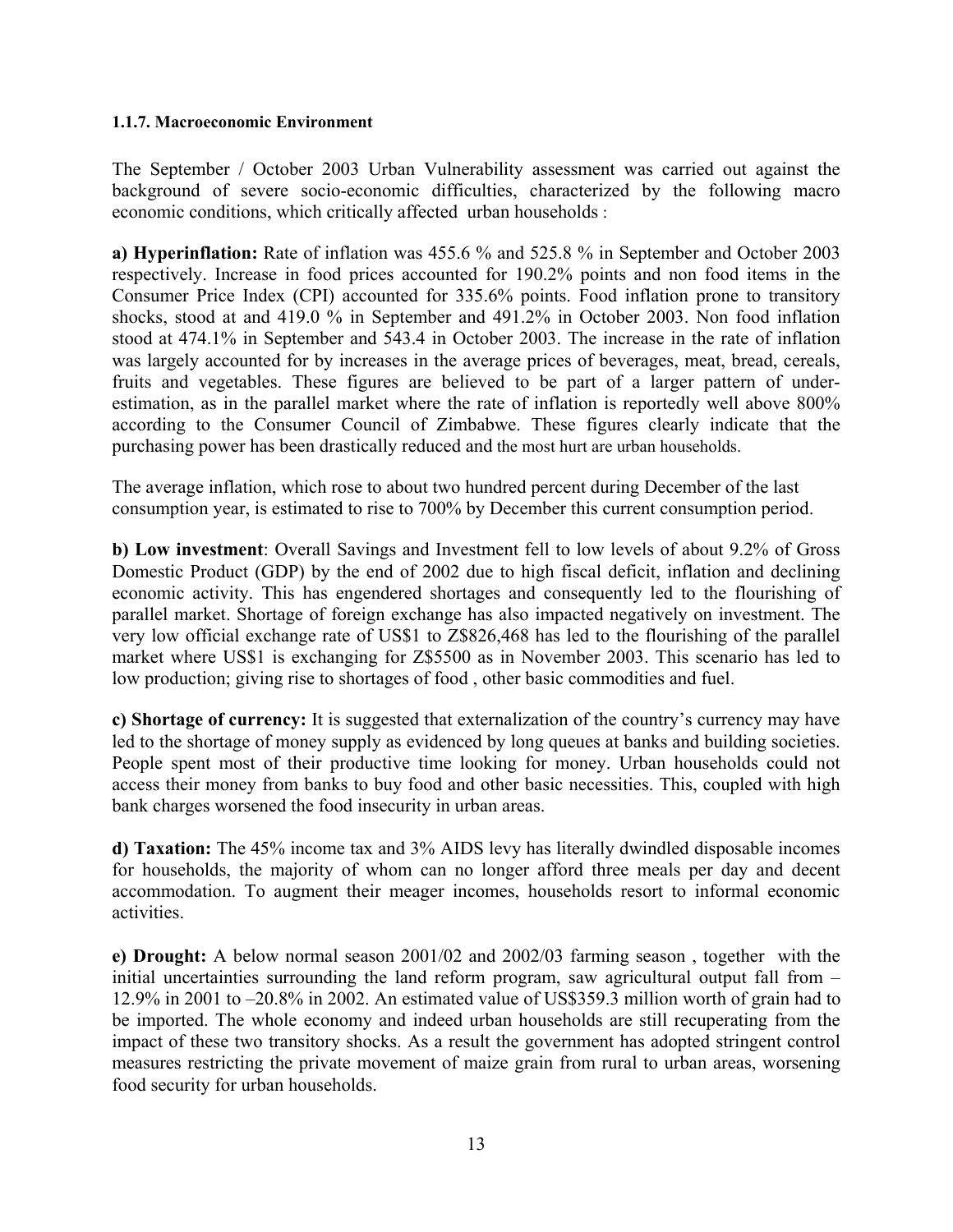**1.1.7. Macroeconomic Environment**

The September / October 2003 Urban Vulnerability assessment was carried out against the background of severe socio-economic difficulties, characterized by the following macro economic conditions, which critically affected urban households :

**a) Hyperinflation:** Rate of inflation was 455.6 % and 525.8 % in September and October 2003 respectively. Increase in food prices accounted for 190.2% points and non food items in the Consumer Price Index (CPI) accounted for 335.6% points. Food inflation prone to transitory shocks, stood at and 419.0 % in September and 491.2% in October 2003. Non food inflation stood at 474.1% in September and 543.4 in October 2003. The increase in the rate of inflation was largely accounted for by increases in the average prices of beverages, meat, bread, cereals, fruits and vegetables. These figures are believed to be part of a larger pattern of under-estimation, as in the parallel market where the rate of inflation is reportedly well above 800% according to the Consumer Council of Zimbabwe. These figures clearly indicate that the purchasing power has been drastically reduced and the most hurt are urban households.

The average inflation, which rose to about two hundred percent during December of the last consumption year, is estimated to rise to 700% by December this current consumption period.

**b) Low investment**: Overall Savings and Investment fell to low levels of about 9.2% of Gross Domestic Product (GDP) by the end of 2002 due to high fiscal deficit, inflation and declining economic activity. This has engendered shortages and consequently led to the flourishing of parallel market. Shortage of foreign exchange has also impacted negatively on investment. The very low official exchange rate of US$1 to Z$826,468 has led to the flourishing of the parallel market where US$1 is exchanging for Z$5500 as in November 2003. This scenario has led to low production; giving rise to shortages of food , other basic commodities and fuel.

**c) Shortage of currency:** It is suggested that externalization of the country's currency may have led to the shortage of money supply as evidenced by long queues at banks and building societies. People spent most of their productive time looking for money. Urban households could not access their money from banks to buy food and other basic necessities. This, coupled with high bank charges worsened the food insecurity in urban areas.

**d) Taxation:** The 45% income tax and 3% AIDS levy has literally dwindled disposable incomes for households, the majority of whom can no longer afford three meals per day and decent accommodation. To augment their meager incomes, households resort to informal economic activities.

**e) Drought:** A below normal season 2001/02 and 2002/03 farming season , together with the initial uncertainties surrounding the land reform program, saw agricultural output fall from –12.9% in 2001 to –20.8% in 2002. An estimated value of US$359.3 million worth of grain had to be imported. The whole economy and indeed urban households are still recuperating from the impact of these two transitory shocks. As a result the government has adopted stringent control measures restricting the private movement of maize grain from rural to urban areas, worsening food security for urban households.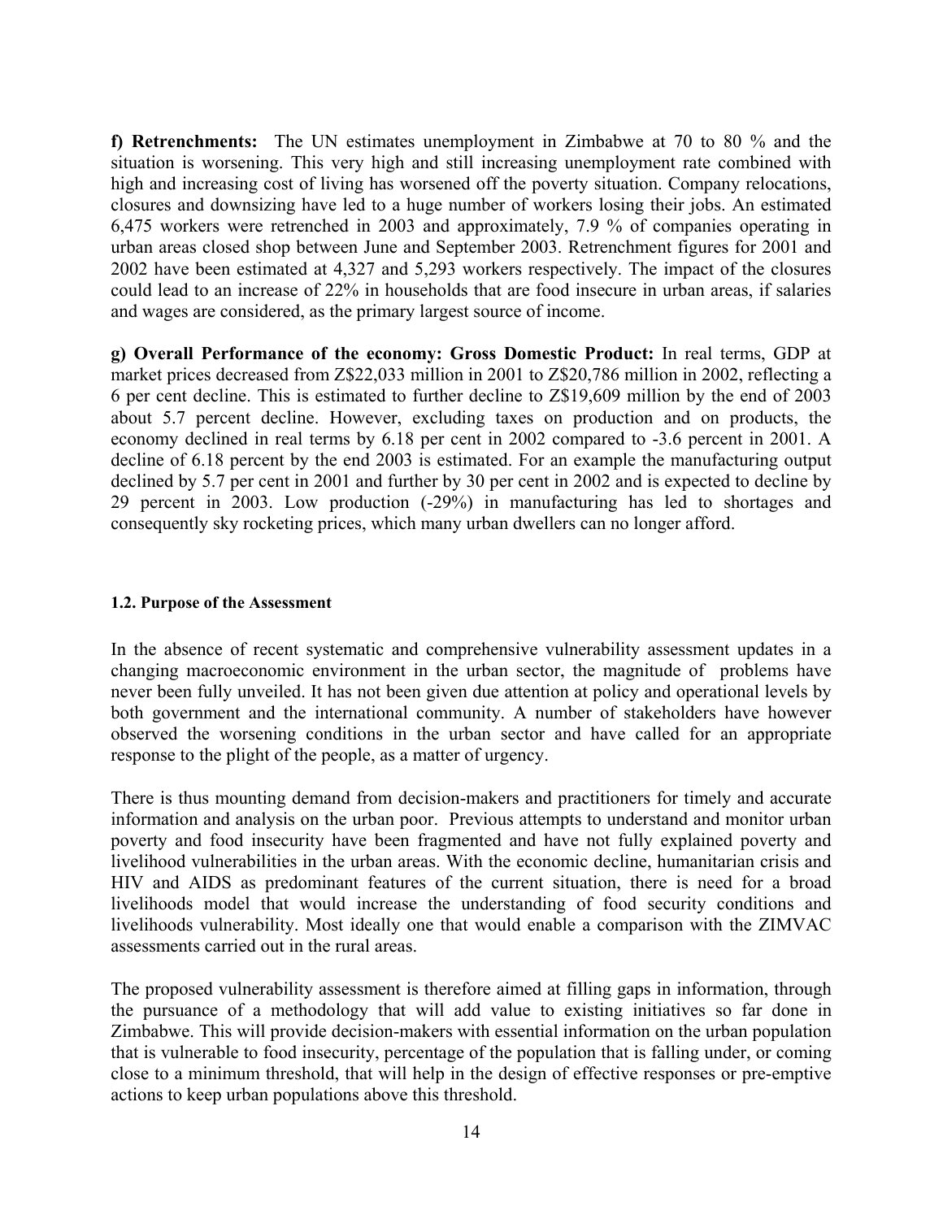**f) Retrenchments:** The UN estimates unemployment in Zimbabwe at 70 to 80 % and the situation is worsening. This very high and still increasing unemployment rate combined with high and increasing cost of living has worsened off the poverty situation. Company relocations, closures and downsizing have led to a huge number of workers losing their jobs. An estimated 6,475 workers were retrenched in 2003 and approximately, 7.9 % of companies operating in urban areas closed shop between June and September 2003. Retrenchment figures for 2001 and 2002 have been estimated at 4,327 and 5,293 workers respectively. The impact of the closures could lead to an increase of 22% in households that are food insecure in urban areas, if salaries and wages are considered, as the primary largest source of income.

**g) Overall Performance of the economy: Gross Domestic Product:** In real terms, GDP at market prices decreased from Z$22,033 million in 2001 to Z$20,786 million in 2002, reflecting a 6 per cent decline. This is estimated to further decline to Z$19,609 million by the end of 2003 about 5.7 percent decline. However, excluding taxes on production and on products, the economy declined in real terms by 6.18 per cent in 2002 compared to -3.6 percent in 2001. A decline of 6.18 percent by the end 2003 is estimated. For an example the manufacturing output declined by 5.7 per cent in 2001 and further by 30 per cent in 2002 and is expected to decline by 29 percent in 2003. Low production (-29%) in manufacturing has led to shortages and consequently sky rocketing prices, which many urban dwellers can no longer afford.

### 1.2. Purpose of the Assessment

In the absence of recent systematic and comprehensive vulnerability assessment updates in a changing macroeconomic environment in the urban sector, the magnitude of problems have never been fully unveiled. It has not been given due attention at policy and operational levels by both government and the international community. A number of stakeholders have however observed the worsening conditions in the urban sector and have called for an appropriate response to the plight of the people, as a matter of urgency.

There is thus mounting demand from decision-makers and practitioners for timely and accurate information and analysis on the urban poor. Previous attempts to understand and monitor urban poverty and food insecurity have been fragmented and have not fully explained poverty and livelihood vulnerabilities in the urban areas. With the economic decline, humanitarian crisis and HIV and AIDS as predominant features of the current situation, there is need for a broad livelihoods model that would increase the understanding of food security conditions and livelihoods vulnerability. Most ideally one that would enable a comparison with the ZIMVAC assessments carried out in the rural areas.

The proposed vulnerability assessment is therefore aimed at filling gaps in information, through the pursuance of a methodology that will add value to existing initiatives so far done in Zimbabwe. This will provide decision-makers with essential information on the urban population that is vulnerable to food insecurity, percentage of the population that is falling under, or coming close to a minimum threshold, that will help in the design of effective responses or pre-emptive actions to keep urban populations above this threshold.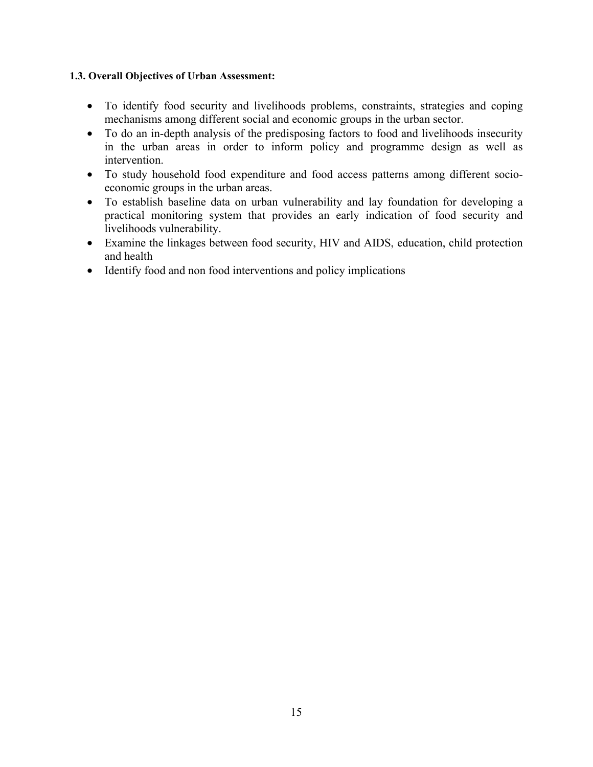**1.3. Overall Objectives of Urban Assessment:**

- To identify food security and livelihoods problems, constraints, strategies and coping mechanisms among different social and economic groups in the urban sector.
- To do an in-depth analysis of the predisposing factors to food and livelihoods insecurity in the urban areas in order to inform policy and programme design as well as intervention.
- To study household food expenditure and food access patterns among different socio-economic groups in the urban areas.
- To establish baseline data on urban vulnerability and lay foundation for developing a practical monitoring system that provides an early indication of food security and livelihoods vulnerability.
- Examine the linkages between food security, HIV and AIDS, education, child protection and health
- Identify food and non food interventions and policy implications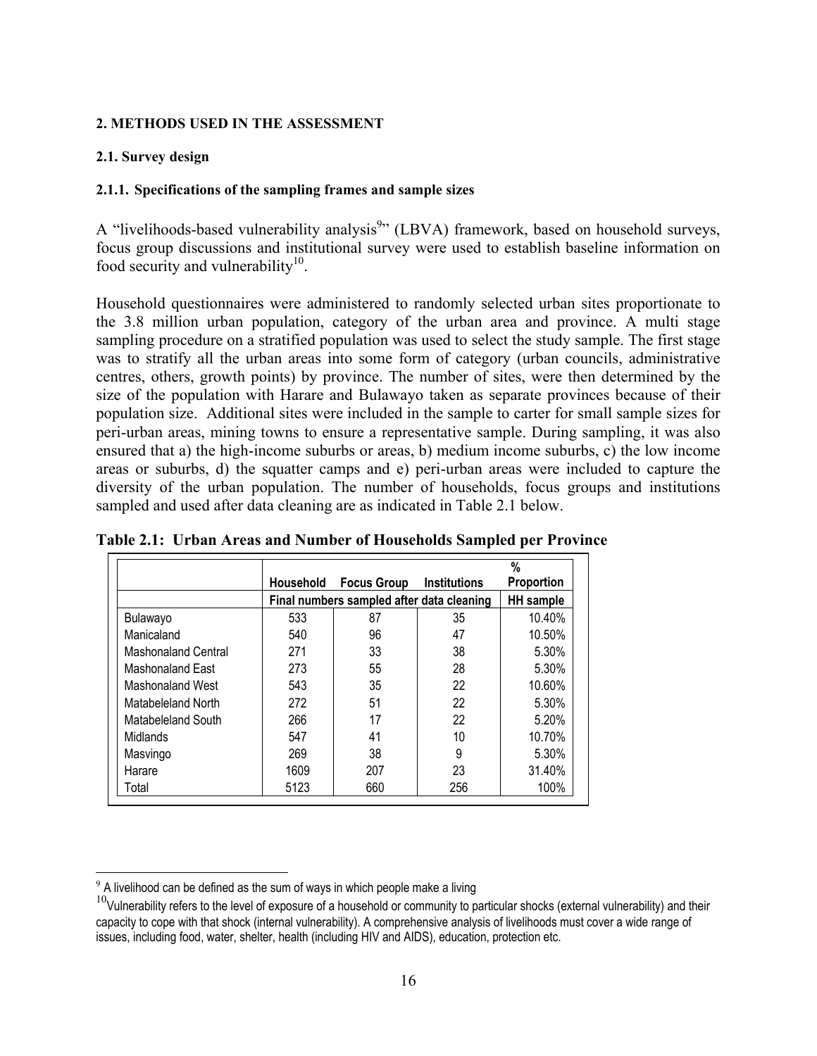**2. METHODS USED IN THE ASSESSMENT**

**2.1. Survey design**

**2.1.1. Specifications of the sampling frames and sample sizes**

A "livelihoods-based vulnerability analysis[9]" (LBVA) framework, based on household surveys, focus group discussions and institutional survey were used to establish baseline information on food security and vulnerability[10].

Household questionnaires were administered to randomly selected urban sites proportionate to the 3.8 million urban population, category of the urban area and province. A multi stage sampling procedure on a stratified population was used to select the study sample. The first stage was to stratify all the urban areas into some form of category (urban councils, administrative centres, others, growth points) by province. The number of sites, were then determined by the size of the population with Harare and Bulawayo taken as separate provinces because of their population size. Additional sites were included in the sample to carter for small sample sizes for peri-urban areas, mining towns to ensure a representative sample. During sampling, it was also ensured that a) the high-income suburbs or areas, b) medium income suburbs, c) the low income areas or suburbs, d) the squatter camps and e) peri-urban areas were included to capture the diversity of the urban population. The number of households, focus groups and institutions sampled and used after data cleaning are as indicated in Table 2.1 below.

**Table 2.1: Urban Areas and Number of Households Sampled per Province**

| | Household | Focus Group | Institutions | % Proportion |
|---|---|---|---|---|
| | Final numbers sampled after data cleaning | | | HH sample |
| Bulawayo | 533 | 87 | 35 | 10.40% |
| Manicaland | 540 | 96 | 47 | 10.50% |
| Mashonaland Central | 271 | 33 | 38 | 5.30% |
| Mashonaland East | 273 | 55 | 28 | 5.30% |
| Mashonaland West | 543 | 35 | 22 | 10.60% |
| Matabeleland North | 272 | 51 | 22 | 5.30% |
| Matabeleland South | 266 | 17 | 22 | 5.20% |
| Midlands | 547 | 41 | 10 | 10.70% |
| Masvingo | 269 | 38 | 9 | 5.30% |
| Harare | 1609 | 207 | 23 | 31.40% |
| Total | 5123 | 660 | 256 | 100% |

[9] A livelihood can be defined as the sum of ways in which people make a living

[10] Vulnerability refers to the level of exposure of a household or community to particular shocks (external vulnerability) and their capacity to cope with that shock (internal vulnerability). A comprehensive analysis of livelihoods must cover a wide range of issues, including food, water, shelter, health (including HIV and AIDS), education, protection etc.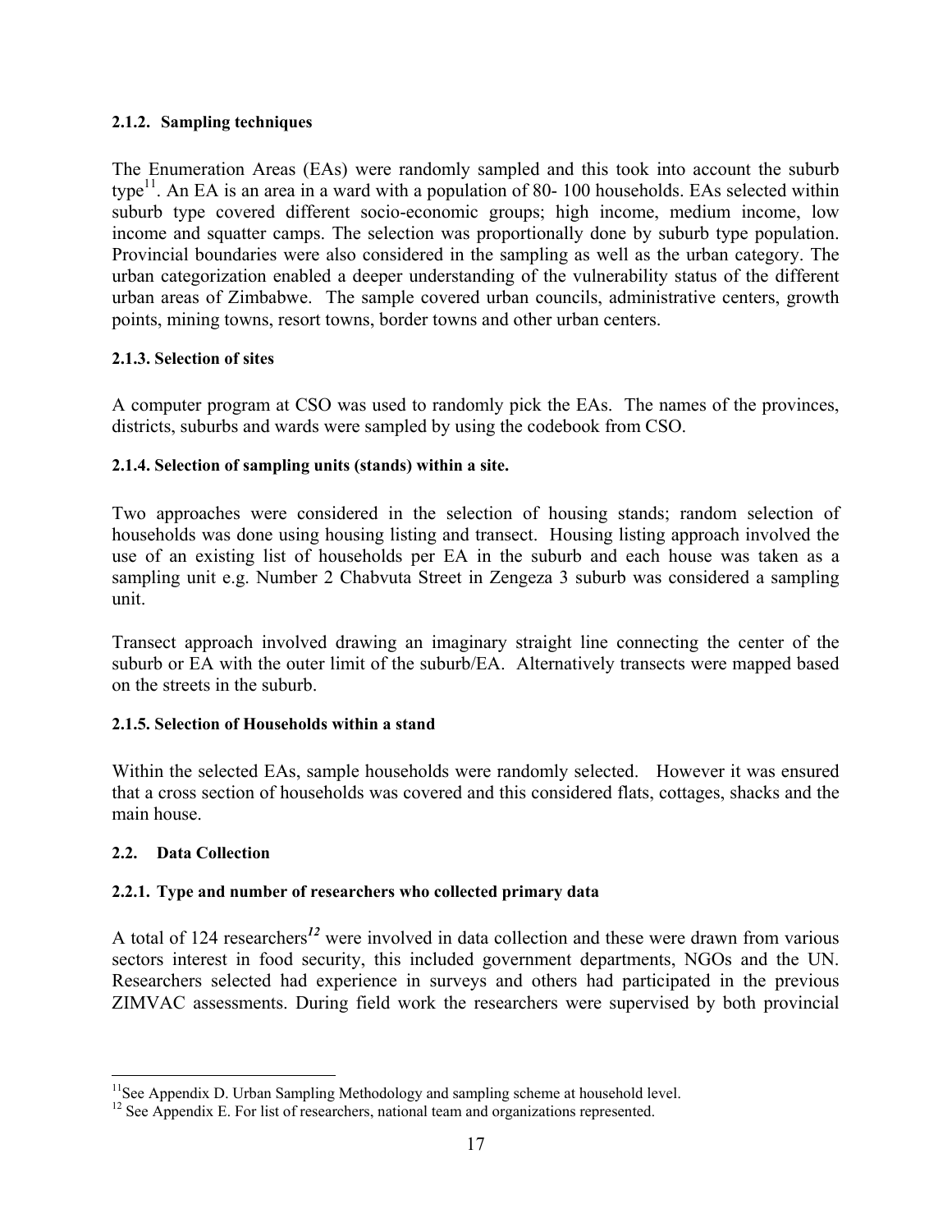#### 2.1.2. Sampling techniques

The Enumeration Areas (EAs) were randomly sampled and this took into account the suburb type[11]. An EA is an area in a ward with a population of 80- 100 households. EAs selected within suburb type covered different socio-economic groups; high income, medium income, low income and squatter camps. The selection was proportionally done by suburb type population. Provincial boundaries were also considered in the sampling as well as the urban category. The urban categorization enabled a deeper understanding of the vulnerability status of the different urban areas of Zimbabwe. The sample covered urban councils, administrative centers, growth points, mining towns, resort towns, border towns and other urban centers.

#### 2.1.3. Selection of sites

A computer program at CSO was used to randomly pick the EAs. The names of the provinces, districts, suburbs and wards were sampled by using the codebook from CSO.

#### 2.1.4. Selection of sampling units (stands) within a site.

Two approaches were considered in the selection of housing stands; random selection of households was done using housing listing and transect. Housing listing approach involved the use of an existing list of households per EA in the suburb and each house was taken as a sampling unit e.g. Number 2 Chabvuta Street in Zengeza 3 suburb was considered a sampling unit.

Transect approach involved drawing an imaginary straight line connecting the center of the suburb or EA with the outer limit of the suburb/EA. Alternatively transects were mapped based on the streets in the suburb.

#### 2.1.5. Selection of Households within a stand

Within the selected EAs, sample households were randomly selected. However it was ensured that a cross section of households was covered and this considered flats, cottages, shacks and the main house.

### 2.2. Data Collection

#### 2.2.1. Type and number of researchers who collected primary data

A total of 124 researchers[12] were involved in data collection and these were drawn from various sectors interest in food security, this included government departments, NGOs and the UN. Researchers selected had experience in surveys and others had participated in the previous ZIMVAC assessments. During field work the researchers were supervised by both provincial

---

[11] See Appendix D. Urban Sampling Methodology and sampling scheme at household level.

[12] See Appendix E. For list of researchers, national team and organizations represented.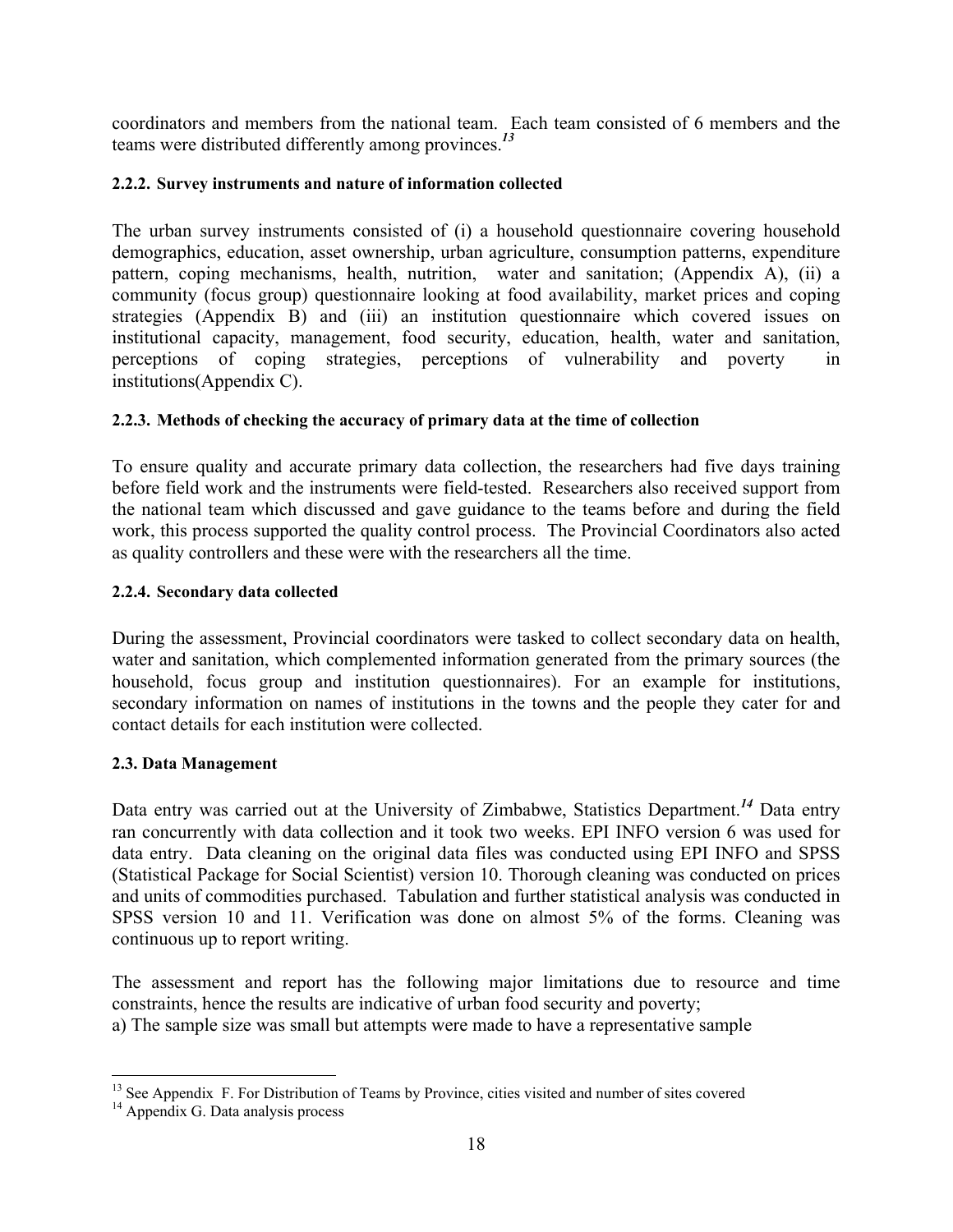coordinators and members from the national team. Each team consisted of 6 members and the teams were distributed differently among provinces.[13]

#### 2.2.2. Survey instruments and nature of information collected

The urban survey instruments consisted of (i) a household questionnaire covering household demographics, education, asset ownership, urban agriculture, consumption patterns, expenditure pattern, coping mechanisms, health, nutrition, water and sanitation; (Appendix A), (ii) a community (focus group) questionnaire looking at food availability, market prices and coping strategies (Appendix B) and (iii) an institution questionnaire which covered issues on institutional capacity, management, food security, education, health, water and sanitation, perceptions of coping strategies, perceptions of vulnerability and poverty in institutions(Appendix C).

#### 2.2.3. Methods of checking the accuracy of primary data at the time of collection

To ensure quality and accurate primary data collection, the researchers had five days training before field work and the instruments were field-tested. Researchers also received support from the national team which discussed and gave guidance to the teams before and during the field work, this process supported the quality control process. The Provincial Coordinators also acted as quality controllers and these were with the researchers all the time.

#### 2.2.4. Secondary data collected

During the assessment, Provincial coordinators were tasked to collect secondary data on health, water and sanitation, which complemented information generated from the primary sources (the household, focus group and institution questionnaires). For an example for institutions, secondary information on names of institutions in the towns and the people they cater for and contact details for each institution were collected.

### 2.3. Data Management

Data entry was carried out at the University of Zimbabwe, Statistics Department.[14] Data entry ran concurrently with data collection and it took two weeks. EPI INFO version 6 was used for data entry. Data cleaning on the original data files was conducted using EPI INFO and SPSS (Statistical Package for Social Scientist) version 10. Thorough cleaning was conducted on prices and units of commodities purchased. Tabulation and further statistical analysis was conducted in SPSS version 10 and 11. Verification was done on almost 5% of the forms. Cleaning was continuous up to report writing.

The assessment and report has the following major limitations due to resource and time constraints, hence the results are indicative of urban food security and poverty;
a) The sample size was small but attempts were made to have a representative sample

[13] See Appendix F. For Distribution of Teams by Province, cities visited and number of sites covered
[14] Appendix G. Data analysis process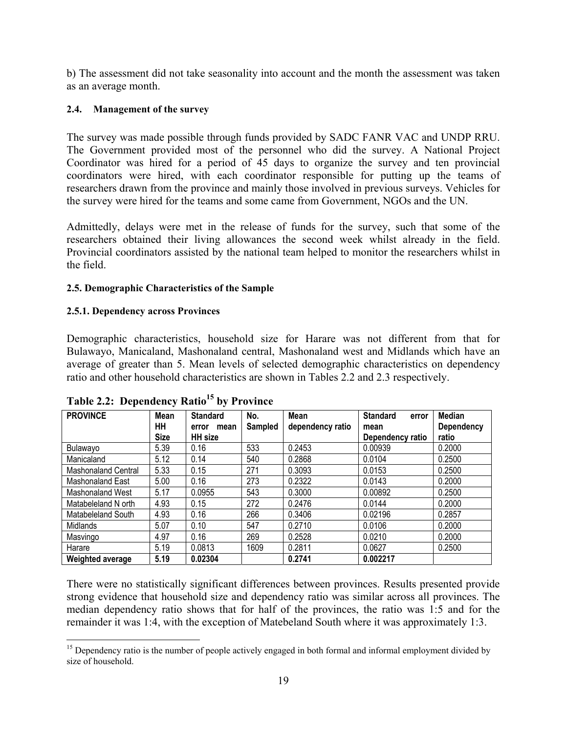b) The assessment did not take seasonality into account and the month the assessment was taken as an average month.

#### 2.4. Management of the survey

The survey was made possible through funds provided by SADC FANR VAC and UNDP RRU. The Government provided most of the personnel who did the survey. A National Project Coordinator was hired for a period of 45 days to organize the survey and ten provincial coordinators were hired, with each coordinator responsible for putting up the teams of researchers drawn from the province and mainly those involved in previous surveys. Vehicles for the survey were hired for the teams and some came from Government, NGOs and the UN.

Admittedly, delays were met in the release of funds for the survey, such that some of the researchers obtained their living allowances the second week whilst already in the field. Provincial coordinators assisted by the national team helped to monitor the researchers whilst in the field.

#### 2.5. Demographic Characteristics of the Sample

#### 2.5.1. Dependency across Provinces

Demographic characteristics, household size for Harare was not different from that for Bulawayo, Manicaland, Mashonaland central, Mashonaland west and Midlands which have an average of greater than 5. Mean levels of selected demographic characteristics on dependency ratio and other household characteristics are shown in Tables 2.2 and 2.3 respectively.

**Table 2.2: Dependency Ratio[15] by Province**

| PROVINCE | Mean HH Size | Standard error mean HH size | No. Sampled | Mean dependency ratio | Standard error mean Dependency ratio | Median Dependency ratio |
|---|---|---|---|---|---|---|
| Bulawayo | 5.39 | 0.16 | 533 | 0.2453 | 0.00939 | 0.2000 |
| Manicaland | 5.12 | 0.14 | 540 | 0.2868 | 0.0104 | 0.2500 |
| Mashonaland Central | 5.33 | 0.15 | 271 | 0.3093 | 0.0153 | 0.2500 |
| Mashonaland East | 5.00 | 0.16 | 273 | 0.2322 | 0.0143 | 0.2000 |
| Mashonaland West | 5.17 | 0.0955 | 543 | 0.3000 | 0.00892 | 0.2500 |
| Matabeleland N orth | 4.93 | 0.15 | 272 | 0.2476 | 0.0144 | 0.2000 |
| Matabeleland South | 4.93 | 0.16 | 266 | 0.3406 | 0.02196 | 0.2857 |
| Midlands | 5.07 | 0.10 | 547 | 0.2710 | 0.0106 | 0.2000 |
| Masvingo | 4.97 | 0.16 | 269 | 0.2528 | 0.0210 | 0.2000 |
| Harare | 5.19 | 0.0813 | 1609 | 0.2811 | 0.0627 | 0.2500 |
| **Weighted average** | **5.19** | **0.02304** | | **0.2741** | **0.002217** | |

There were no statistically significant differences between provinces. Results presented provide strong evidence that household size and dependency ratio was similar across all provinces. The median dependency ratio shows that for half of the provinces, the ratio was 1:5 and for the remainder it was 1:4, with the exception of Matebeland South where it was approximately 1:3.

[15] Dependency ratio is the number of people actively engaged in both formal and informal employment divided by size of household.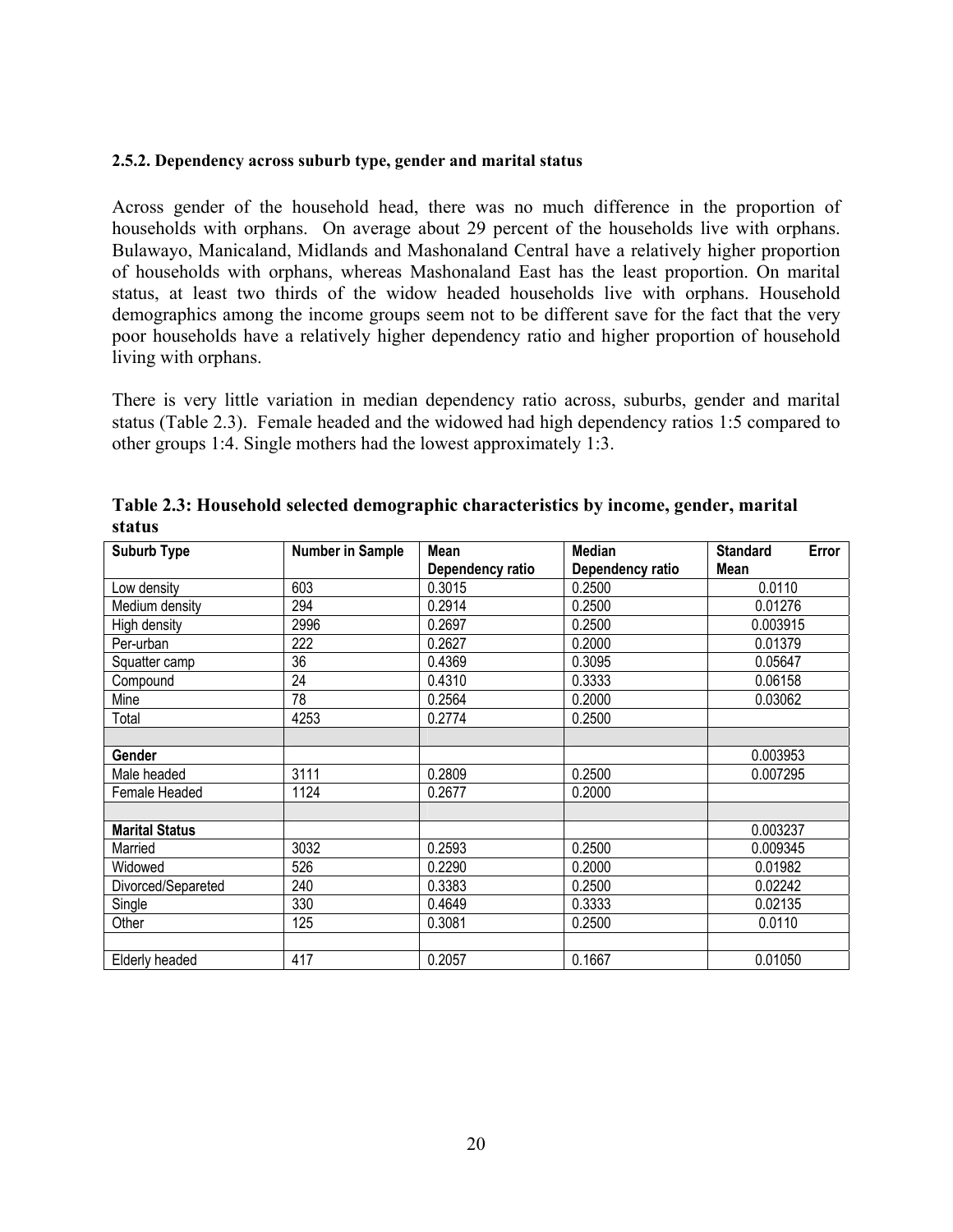#### 2.5.2. Dependency across suburb type, gender and marital status

Across gender of the household head, there was no much difference in the proportion of households with orphans. On average about 29 percent of the households live with orphans. Bulawayo, Manicaland, Midlands and Mashonaland Central have a relatively higher proportion of households with orphans, whereas Mashonaland East has the least proportion. On marital status, at least two thirds of the widow headed households live with orphans. Household demographics among the income groups seem not to be different save for the fact that the very poor households have a relatively higher dependency ratio and higher proportion of household living with orphans.

There is very little variation in median dependency ratio across, suburbs, gender and marital status (Table 2.3). Female headed and the widowed had high dependency ratios 1:5 compared to other groups 1:4. Single mothers had the lowest approximately 1:3.

**Table 2.3: Household selected demographic characteristics by income, gender, marital status**

| Suburb Type | Number in Sample | Mean Dependency ratio | Median Dependency ratio | Standard Error Mean |
|---|---|---|---|---|
| Low density | 603 | 0.3015 | 0.2500 | 0.0110 |
| Medium density | 294 | 0.2914 | 0.2500 | 0.01276 |
| High density | 2996 | 0.2697 | 0.2500 | 0.003915 |
| Per-urban | 222 | 0.2627 | 0.2000 | 0.01379 |
| Squatter camp | 36 | 0.4369 | 0.3095 | 0.05647 |
| Compound | 24 | 0.4310 | 0.3333 | 0.06158 |
| Mine | 78 | 0.2564 | 0.2000 | 0.03062 |
| Total | 4253 | 0.2774 | 0.2500 | |
| | | | | |
| **Gender** | | | | 0.003953 |
| Male headed | 3111 | 0.2809 | 0.2500 | 0.007295 |
| Female Headed | 1124 | 0.2677 | 0.2000 | |
| | | | | |
| **Marital Status** | | | | 0.003237 |
| Married | 3032 | 0.2593 | 0.2500 | 0.009345 |
| Widowed | 526 | 0.2290 | 0.2000 | 0.01982 |
| Divorced/Separeted | 240 | 0.3383 | 0.2500 | 0.02242 |
| Single | 330 | 0.4649 | 0.3333 | 0.02135 |
| Other | 125 | 0.3081 | 0.2500 | 0.0110 |
| | | | | |
| Elderly headed | 417 | 0.2057 | 0.1667 | 0.01050 |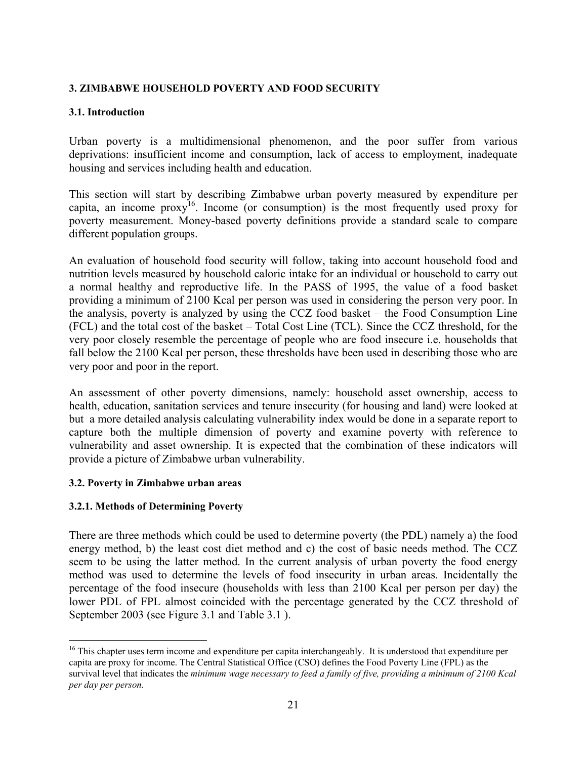**3. ZIMBABWE HOUSEHOLD POVERTY AND FOOD SECURITY**

**3.1. Introduction**

Urban poverty is a multidimensional phenomenon, and the poor suffer from various deprivations: insufficient income and consumption, lack of access to employment, inadequate housing and services including health and education.

This section will start by describing Zimbabwe urban poverty measured by expenditure per capita, an income proxy[16]. Income (or consumption) is the most frequently used proxy for poverty measurement. Money-based poverty definitions provide a standard scale to compare different population groups.

An evaluation of household food security will follow, taking into account household food and nutrition levels measured by household caloric intake for an individual or household to carry out a normal healthy and reproductive life. In the PASS of 1995, the value of a food basket providing a minimum of 2100 Kcal per person was used in considering the person very poor. In the analysis, poverty is analyzed by using the CCZ food basket – the Food Consumption Line (FCL) and the total cost of the basket – Total Cost Line (TCL). Since the CCZ threshold, for the very poor closely resemble the percentage of people who are food insecure i.e. households that fall below the 2100 Kcal per person, these thresholds have been used in describing those who are very poor and poor in the report.

An assessment of other poverty dimensions, namely: household asset ownership, access to health, education, sanitation services and tenure insecurity (for housing and land) were looked at but a more detailed analysis calculating vulnerability index would be done in a separate report to capture both the multiple dimension of poverty and examine poverty with reference to vulnerability and asset ownership. It is expected that the combination of these indicators will provide a picture of Zimbabwe urban vulnerability.

**3.2. Poverty in Zimbabwe urban areas**

**3.2.1. Methods of Determining Poverty**

There are three methods which could be used to determine poverty (the PDL) namely a) the food energy method, b) the least cost diet method and c) the cost of basic needs method. The CCZ seem to be using the latter method. In the current analysis of urban poverty the food energy method was used to determine the levels of food insecurity in urban areas. Incidentally the percentage of the food insecure (households with less than 2100 Kcal per person per day) the lower PDL of FPL almost coincided with the percentage generated by the CCZ threshold of September 2003 (see Figure 3.1 and Table 3.1 ).

[16] This chapter uses term income and expenditure per capita interchangeably. It is understood that expenditure per capita are proxy for income. The Central Statistical Office (CSO) defines the Food Poverty Line (FPL) as the survival level that indicates the *minimum wage necessary to feed a family of five, providing a minimum of 2100 Kcal per day per person.*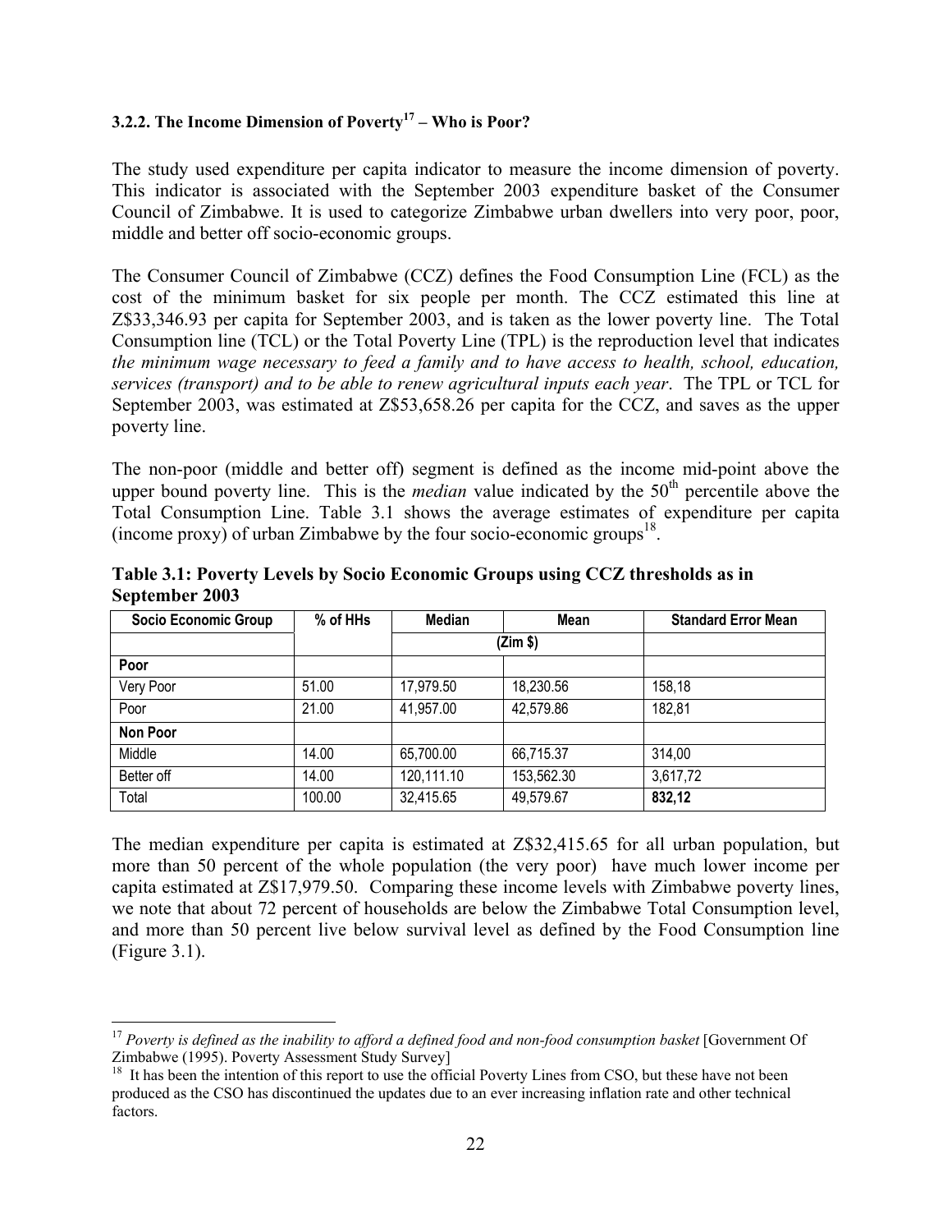### 3.2.2. The Income Dimension of Poverty[17] – Who is Poor?

The study used expenditure per capita indicator to measure the income dimension of poverty. This indicator is associated with the September 2003 expenditure basket of the Consumer Council of Zimbabwe. It is used to categorize Zimbabwe urban dwellers into very poor, poor, middle and better off socio-economic groups.

The Consumer Council of Zimbabwe (CCZ) defines the Food Consumption Line (FCL) as the cost of the minimum basket for six people per month. The CCZ estimated this line at Z$33,346.93 per capita for September 2003, and is taken as the lower poverty line. The Total Consumption line (TCL) or the Total Poverty Line (TPL) is the reproduction level that indicates *the minimum wage necessary to feed a family and to have access to health, school, education, services (transport) and to be able to renew agricultural inputs each year*. The TPL or TCL for September 2003, was estimated at Z$53,658.26 per capita for the CCZ, and saves as the upper poverty line.

The non-poor (middle and better off) segment is defined as the income mid-point above the upper bound poverty line. This is the *median* value indicated by the 50[th] percentile above the Total Consumption Line. Table 3.1 shows the average estimates of expenditure per capita (income proxy) of urban Zimbabwe by the four socio-economic groups[18].

**Table 3.1: Poverty Levels by Socio Economic Groups using CCZ thresholds as in September 2003**

| Socio Economic Group | % of HHs | Median | Mean | Standard Error Mean |
|---|---|---|---|---|
| | | (Zim $) | | |
| **Poor** | | | | |
| Very Poor | 51.00 | 17,979.50 | 18,230.56 | 158,18 |
| Poor | 21.00 | 41,957.00 | 42,579.86 | 182,81 |
| **Non Poor** | | | | |
| Middle | 14.00 | 65,700.00 | 66,715.37 | 314,00 |
| Better off | 14.00 | 120,111.10 | 153,562.30 | 3,617,72 |
| Total | 100.00 | 32,415.65 | 49,579.67 | **832,12** |

The median expenditure per capita is estimated at Z$32,415.65 for all urban population, but more than 50 percent of the whole population (the very poor) have much lower income per capita estimated at Z$17,979.50. Comparing these income levels with Zimbabwe poverty lines, we note that about 72 percent of households are below the Zimbabwe Total Consumption level, and more than 50 percent live below survival level as defined by the Food Consumption line (Figure 3.1).

---

[17] *Poverty is defined as the inability to afford a defined food and non-food consumption basket* [Government Of Zimbabwe (1995). Poverty Assessment Study Survey]

[18] It has been the intention of this report to use the official Poverty Lines from CSO, but these have not been produced as the CSO has discontinued the updates due to an ever increasing inflation rate and other technical factors.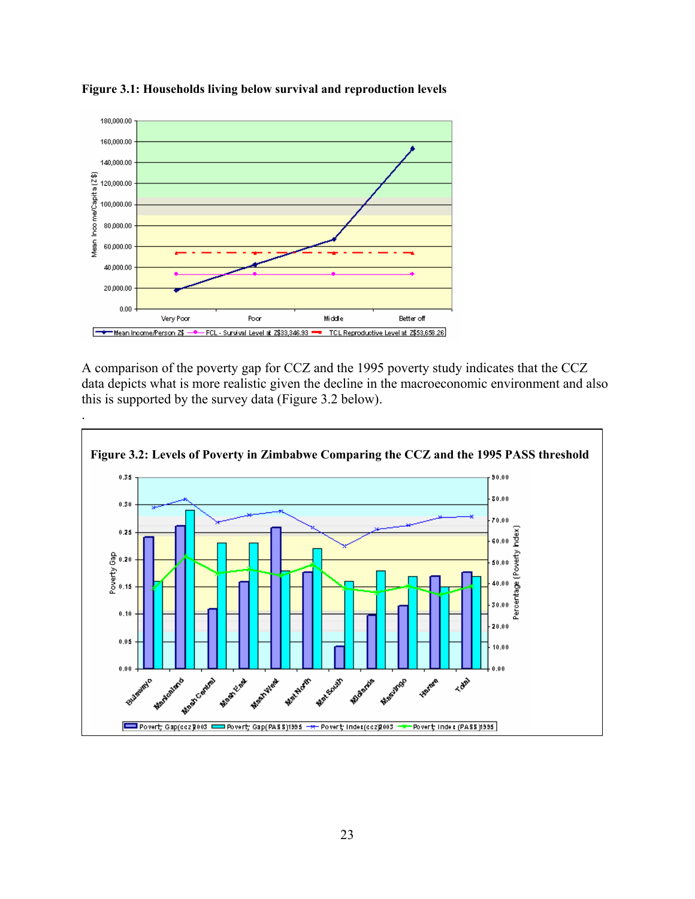**Figure 3.1: Households living below survival and reproduction levels**

180,000.00
160,000.00
140,000.00
120,000.00
100,000.00
80,000.00
60,000.00
40,000.00
20,000.00
0.00

Mean Income/Capita (Z$)

Very Poor
Poor
Middle
Better off

Mean Income/Person Z$ — FCL - Survival Level at Z$33,346.93 — TCL Reproductive Level at Z$53,858.26

A comparison of the poverty gap for CCZ and the 1995 poverty study indicates that the CCZ data depicts what is more realistic given the decline in the macroeconomic environment and also this is supported by the survey data (Figure 3.2 below).

.

**Figure 3.2: Levels of Poverty in Zimbabwe Comparing the CCZ and the 1995 PASS threshold**

0.35
0.30
0.25
0.20
0.15
0.10
0.05
0.00

Poverty Gap

90.00
80.00
70.00
60.00
50.00
40.00
30.00
20.00
10.00
0.00

Percentage (Poverty Index)

Bulawayo
Manicaland
Mash Central
Mash East
Mash West
Mat North
Mat South
Midlands
Masvingo
Harare
Total

Poverty Gap(ccz)2003 — Poverty Gap(PASS)1995 — Poverty Index(ccz)2003 — Poverty Index (PASS)1995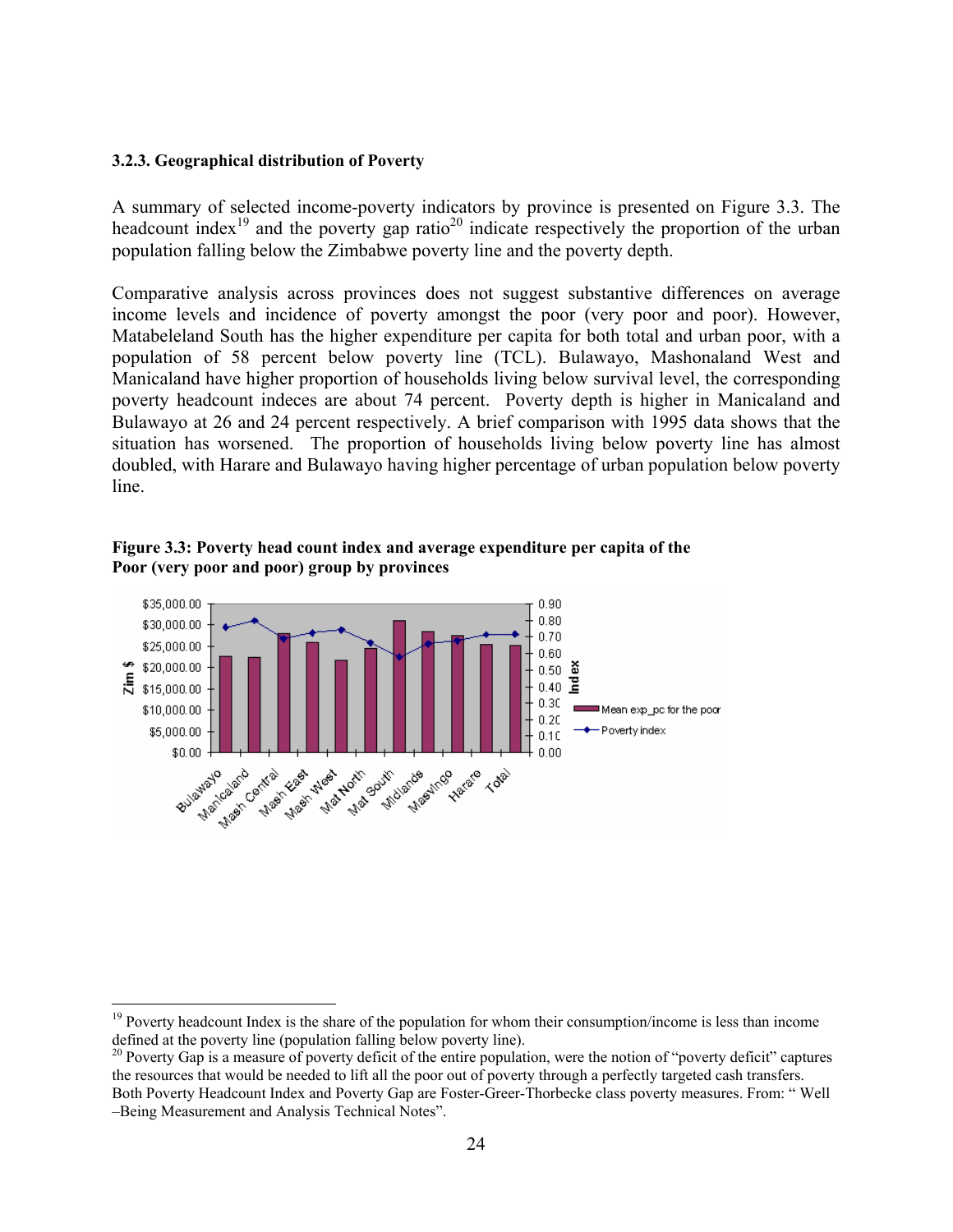### 3.2.3. Geographical distribution of Poverty

A summary of selected income-poverty indicators by province is presented on Figure 3.3. The headcount index[19] and the poverty gap ratio[20] indicate respectively the proportion of the urban population falling below the Zimbabwe poverty line and the poverty depth.

Comparative analysis across provinces does not suggest substantive differences on average income levels and incidence of poverty amongst the poor (very poor and poor). However, Matabeleland South has the higher expenditure per capita for both total and urban poor, with a population of 58 percent below poverty line (TCL). Bulawayo, Mashonaland West and Manicaland have higher proportion of households living below survival level, the corresponding poverty headcount indeces are about 74 percent. Poverty depth is higher in Manicaland and Bulawayo at 26 and 24 percent respectively. A brief comparison with 1995 data shows that the situation has worsened. The proportion of households living below poverty line has almost doubled, with Harare and Bulawayo having higher percentage of urban population below poverty line.

**Figure 3.3: Poverty head count index and average expenditure per capita of the Poor (very poor and poor) group by provinces**

Zim $

$35,000.00
$30,000.00
$25,000.00
$20,000.00
$15,000.00
$10,000.00
$5,000.00
$0.00

Index

0.90
0.80
0.70
0.60
0.50
0.40
0.30
0.20
0.10
0.00

Bulawayo, Manicaland, Mash Central, Mash East, Mash West, Mat North, Mat South, Midlands, Masvingo, Harare, Total

Mean exp_pc for the poor

Poverty index

---

[19] Poverty headcount Index is the share of the population for whom their consumption/income is less than income defined at the poverty line (population falling below poverty line).

[20] Poverty Gap is a measure of poverty deficit of the entire population, were the notion of "poverty deficit" captures the resources that would be needed to lift all the poor out of poverty through a perfectly targeted cash transfers. Both Poverty Headcount Index and Poverty Gap are Foster-Greer-Thorbecke class poverty measures. From: " Well –Being Measurement and Analysis Technical Notes".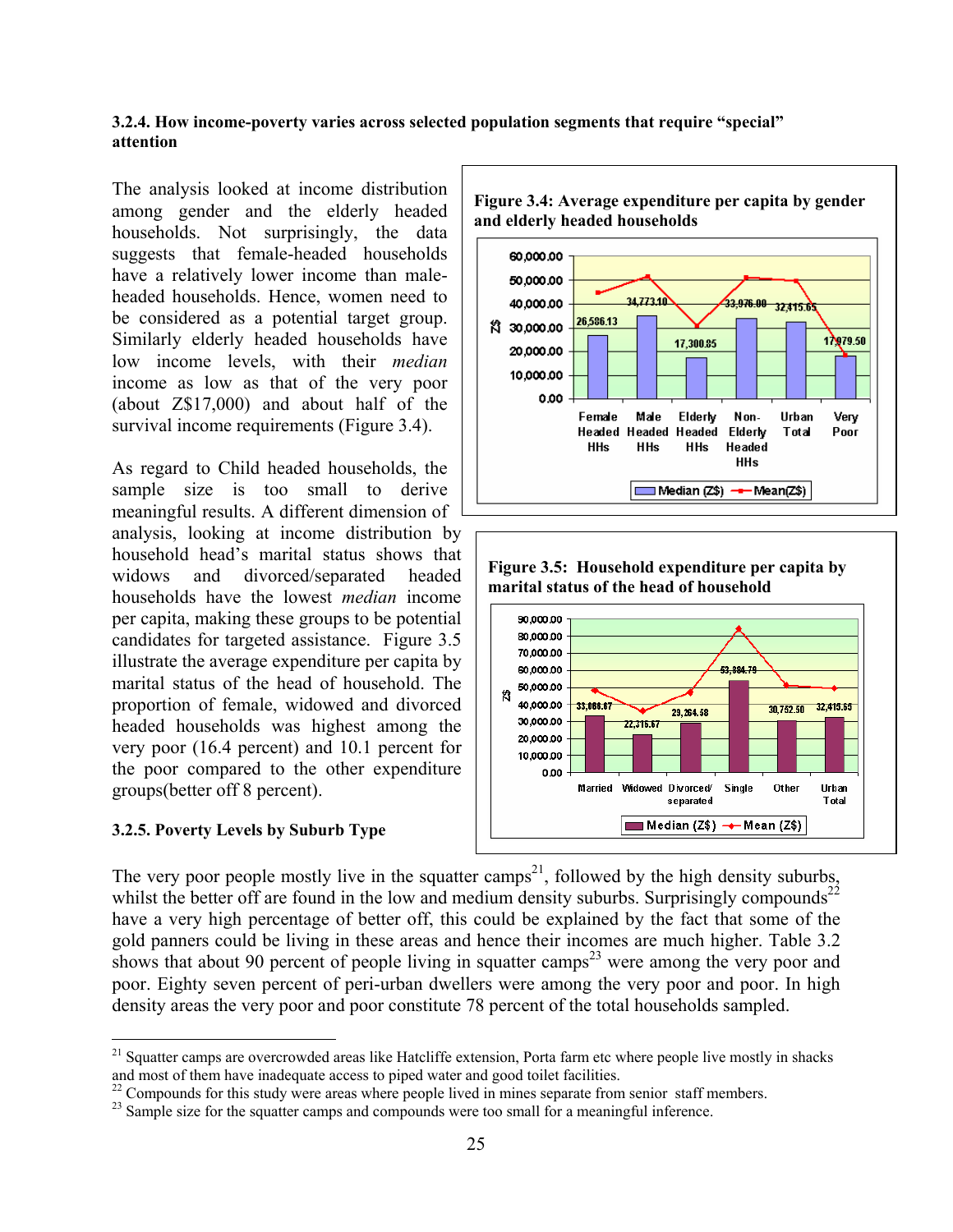#### 3.2.4. How income-poverty varies across selected population segments that require "special" attention

The analysis looked at income distribution among gender and the elderly headed households. Not surprisingly, the data suggests that female-headed households have a relatively lower income than male-headed households. Hence, women need to be considered as a potential target group. Similarly elderly headed households have low income levels, with their *median* income as low as that of the very poor (about Z$17,000) and about half of the survival income requirements (Figure 3.4).

As regard to Child headed households, the sample size is too small to derive meaningful results. A different dimension of analysis, looking at income distribution by household head's marital status shows that widows and divorced/separated headed households have the lowest *median* income per capita, making these groups to be potential candidates for targeted assistance. Figure 3.5 illustrate the average expenditure per capita by marital status of the head of household. The proportion of female, widowed and divorced headed households was highest among the very poor (16.4 percent) and 10.1 percent for the poor compared to the other expenditure groups(better off 8 percent).

**Figure 3.4: Average expenditure per capita by gender and elderly headed households**

60,000.00
50,000.00
40,000.00
30,000.00
20,000.00
10,000.00
0.00
Z$
26,586.13
34,773.10
17,300.85
33,976.00
32,415.65
17,979.50
Female Headed HHs
Male Headed HHs
Elderly Headed HHs
Non-Elderly Headed HHs
Urban Total
Very Poor
Median (Z$)
Mean(Z$)

**Figure 3.5: Household expenditure per capita by marital status of the head of household**

90,000.00
80,000.00
70,000.00
60,000.00
50,000.00
40,000.00
30,000.00
20,000.00
10,000.00
0.00
Z$
33,066.67
22,316.67
29,264.58
53,884.79
30,752.50
32,415.65
Married
Widowed
Divorced/ separated
Single
Other
Urban Total
Median (Z$)
Mean (Z$)

#### 3.2.5. Poverty Levels by Suburb Type

The very poor people mostly live in the squatter camps[21], followed by the high density suburbs, whilst the better off are found in the low and medium density suburbs. Surprisingly compounds[22] have a very high percentage of better off, this could be explained by the fact that some of the gold panners could be living in these areas and hence their incomes are much higher. Table 3.2 shows that about 90 percent of people living in squatter camps[23] were among the very poor and poor. Eighty seven percent of peri-urban dwellers were among the very poor and poor. In high density areas the very poor and poor constitute 78 percent of the total households sampled.

---

[21] Squatter camps are overcrowded areas like Hatcliffe extension, Porta farm etc where people live mostly in shacks and most of them have inadequate access to piped water and good toilet facilities.

[22] Compounds for this study were areas where people lived in mines separate from senior staff members.

[23] Sample size for the squatter camps and compounds were too small for a meaningful inference.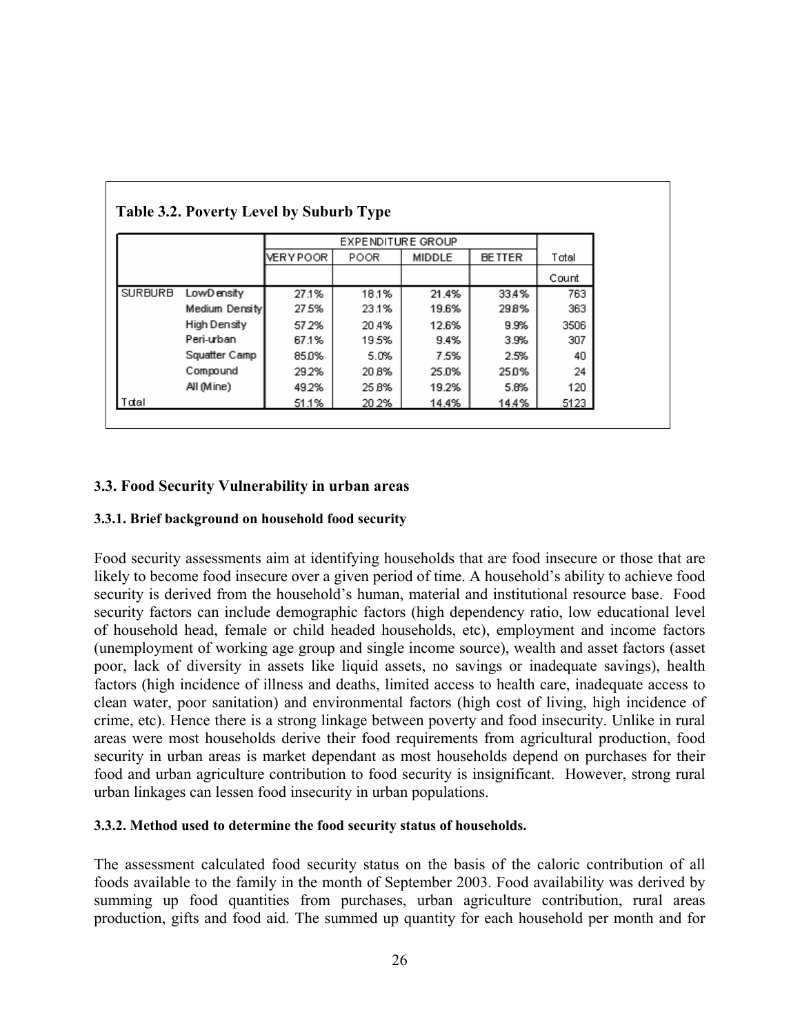**Table 3.2. Poverty Level by Suburb Type**

| | | EXPENDITURE GROUP | | | | Total |
|---|---|---|---|---|---|---|
| | | VERY POOR | POOR | MIDDLE | BETTER | Count |
| SURBURB | LowDensity | 27.1% | 18.1% | 21.4% | 33.4% | 763 |
| | Medium Density | 27.5% | 23.1% | 19.6% | 29.8% | 363 |
| | High Density | 57.2% | 20.4% | 12.6% | 9.9% | 3506 |
| | Peri-urban | 67.1% | 19.5% | 9.4% | 3.9% | 307 |
| | Squatter Camp | 85.0% | 5.0% | 7.5% | 2.5% | 40 |
| | Compound | 29.2% | 20.8% | 25.0% | 25.0% | 24 |
| | All (Mine) | 49.2% | 25.8% | 19.2% | 5.8% | 120 |
| Total | | 51.1% | 20.2% | 14.4% | 14.4% | 5123 |

## 3.3. Food Security Vulnerability in urban areas

### 3.3.1. Brief background on household food security

Food security assessments aim at identifying households that are food insecure or those that are likely to become food insecure over a given period of time. A household's ability to achieve food security is derived from the household's human, material and institutional resource base. Food security factors can include demographic factors (high dependency ratio, low educational level of household head, female or child headed households, etc), employment and income factors (unemployment of working age group and single income source), wealth and asset factors (asset poor, lack of diversity in assets like liquid assets, no savings or inadequate savings), health factors (high incidence of illness and deaths, limited access to health care, inadequate access to clean water, poor sanitation) and environmental factors (high cost of living, high incidence of crime, etc). Hence there is a strong linkage between poverty and food insecurity. Unlike in rural areas were most households derive their food requirements from agricultural production, food security in urban areas is market dependant as most households depend on purchases for their food and urban agriculture contribution to food security is insignificant. However, strong rural urban linkages can lessen food insecurity in urban populations.

### 3.3.2. Method used to determine the food security status of households.

The assessment calculated food security status on the basis of the caloric contribution of all foods available to the family in the month of September 2003. Food availability was derived by summing up food quantities from purchases, urban agriculture contribution, rural areas production, gifts and food aid. The summed up quantity for each household per month and for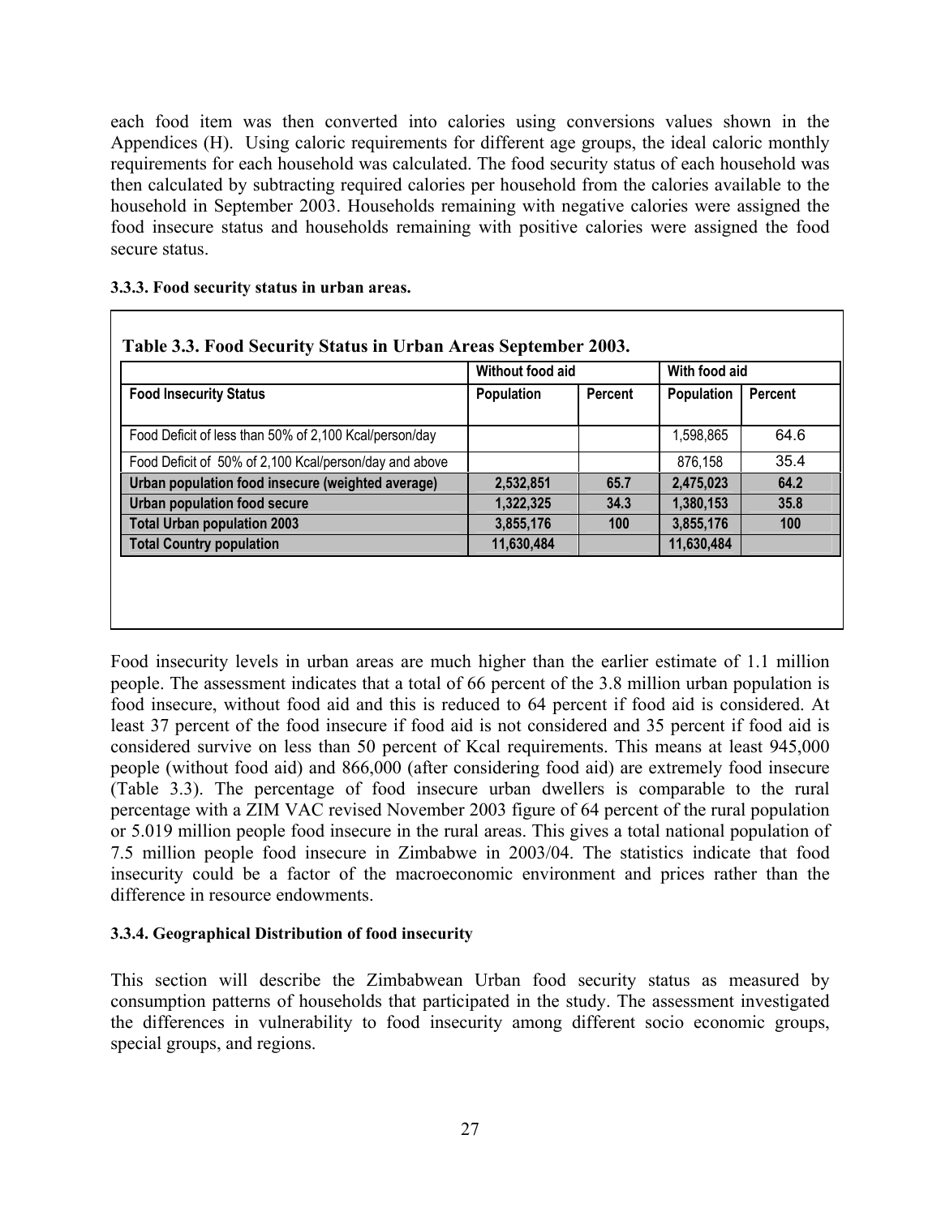each food item was then converted into calories using conversions values shown in the Appendices (H). Using caloric requirements for different age groups, the ideal caloric monthly requirements for each household was calculated. The food security status of each household was then calculated by subtracting required calories per household from the calories available to the household in September 2003. Households remaining with negative calories were assigned the food insecure status and households remaining with positive calories were assigned the food secure status.

**3.3.3. Food security status in urban areas.**

**Table 3.3. Food Security Status in Urban Areas September 2003.**

| | Without food aid | | With food aid | |
|---|---|---|---|---|
| **Food Insecurity Status** | **Population** | **Percent** | **Population** | **Percent** |
| Food Deficit of less than 50% of 2,100 Kcal/person/day | | | 1,598,865 | 64.6 |
| Food Deficit of 50% of 2,100 Kcal/person/day and above | | | 876,158 | 35.4 |
| **Urban population food insecure (weighted average)** | **2,532,851** | **65.7** | **2,475,023** | **64.2** |
| **Urban population food secure** | **1,322,325** | **34.3** | **1,380,153** | **35.8** |
| **Total Urban population 2003** | **3,855,176** | **100** | **3,855,176** | **100** |
| **Total Country population** | **11,630,484** | | **11,630,484** | |

Food insecurity levels in urban areas are much higher than the earlier estimate of 1.1 million people. The assessment indicates that a total of 66 percent of the 3.8 million urban population is food insecure, without food aid and this is reduced to 64 percent if food aid is considered. At least 37 percent of the food insecure if food aid is not considered and 35 percent if food aid is considered survive on less than 50 percent of Kcal requirements. This means at least 945,000 people (without food aid) and 866,000 (after considering food aid) are extremely food insecure (Table 3.3). The percentage of food insecure urban dwellers is comparable to the rural percentage with a ZIM VAC revised November 2003 figure of 64 percent of the rural population or 5.019 million people food insecure in the rural areas. This gives a total national population of 7.5 million people food insecure in Zimbabwe in 2003/04. The statistics indicate that food insecurity could be a factor of the macroeconomic environment and prices rather than the difference in resource endowments.

**3.3.4. Geographical Distribution of food insecurity**

This section will describe the Zimbabwean Urban food security status as measured by consumption patterns of households that participated in the study. The assessment investigated the differences in vulnerability to food insecurity among different socio economic groups, special groups, and regions.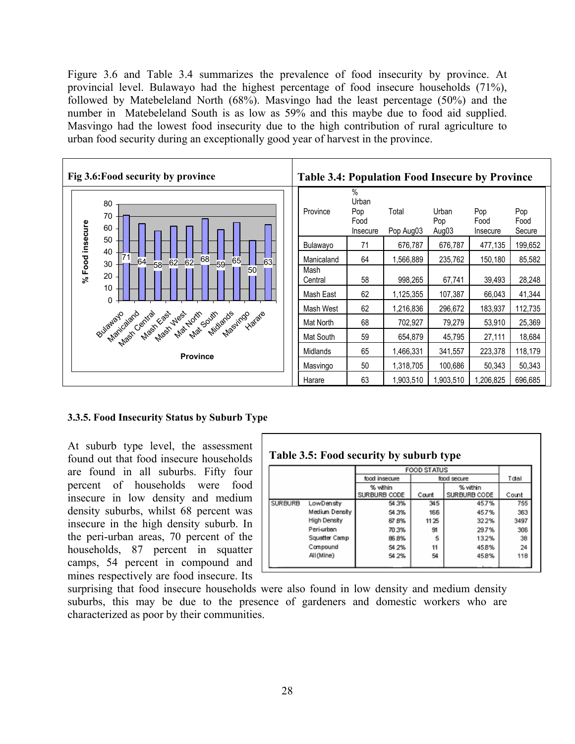Figure 3.6 and Table 3.4 summarizes the prevalence of food insecurity by province. At provincial level. Bulawayo had the highest percentage of food insecure households (71%), followed by Matebeleland North (68%). Masvingo had the least percentage (50%) and the number in Matebeleland South is as low as 59% and this maybe due to food aid supplied. Masvingo had the lowest food insecurity due to the high contribution of rural agriculture to urban food security during an exceptionally good year of harvest in the province.

**Fig 3.6:Food security by province**

% Food insecure

80
70
60
50
40
30
20
10
0

71 64 58 62 62 68 59 65 50 63

Bulawayo
Manicaland
Mash Central
Mash East
Mash West
Mat North
Mat South
Midlands
Masvingo
Harare

Province

**Table 3.4: Population Food Insecure by Province**

| Province | % Urban Pop Food Insecure | Total Pop Aug03 | Urban Pop Aug03 | Pop Food Insecure | Pop Food Secure |
|---|---|---|---|---|---|
| Bulawayo | 71 | 676,787 | 676,787 | 477,135 | 199,652 |
| Manicaland | 64 | 1,566,889 | 235,762 | 150,180 | 85,582 |
| Mash Central | 58 | 998,265 | 67,741 | 39,493 | 28,248 |
| Mash East | 62 | 1,125,355 | 107,387 | 66,043 | 41,344 |
| Mash West | 62 | 1,216,836 | 296,672 | 183,937 | 112,735 |
| Mat North | 68 | 702,927 | 79,279 | 53,910 | 25,369 |
| Mat South | 59 | 654,879 | 45,795 | 27,111 | 18,684 |
| Midlands | 65 | 1,466,331 | 341,557 | 223,378 | 118,179 |
| Masvingo | 50 | 1,318,705 | 100,686 | 50,343 | 50,343 |
| Harare | 63 | 1,903,510 | 1,903,510 | 1,206,825 | 696,685 |

### 3.3.5. Food Insecurity Status by Suburb Type

At suburb type level, the assessment found out that food insecure households are found in all suburbs. Fifty four percent of households were food insecure in low density and medium density suburbs, whilst 68 percent was insecure in the high density suburb. In the peri-urban areas, 70 percent of the households, 87 percent in squatter camps, 54 percent in compound and mines respectively are food insecure. Its surprising that food insecure households were also found in low density and medium density suburbs, this may be due to the presence of gardeners and domestic workers who are characterized as poor by their communities.

**Table 3.5: Food security by suburb type**

| | | FOOD STATUS | | | | |
|---|---|---|---|---|---|---|
| | | food insecure | | food secure | | Total |
| | | % within SURBURB CODE | Count | % within SURBURB CODE | Count | |
| SURBURB | LowDensity | 54.3% | 345 | 45.7% | 755 | |
| | Medium Density | 54.3% | 166 | 45.7% | 363 | |
| | High Density | 67.8% | 1125 | 32.2% | 3497 | |
| | Peri-urban | 70.3% | 91 | 29.7% | 306 | |
| | Squatter Camp | 86.8% | 5 | 13.2% | 38 | |
| | Compound | 54.2% | 11 | 45.8% | 24 | |
| | All(Mine) | 54.2% | 54 | 45.8% | 118 | |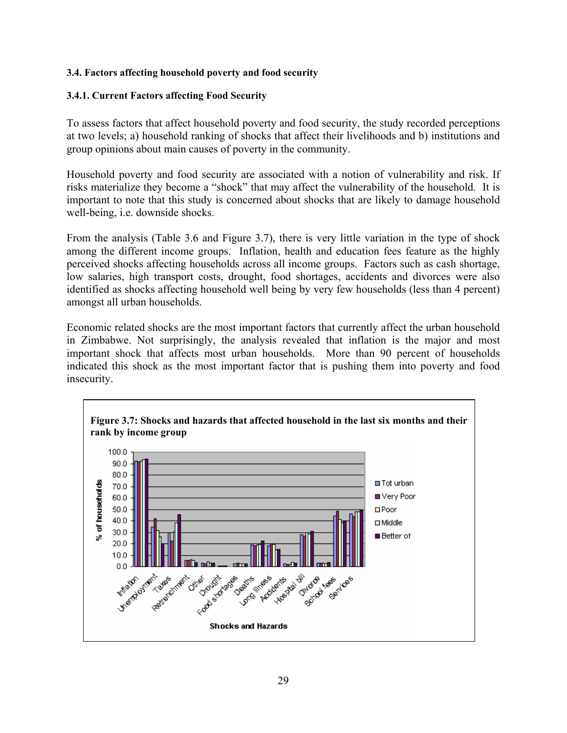### 3.4. Factors affecting household poverty and food security

#### 3.4.1. Current Factors affecting Food Security

To assess factors that affect household poverty and food security, the study recorded perceptions at two levels; a) household ranking of shocks that affect their livelihoods and b) institutions and group opinions about main causes of poverty in the community.

Household poverty and food security are associated with a notion of vulnerability and risk. If risks materialize they become a "shock" that may affect the vulnerability of the household. It is important to note that this study is concerned about shocks that are likely to damage household well-being, i.e. downside shocks.

From the analysis (Table 3.6 and Figure 3.7), there is very little variation in the type of shock among the different income groups. Inflation, health and education fees feature as the highly perceived shocks affecting households across all income groups. Factors such as cash shortage, low salaries, high transport costs, drought, food shortages, accidents and divorces were also identified as shocks affecting household well being by very few households (less than 4 percent) amongst all urban households.

Economic related shocks are the most important factors that currently affect the urban household in Zimbabwe. Not surprisingly, the analysis revealed that inflation is the major and most important shock that affects most urban households. More than 90 percent of households indicated this shock as the most important factor that is pushing them into poverty and food insecurity.

**Figure 3.7: Shocks and hazards that affected household in the last six months and their rank by income group**

% of households

100.0
90.0
80.0
70.0
60.0
50.0
40.0
30.0
20.0
10.0
0.0

Inflation, Unemployment, Taxes, Retrenchment, Other, Drought, Food shortages, Deaths, Long illness, Accidents, Hospital bill, Divorce, School fees, Services

Shocks and Hazards

Tot urban
Very Poor
Poor
Middle
Better of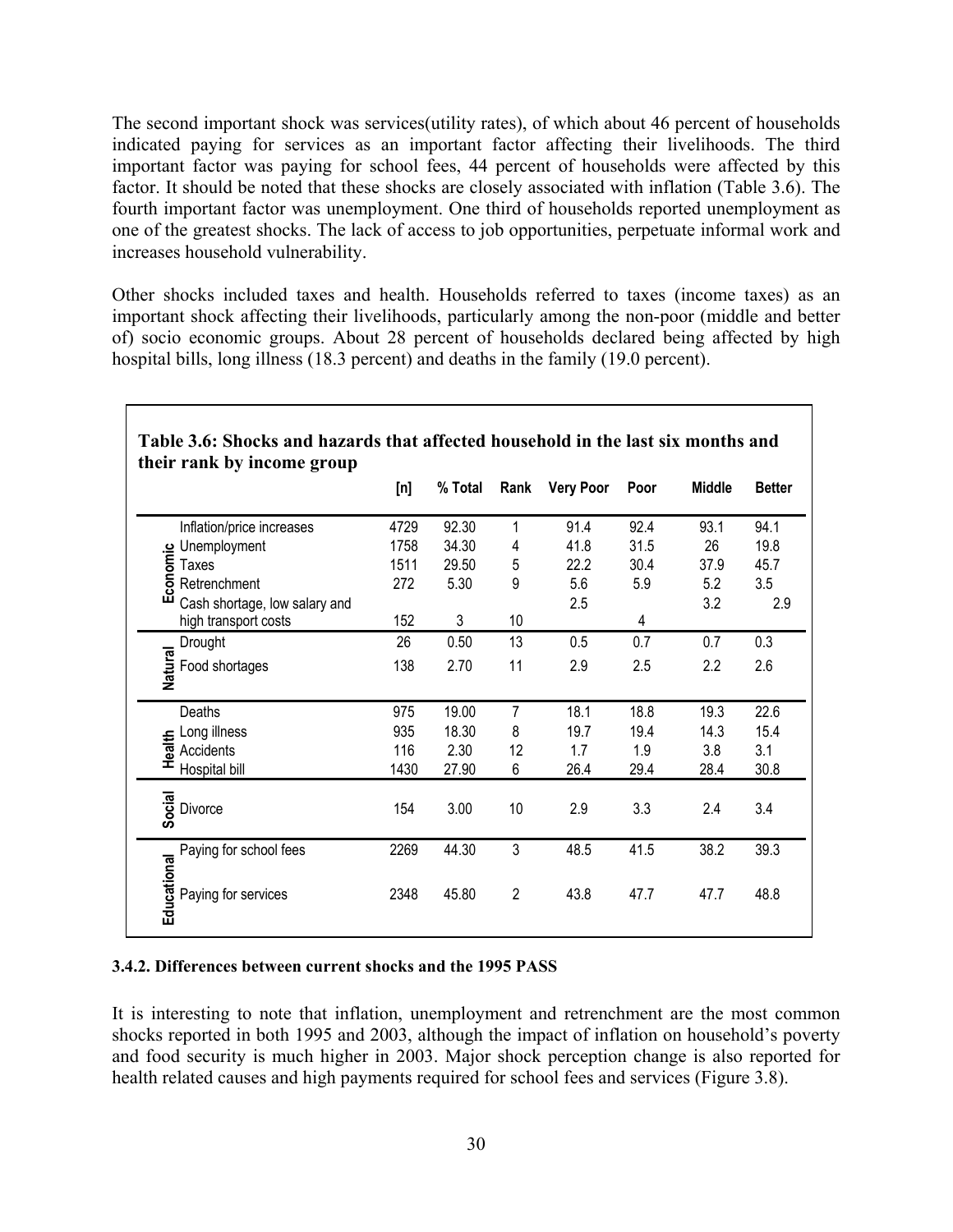The second important shock was services(utility rates), of which about 46 percent of households indicated paying for services as an important factor affecting their livelihoods. The third important factor was paying for school fees, 44 percent of households were affected by this factor. It should be noted that these shocks are closely associated with inflation (Table 3.6). The fourth important factor was unemployment. One third of households reported unemployment as one of the greatest shocks. The lack of access to job opportunities, perpetuate informal work and increases household vulnerability.

Other shocks included taxes and health. Households referred to taxes (income taxes) as an important shock affecting their livelihoods, particularly among the non-poor (middle and better of) socio economic groups. About 28 percent of households declared being affected by high hospital bills, long illness (18.3 percent) and deaths in the family (19.0 percent).

**Table 3.6: Shocks and hazards that affected household in the last six months and their rank by income group**

| | | [n] | % Total | Rank | Very Poor | Poor | Middle | Better |
|---|---|---|---|---|---|---|---|---|
| Economic | Inflation/price increases | 4729 | 92.30 | 1 | 91.4 | 92.4 | 93.1 | 94.1 |
| | Unemployment | 1758 | 34.30 | 4 | 41.8 | 31.5 | 26 | 19.8 |
| | Taxes | 1511 | 29.50 | 5 | 22.2 | 30.4 | 37.9 | 45.7 |
| | Retrenchment | 272 | 5.30 | 9 | 5.6 | 5.9 | 5.2 | 3.5 |
| | Cash shortage, low salary and high transport costs | 152 | 3 | 10 | 2.5 | 4 | 3.2 | 2.9 |
| Natural | Drought | 26 | 0.50 | 13 | 0.5 | 0.7 | 0.7 | 0.3 |
| | Food shortages | 138 | 2.70 | 11 | 2.9 | 2.5 | 2.2 | 2.6 |
| Health | Deaths | 975 | 19.00 | 7 | 18.1 | 18.8 | 19.3 | 22.6 |
| | Long illness | 935 | 18.30 | 8 | 19.7 | 19.4 | 14.3 | 15.4 |
| | Accidents | 116 | 2.30 | 12 | 1.7 | 1.9 | 3.8 | 3.1 |
| | Hospital bill | 1430 | 27.90 | 6 | 26.4 | 29.4 | 28.4 | 30.8 |
| Social | Divorce | 154 | 3.00 | 10 | 2.9 | 3.3 | 2.4 | 3.4 |
| Educational | Paying for school fees | 2269 | 44.30 | 3 | 48.5 | 41.5 | 38.2 | 39.3 |
| | Paying for services | 2348 | 45.80 | 2 | 43.8 | 47.7 | 47.7 | 48.8 |

#### 3.4.2. Differences between current shocks and the 1995 PASS

It is interesting to note that inflation, unemployment and retrenchment are the most common shocks reported in both 1995 and 2003, although the impact of inflation on household's poverty and food security is much higher in 2003. Major shock perception change is also reported for health related causes and high payments required for school fees and services (Figure 3.8).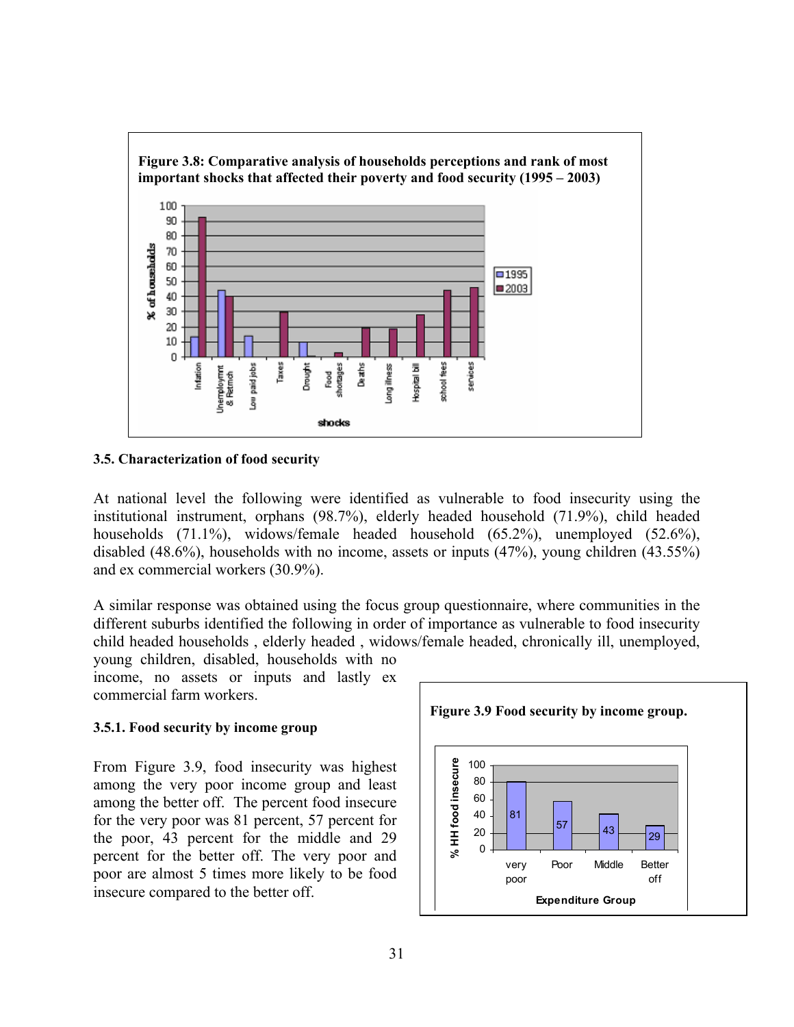**Figure 3.8: Comparative analysis of households perceptions and rank of most important shocks that affected their poverty and food security (1995 – 2003)**

% of households

100
90
80
70
60
50
40
30
20
10
0

Inflation
Unemploymnt & Retrnch
Low paid jobs
Taxes
Drought
Food shortages
Deaths
Long illness
Hospital bill
school fees
services

shocks

1995
2003

### 3.5. Characterization of food security

At national level the following were identified as vulnerable to food insecurity using the institutional instrument, orphans (98.7%), elderly headed household (71.9%), child headed households (71.1%), widows/female headed household (65.2%), unemployed (52.6%), disabled (48.6%), households with no income, assets or inputs (47%), young children (43.55%) and ex commercial workers (30.9%).

A similar response was obtained using the focus group questionnaire, where communities in the different suburbs identified the following in order of importance as vulnerable to food insecurity child headed households , elderly headed , widows/female headed, chronically ill, unemployed, young children, disabled, households with no income, no assets or inputs and lastly ex commercial farm workers.

#### 3.5.1. Food security by income group

From Figure 3.9, food insecurity was highest among the very poor income group and least among the better off. The percent food insecure for the very poor was 81 percent, 57 percent for the poor, 43 percent for the middle and 29 percent for the better off. The very poor and poor are almost 5 times more likely to be food insecure compared to the better off.

**Figure 3.9 Food security by income group.**

% HH food insecure

100
80
60
40
20
0

81
57
43
29

very poor
Poor
Middle
Better off

Expenditure Group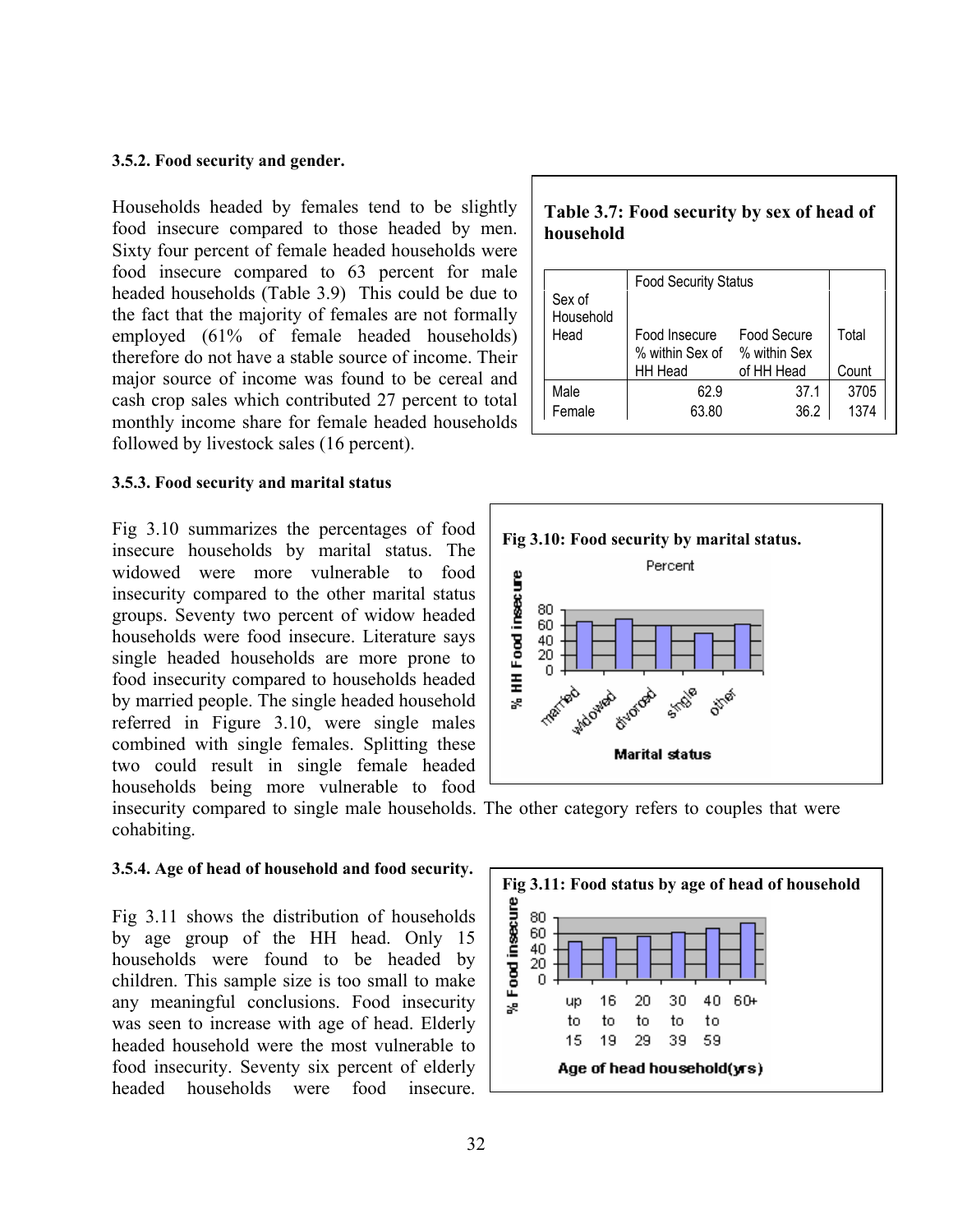### 3.5.2. Food security and gender.

Households headed by females tend to be slightly food insecure compared to those headed by men. Sixty four percent of female headed households were food insecure compared to 63 percent for male headed households (Table 3.9) This could be due to the fact that the majority of females are not formally employed (61% of female headed households) therefore do not have a stable source of income. Their major source of income was found to be cereal and cash crop sales which contributed 27 percent to total monthly income share for female headed households followed by livestock sales (16 percent).

**Table 3.7: Food security by sex of head of household**

| Sex of Household Head | Food Security Status | | Total |
|---|---|---|---|
| | Food Insecure % within Sex of HH Head | Food Secure % within Sex of HH Head | Count |
| Male | 62.9 | 37.1 | 3705 |
| Female | 63.80 | 36.2 | 1374 |

### 3.5.3. Food security and marital status

Fig 3.10 summarizes the percentages of food insecure households by marital status. The widowed were more vulnerable to food insecurity compared to the other marital status groups. Seventy two percent of widow headed households were food insecure. Literature says single headed households are more prone to food insecurity compared to households headed by married people. The single headed household referred in Figure 3.10, were single males combined with single females. Splitting these two could result in single female headed households being more vulnerable to food insecurity compared to single male households. The other category refers to couples that were cohabiting.

**Fig 3.10: Food security by marital status.**

Percent

% HH Food insecure

80
60
40
20
0

married
widowed
divored
single
other

Marital status

### 3.5.4. Age of head of household and food security.

Fig 3.11 shows the distribution of households by age group of the HH head. Only 15 households were found to be headed by children. This sample size is too small to make any meaningful conclusions. Food insecurity was seen to increase with age of head. Elderly headed household were the most vulnerable to food insecurity. Seventy six percent of elderly headed households were food insecure.

**Fig 3.11: Food status by age of head of household**

% Food insecure

80
60
40
20
0

up to 15
16 to 19
20 to 29
30 to 39
40 to 59
60+

Age of head household(yrs)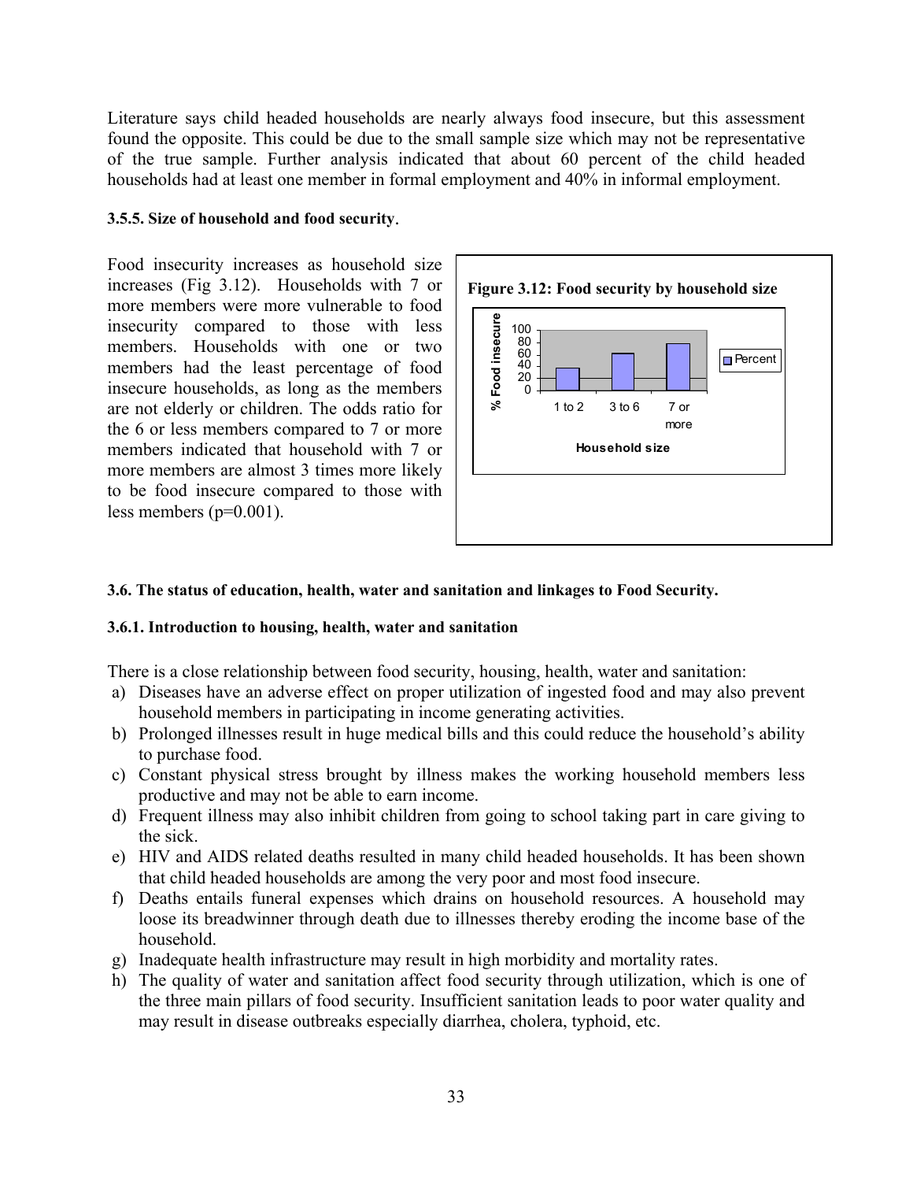Literature says child headed households are nearly always food insecure, but this assessment found the opposite. This could be due to the small sample size which may not be representative of the true sample. Further analysis indicated that about 60 percent of the child headed households had at least one member in formal employment and 40% in informal employment.

#### 3.5.5. Size of household and food security.

Food insecurity increases as household size increases (Fig 3.12). Households with 7 or more members were more vulnerable to food insecurity compared to those with less members. Households with one or two members had the least percentage of food insecure households, as long as the members are not elderly or children. The odds ratio for the 6 or less members compared to 7 or more members indicated that household with 7 or more members are almost 3 times more likely to be food insecure compared to those with less members ($p=0.001$).

**Figure 3.12: Food security by household size**

% Food insecure

100
80
60
40
20
0

1 to 2
3 to 6
7 or more

Household size

Percent

#### 3.6. The status of education, health, water and sanitation and linkages to Food Security.

#### 3.6.1. Introduction to housing, health, water and sanitation

There is a close relationship between food security, housing, health, water and sanitation:

a) Diseases have an adverse effect on proper utilization of ingested food and may also prevent household members in participating in income generating activities.
b) Prolonged illnesses result in huge medical bills and this could reduce the household's ability to purchase food.
c) Constant physical stress brought by illness makes the working household members less productive and may not be able to earn income.
d) Frequent illness may also inhibit children from going to school taking part in care giving to the sick.
e) HIV and AIDS related deaths resulted in many child headed households. It has been shown that child headed households are among the very poor and most food insecure.
f) Deaths entails funeral expenses which drains on household resources. A household may loose its breadwinner through death due to illnesses thereby eroding the income base of the household.
g) Inadequate health infrastructure may result in high morbidity and mortality rates.
h) The quality of water and sanitation affect food security through utilization, which is one of the three main pillars of food security. Insufficient sanitation leads to poor water quality and may result in disease outbreaks especially diarrhea, cholera, typhoid, etc.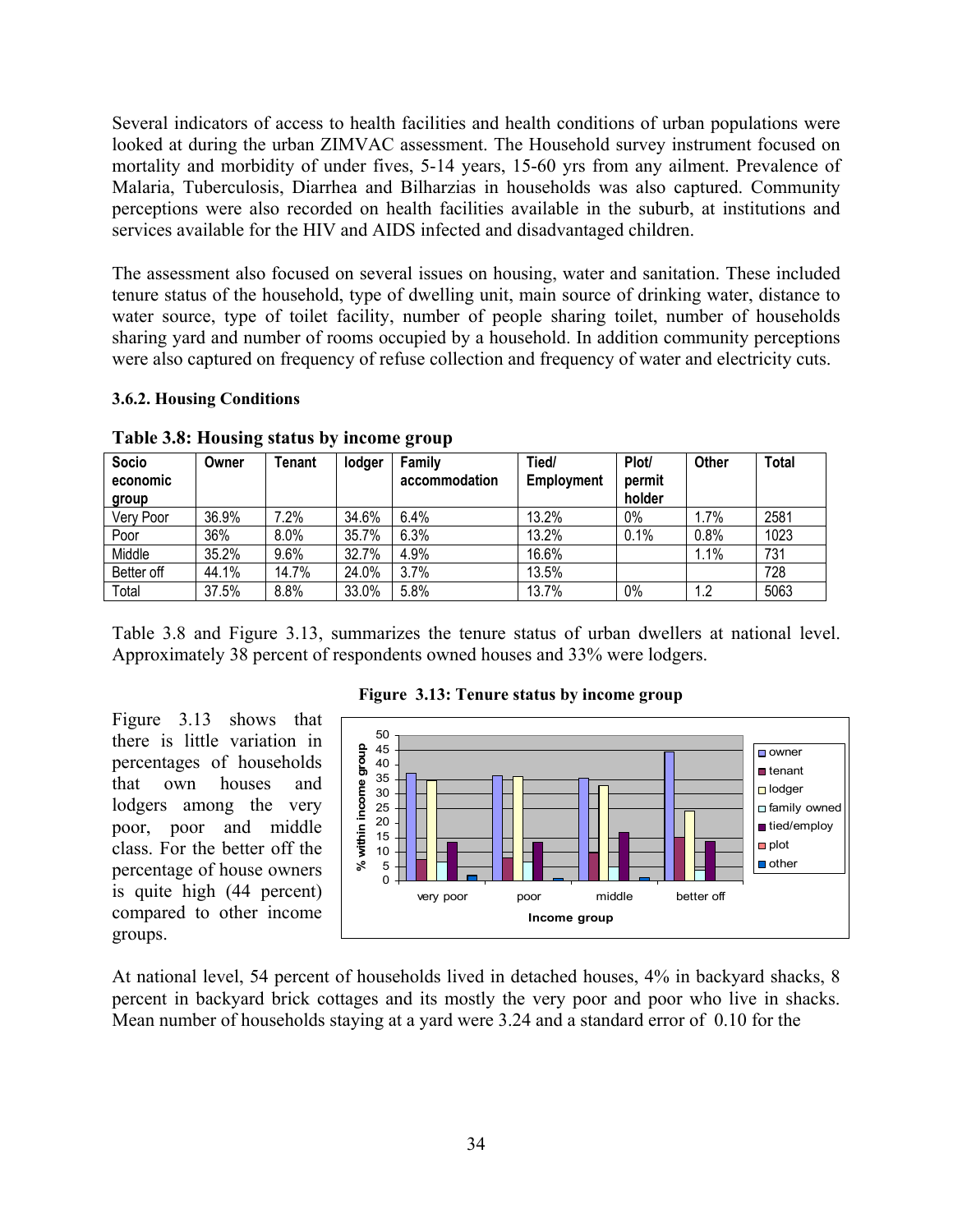Several indicators of access to health facilities and health conditions of urban populations were looked at during the urban ZIMVAC assessment. The Household survey instrument focused on mortality and morbidity of under fives, 5-14 years, 15-60 yrs from any ailment. Prevalence of Malaria, Tuberculosis, Diarrhea and Bilharzias in households was also captured. Community perceptions were also recorded on health facilities available in the suburb, at institutions and services available for the HIV and AIDS infected and disadvantaged children.

The assessment also focused on several issues on housing, water and sanitation. These included tenure status of the household, type of dwelling unit, main source of drinking water, distance to water source, type of toilet facility, number of people sharing toilet, number of households sharing yard and number of rooms occupied by a household. In addition community perceptions were also captured on frequency of refuse collection and frequency of water and electricity cuts.

#### 3.6.2. Housing Conditions

**Table 3.8: Housing status by income group**

| Socio economic group | Owner | Tenant | lodger | Family accommodation | Tied/ Employment | Plot/ permit holder | Other | Total |
|---|---|---|---|---|---|---|---|---|
| Very Poor | 36.9% | 7.2% | 34.6% | 6.4% | 13.2% | 0% | 1.7% | 2581 |
| Poor | 36% | 8.0% | 35.7% | 6.3% | 13.2% | 0.1% | 0.8% | 1023 |
| Middle | 35.2% | 9.6% | 32.7% | 4.9% | 16.6% | | 1.1% | 731 |
| Better off | 44.1% | 14.7% | 24.0% | 3.7% | 13.5% | | | 728 |
| Total | 37.5% | 8.8% | 33.0% | 5.8% | 13.7% | 0% | 1.2 | 5063 |

Table 3.8 and Figure 3.13, summarizes the tenure status of urban dwellers at national level. Approximately 38 percent of respondents owned houses and 33% were lodgers.

**Figure 3.13: Tenure status by income group**

% within income group
0
5
10
15
20
25
30
35
40
45
50
very poor
poor
middle
better off
Income group
owner
tenant
lodger
family owned
tied/employ
plot
other

Figure 3.13 shows that there is little variation in percentages of households that own houses and lodgers among the very poor, poor and middle class. For the better off the percentage of house owners is quite high (44 percent) compared to other income groups.

At national level, 54 percent of households lived in detached houses, 4% in backyard shacks, 8 percent in backyard brick cottages and its mostly the very poor and poor who live in shacks. Mean number of households staying at a yard were 3.24 and a standard error of 0.10 for the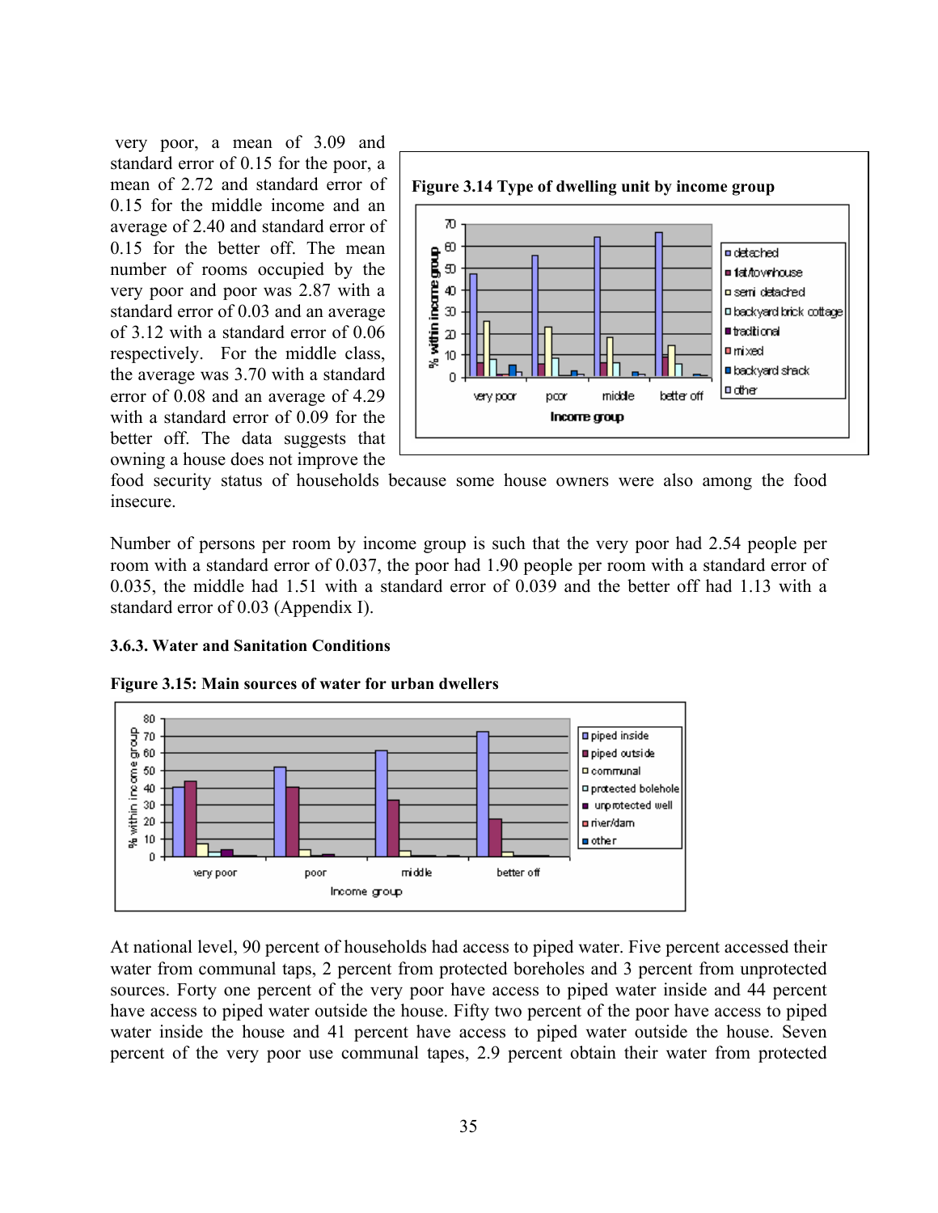very poor, a mean of 3.09 and standard error of 0.15 for the poor, a mean of 2.72 and standard error of 0.15 for the middle income and an average of 2.40 and standard error of 0.15 for the better off. The mean number of rooms occupied by the very poor and poor was 2.87 with a standard error of 0.03 and an average of 3.12 with a standard error of 0.06 respectively. For the middle class, the average was 3.70 with a standard error of 0.08 and an average of 4.29 with a standard error of 0.09 for the better off. The data suggests that owning a house does not improve the food security status of households because some house owners were also among the food insecure.

**Figure 3.14 Type of dwelling unit by income group**

% within income group

70
60
50
40
30
20
10
0

very poor
poor
middle
better off

Income group

detached
flat/townhouse
semi detached
backyard brick cottage
traditional
mixed
backyard shack
other

Number of persons per room by income group is such that the very poor had 2.54 people per room with a standard error of 0.037, the poor had 1.90 people per room with a standard error of 0.035, the middle had 1.51 with a standard error of 0.039 and the better off had 1.13 with a standard error of 0.03 (Appendix I).

### 3.6.3. Water and Sanitation Conditions

**Figure 3.15: Main sources of water for urban dwellers**

% within income group

80
70
60
50
40
30
20
10
0

very poor
poor
middle
better off

Income group

piped inside
piped outside
communal
protected bolehole
unprotected well
river/dam
other

At national level, 90 percent of households had access to piped water. Five percent accessed their water from communal taps, 2 percent from protected boreholes and 3 percent from unprotected sources. Forty one percent of the very poor have access to piped water inside and 44 percent have access to piped water outside the house. Fifty two percent of the poor have access to piped water inside the house and 41 percent have access to piped water outside the house. Seven percent of the very poor use communal tapes, 2.9 percent obtain their water from protected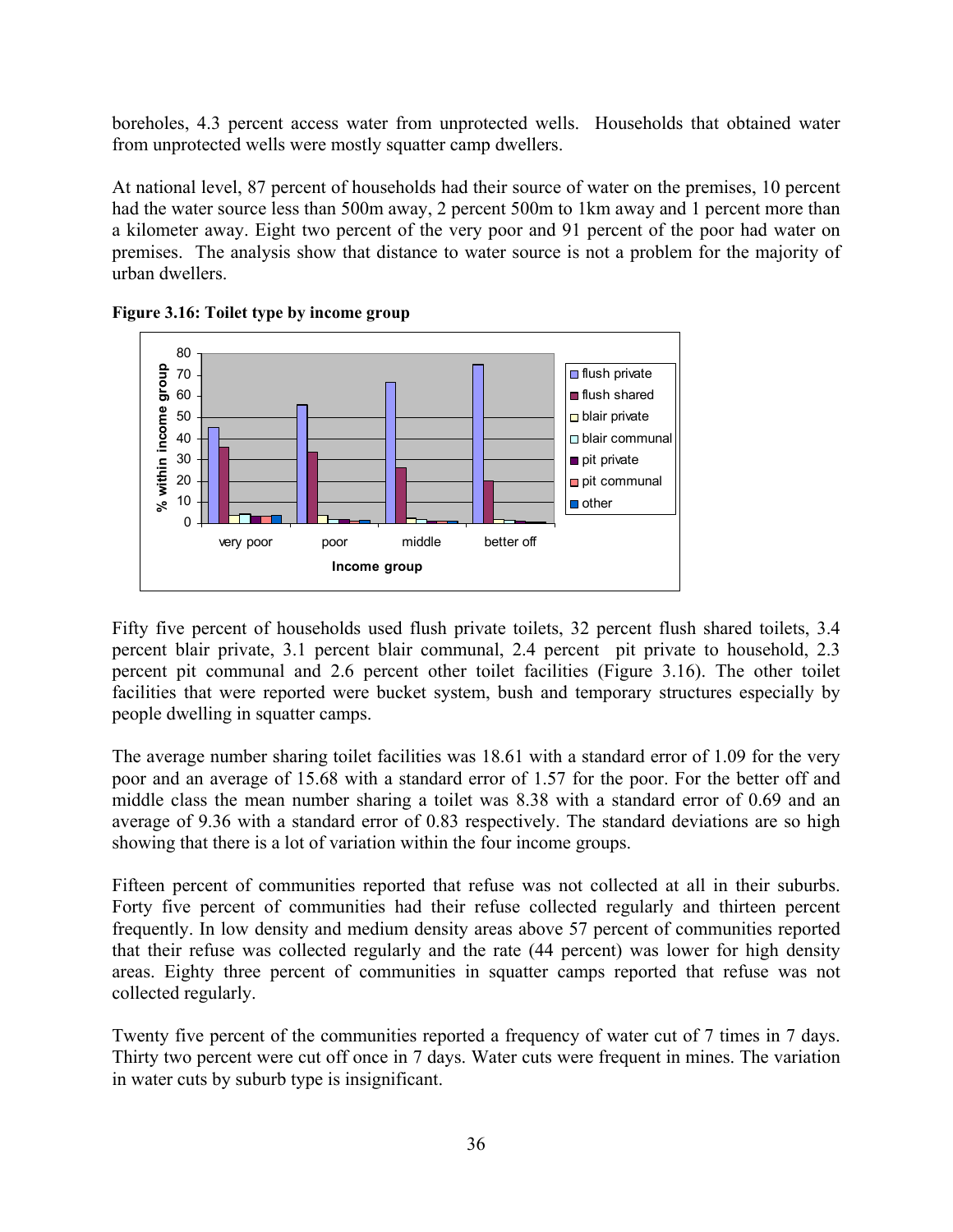boreholes, 4.3 percent access water from unprotected wells. Households that obtained water from unprotected wells were mostly squatter camp dwellers.

At national level, 87 percent of households had their source of water on the premises, 10 percent had the water source less than 500m away, 2 percent 500m to 1km away and 1 percent more than a kilometer away. Eight two percent of the very poor and 91 percent of the poor had water on premises. The analysis show that distance to water source is not a problem for the majority of urban dwellers.

**Figure 3.16: Toilet type by income group**

% within income group

80
70
60
50
40
30
20
10
0

very poor
poor
middle
better off

Income group

flush private
flush shared
blair private
blair communal
pit private
pit communal
other

Fifty five percent of households used flush private toilets, 32 percent flush shared toilets, 3.4 percent blair private, 3.1 percent blair communal, 2.4 percent pit private to household, 2.3 percent pit communal and 2.6 percent other toilet facilities (Figure 3.16). The other toilet facilities that were reported were bucket system, bush and temporary structures especially by people dwelling in squatter camps.

The average number sharing toilet facilities was 18.61 with a standard error of 1.09 for the very poor and an average of 15.68 with a standard error of 1.57 for the poor. For the better off and middle class the mean number sharing a toilet was 8.38 with a standard error of 0.69 and an average of 9.36 with a standard error of 0.83 respectively. The standard deviations are so high showing that there is a lot of variation within the four income groups.

Fifteen percent of communities reported that refuse was not collected at all in their suburbs. Forty five percent of communities had their refuse collected regularly and thirteen percent frequently. In low density and medium density areas above 57 percent of communities reported that their refuse was collected regularly and the rate (44 percent) was lower for high density areas. Eighty three percent of communities in squatter camps reported that refuse was not collected regularly.

Twenty five percent of the communities reported a frequency of water cut of 7 times in 7 days. Thirty two percent were cut off once in 7 days. Water cuts were frequent in mines. The variation in water cuts by suburb type is insignificant.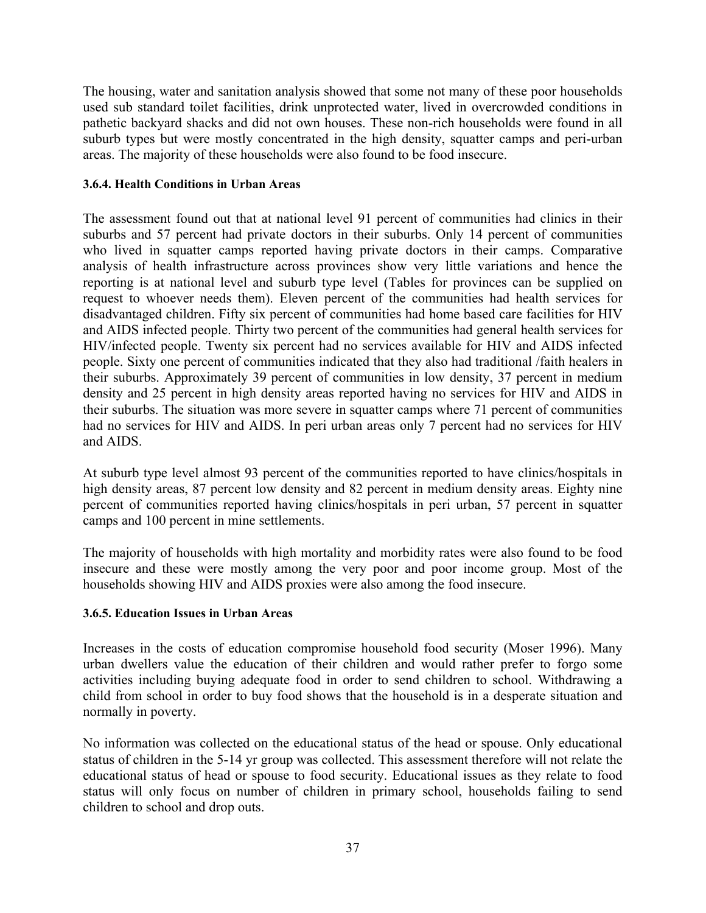The housing, water and sanitation analysis showed that some not many of these poor households used sub standard toilet facilities, drink unprotected water, lived in overcrowded conditions in pathetic backyard shacks and did not own houses. These non-rich households were found in all suburb types but were mostly concentrated in the high density, squatter camps and peri-urban areas. The majority of these households were also found to be food insecure.

#### 3.6.4. Health Conditions in Urban Areas

The assessment found out that at national level 91 percent of communities had clinics in their suburbs and 57 percent had private doctors in their suburbs. Only 14 percent of communities who lived in squatter camps reported having private doctors in their camps. Comparative analysis of health infrastructure across provinces show very little variations and hence the reporting is at national level and suburb type level (Tables for provinces can be supplied on request to whoever needs them). Eleven percent of the communities had health services for disadvantaged children. Fifty six percent of communities had home based care facilities for HIV and AIDS infected people. Thirty two percent of the communities had general health services for HIV/infected people. Twenty six percent had no services available for HIV and AIDS infected people. Sixty one percent of communities indicated that they also had traditional /faith healers in their suburbs. Approximately 39 percent of communities in low density, 37 percent in medium density and 25 percent in high density areas reported having no services for HIV and AIDS in their suburbs. The situation was more severe in squatter camps where 71 percent of communities had no services for HIV and AIDS. In peri urban areas only 7 percent had no services for HIV and AIDS.

At suburb type level almost 93 percent of the communities reported to have clinics/hospitals in high density areas, 87 percent low density and 82 percent in medium density areas. Eighty nine percent of communities reported having clinics/hospitals in peri urban, 57 percent in squatter camps and 100 percent in mine settlements.

The majority of households with high mortality and morbidity rates were also found to be food insecure and these were mostly among the very poor and poor income group. Most of the households showing HIV and AIDS proxies were also among the food insecure.

#### 3.6.5. Education Issues in Urban Areas

Increases in the costs of education compromise household food security (Moser 1996). Many urban dwellers value the education of their children and would rather prefer to forgo some activities including buying adequate food in order to send children to school. Withdrawing a child from school in order to buy food shows that the household is in a desperate situation and normally in poverty.

No information was collected on the educational status of the head or spouse. Only educational status of children in the 5-14 yr group was collected. This assessment therefore will not relate the educational status of head or spouse to food security. Educational issues as they relate to food status will only focus on number of children in primary school, households failing to send children to school and drop outs.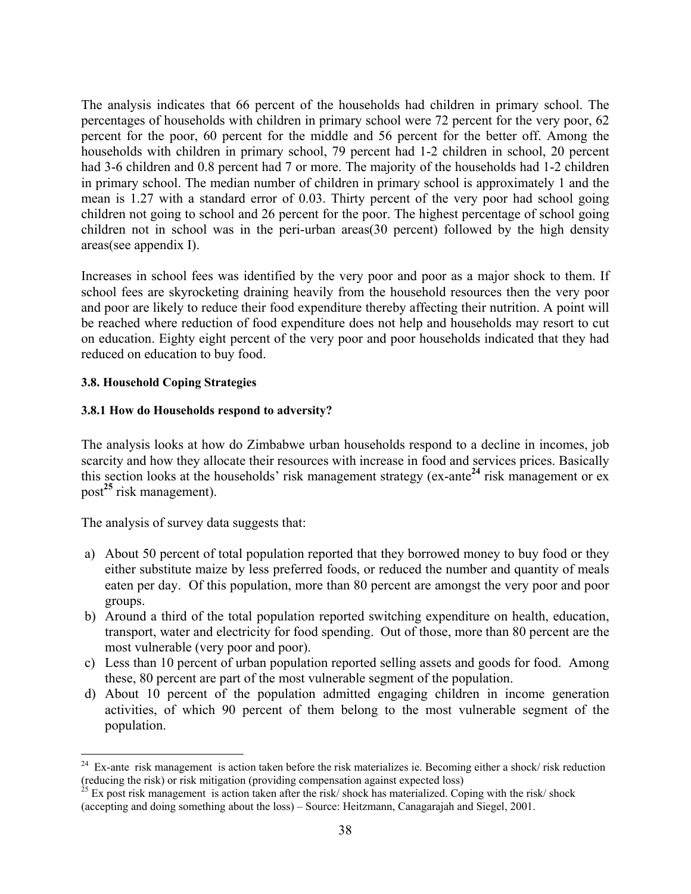The analysis indicates that 66 percent of the households had children in primary school. The percentages of households with children in primary school were 72 percent for the very poor, 62 percent for the poor, 60 percent for the middle and 56 percent for the better off. Among the households with children in primary school, 79 percent had 1-2 children in school, 20 percent had 3-6 children and 0.8 percent had 7 or more. The majority of the households had 1-2 children in primary school. The median number of children in primary school is approximately 1 and the mean is 1.27 with a standard error of 0.03. Thirty percent of the very poor had school going children not going to school and 26 percent for the poor. The highest percentage of school going children not in school was in the peri-urban areas(30 percent) followed by the high density areas(see appendix I).

Increases in school fees was identified by the very poor and poor as a major shock to them. If school fees are skyrocketing draining heavily from the household resources then the very poor and poor are likely to reduce their food expenditure thereby affecting their nutrition. A point will be reached where reduction of food expenditure does not help and households may resort to cut on education. Eighty eight percent of the very poor and poor households indicated that they had reduced on education to buy food.

#### 3.8. Household Coping Strategies

#### 3.8.1 How do Households respond to adversity?

The analysis looks at how do Zimbabwe urban households respond to a decline in incomes, job scarcity and how they allocate their resources with increase in food and services prices. Basically this section looks at the households' risk management strategy (ex-ante[24] risk management or ex post[25] risk management).

The analysis of survey data suggests that:

a) About 50 percent of total population reported that they borrowed money to buy food or they either substitute maize by less preferred foods, or reduced the number and quantity of meals eaten per day. Of this population, more than 80 percent are amongst the very poor and poor groups.
b) Around a third of the total population reported switching expenditure on health, education, transport, water and electricity for food spending. Out of those, more than 80 percent are the most vulnerable (very poor and poor).
c) Less than 10 percent of urban population reported selling assets and goods for food. Among these, 80 percent are part of the most vulnerable segment of the population.
d) About 10 percent of the population admitted engaging children in income generation activities, of which 90 percent of them belong to the most vulnerable segment of the population.

---

[24] Ex-ante risk management is action taken before the risk materializes ie. Becoming either a shock/ risk reduction (reducing the risk) or risk mitigation (providing compensation against expected loss)

[25] Ex post risk management is action taken after the risk/ shock has materialized. Coping with the risk/ shock (accepting and doing something about the loss) – Source: Heitzmann, Canagarajah and Siegel, 2001.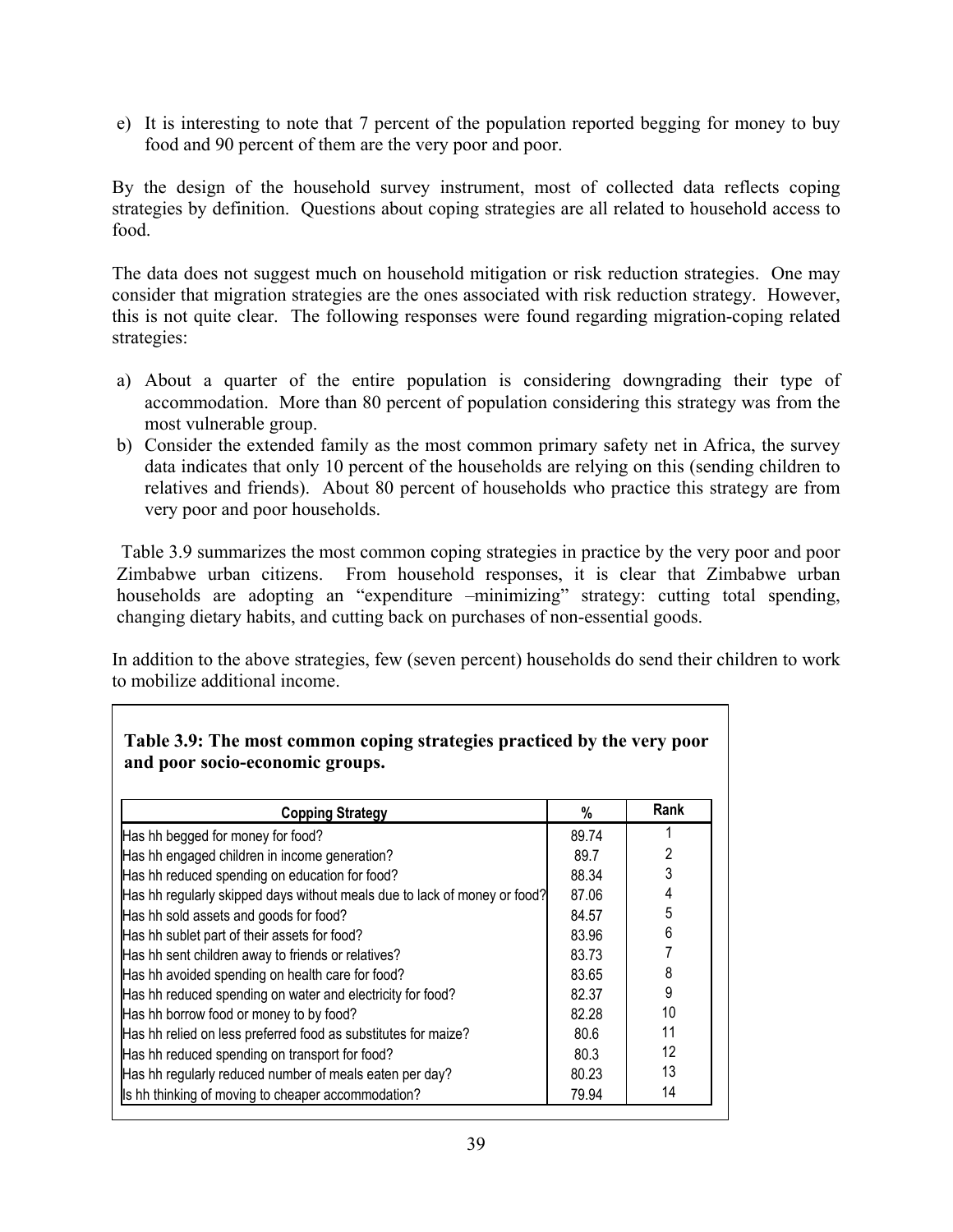e) It is interesting to note that 7 percent of the population reported begging for money to buy food and 90 percent of them are the very poor and poor.

By the design of the household survey instrument, most of collected data reflects coping strategies by definition. Questions about coping strategies are all related to household access to food.

The data does not suggest much on household mitigation or risk reduction strategies. One may consider that migration strategies are the ones associated with risk reduction strategy. However, this is not quite clear. The following responses were found regarding migration-coping related strategies:

a) About a quarter of the entire population is considering downgrading their type of accommodation. More than 80 percent of population considering this strategy was from the most vulnerable group.
b) Consider the extended family as the most common primary safety net in Africa, the survey data indicates that only 10 percent of the households are relying on this (sending children to relatives and friends). About 80 percent of households who practice this strategy are from very poor and poor households.

Table 3.9 summarizes the most common coping strategies in practice by the very poor and poor Zimbabwe urban citizens. From household responses, it is clear that Zimbabwe urban households are adopting an "expenditure –minimizing" strategy: cutting total spending, changing dietary habits, and cutting back on purchases of non-essential goods.

In addition to the above strategies, few (seven percent) households do send their children to work to mobilize additional income.

**Table 3.9: The most common coping strategies practiced by the very poor and poor socio-economic groups.**

| Copping Strategy | % | Rank |
|---|---|---|
| Has hh begged for money for food? | 89.74 | 1 |
| Has hh engaged children in income generation? | 89.7 | 2 |
| Has hh reduced spending on education for food? | 88.34 | 3 |
| Has hh regularly skipped days without meals due to lack of money or food? | 87.06 | 4 |
| Has hh sold assets and goods for food? | 84.57 | 5 |
| Has hh sublet part of their assets for food? | 83.96 | 6 |
| Has hh sent children away to friends or relatives? | 83.73 | 7 |
| Has hh avoided spending on health care for food? | 83.65 | 8 |
| Has hh reduced spending on water and electricity for food? | 82.37 | 9 |
| Has hh borrow food or money to by food? | 82.28 | 10 |
| Has hh relied on less preferred food as substitutes for maize? | 80.6 | 11 |
| Has hh reduced spending on transport for food? | 80.3 | 12 |
| Has hh regularly reduced number of meals eaten per day? | 80.23 | 13 |
| Is hh thinking of moving to cheaper accommodation? | 79.94 | 14 |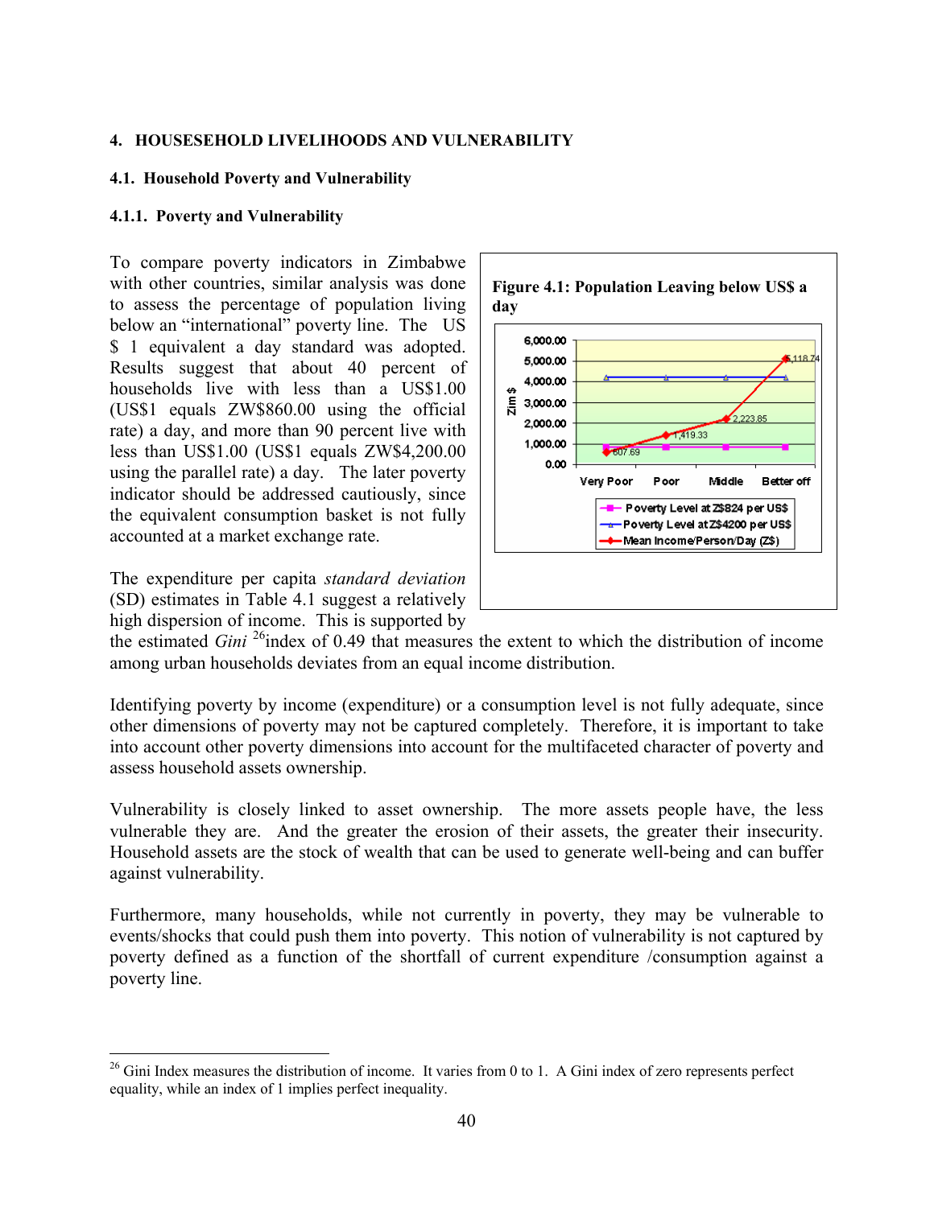### 4. HOUSESEHOLD LIVELIHOODS AND VULNERABILITY

#### 4.1. Household Poverty and Vulnerability

##### 4.1.1. Poverty and Vulnerability

To compare poverty indicators in Zimbabwe with other countries, similar analysis was done to assess the percentage of population living below an "international" poverty line. The US $ 1 equivalent a day standard was adopted. Results suggest that about 40 percent of households live with less than a US$1.00 (US$1 equals ZW$860.00 using the official rate) a day, and more than 90 percent live with less than US$1.00 (US$1 equals ZW$4,200.00 using the parallel rate) a day. The later poverty indicator should be addressed cautiously, since the equivalent consumption basket is not fully accounted at a market exchange rate.

**Figure 4.1: Population Leaving below US$ a day**

Zim $

6,000.00
5,000.00
4,000.00
3,000.00
2,000.00
1,000.00
0.00

Very Poor
Poor
Middle
Better off

607.69
1,419.33
2,223.85
5,118.74

Poverty Level at Z$824 per US$
Poverty Level at Z$4200 per US$
Mean Income/Person/Day (Z$)

The expenditure per capita *standard deviation* (SD) estimates in Table 4.1 suggest a relatively high dispersion of income. This is supported by the estimated *Gini* [26]index of 0.49 that measures the extent to which the distribution of income among urban households deviates from an equal income distribution.

Identifying poverty by income (expenditure) or a consumption level is not fully adequate, since other dimensions of poverty may not be captured completely. Therefore, it is important to take into account other poverty dimensions into account for the multifaceted character of poverty and assess household assets ownership.

Vulnerability is closely linked to asset ownership. The more assets people have, the less vulnerable they are. And the greater the erosion of their assets, the greater their insecurity. Household assets are the stock of wealth that can be used to generate well-being and can buffer against vulnerability.

Furthermore, many households, while not currently in poverty, they may be vulnerable to events/shocks that could push them into poverty. This notion of vulnerability is not captured by poverty defined as a function of the shortfall of current expenditure /consumption against a poverty line.

---

[26] Gini Index measures the distribution of income. It varies from 0 to 1. A Gini index of zero represents perfect equality, while an index of 1 implies perfect inequality.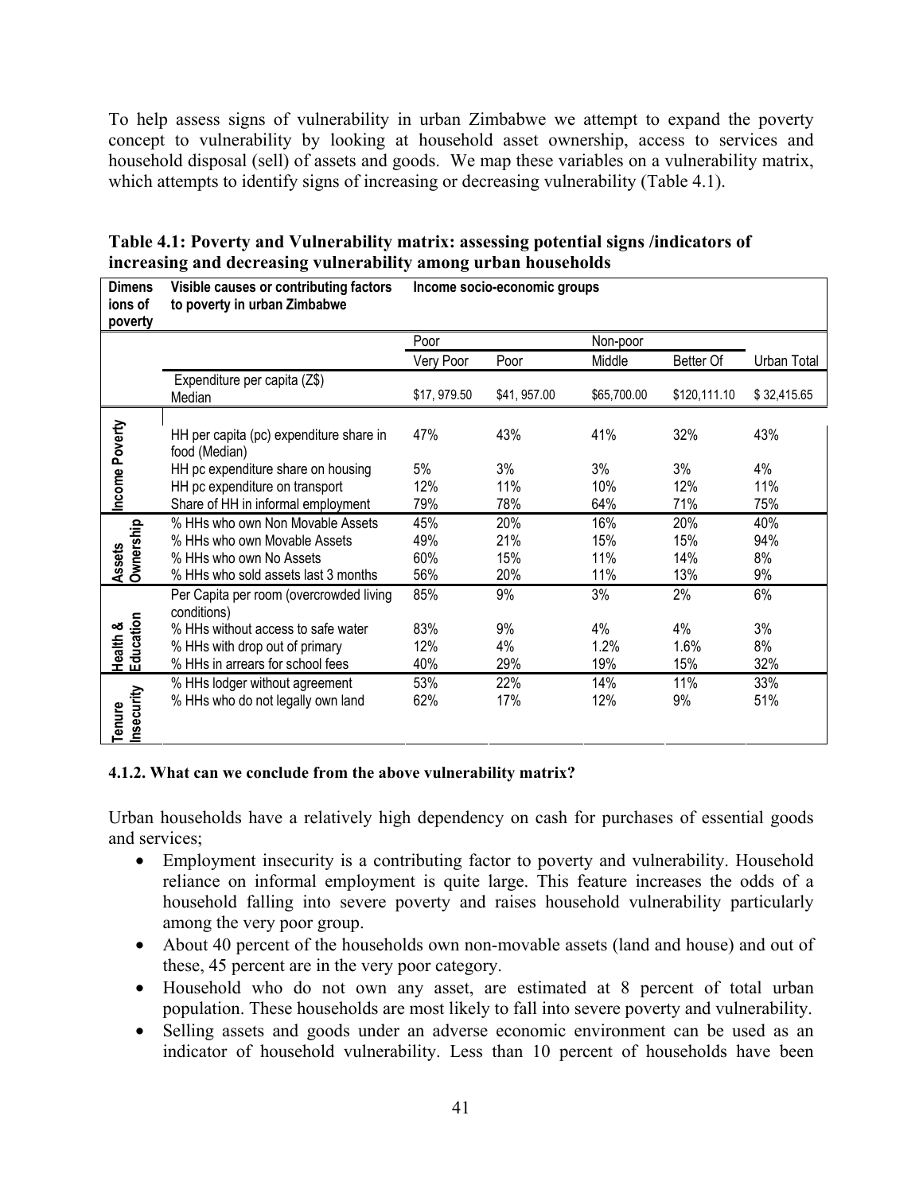To help assess signs of vulnerability in urban Zimbabwe we attempt to expand the poverty concept to vulnerability by looking at household asset ownership, access to services and household disposal (sell) of assets and goods. We map these variables on a vulnerability matrix, which attempts to identify signs of increasing or decreasing vulnerability (Table 4.1).

**Table 4.1: Poverty and Vulnerability matrix: assessing potential signs /indicators of increasing and decreasing vulnerability among urban households**

| Dimensions of poverty | Visible causes or contributing factors to poverty in urban Zimbabwe | Income socio-economic groups | | | | |
|---|---|---|---|---|---|---|
| | | Poor | | Non-poor | | |
| | | Very Poor | Poor | Middle | Better Of | Urban Total |
| | Expenditure per capita (Z$) Median | $17, 979.50 | $41, 957.00 | $65,700.00 | $120,111.10 | $ 32,415.65 |
| Income Poverty | HH per capita (pc) expenditure share in food (Median) | 47% | 43% | 41% | 32% | 43% |
| | HH pc expenditure share on housing | 5% | 3% | 3% | 3% | 4% |
| | HH pc expenditure on transport | 12% | 11% | 10% | 12% | 11% |
| | Share of HH in informal employment | 79% | 78% | 64% | 71% | 75% |
| Assets Ownership | % HHs who own Non Movable Assets | 45% | 20% | 16% | 20% | 40% |
| | % HHs who own Movable Assets | 49% | 21% | 15% | 15% | 94% |
| | % HHs who own No Assets | 60% | 15% | 11% | 14% | 8% |
| | % HHs who sold assets last 3 months | 56% | 20% | 11% | 13% | 9% |
| Health & Education | Per Capita per room (overcrowded living conditions) | 85% | 9% | 3% | 2% | 6% |
| | % HHs without access to safe water | 83% | 9% | 4% | 4% | 3% |
| | % HHs with drop out of primary | 12% | 4% | 1.2% | 1.6% | 8% |
| | % HHs in arrears for school fees | 40% | 29% | 19% | 15% | 32% |
| Tenure Insecurity | % HHs lodger without agreement | 53% | 22% | 14% | 11% | 33% |
| | % HHs who do not legally own land | 62% | 17% | 12% | 9% | 51% |

#### 4.1.2. What can we conclude from the above vulnerability matrix?

Urban households have a relatively high dependency on cash for purchases of essential goods and services;

- Employment insecurity is a contributing factor to poverty and vulnerability. Household reliance on informal employment is quite large. This feature increases the odds of a household falling into severe poverty and raises household vulnerability particularly among the very poor group.
- About 40 percent of the households own non-movable assets (land and house) and out of these, 45 percent are in the very poor category.
- Household who do not own any asset, are estimated at 8 percent of total urban population. These households are most likely to fall into severe poverty and vulnerability.
- Selling assets and goods under an adverse economic environment can be used as an indicator of household vulnerability. Less than 10 percent of households have been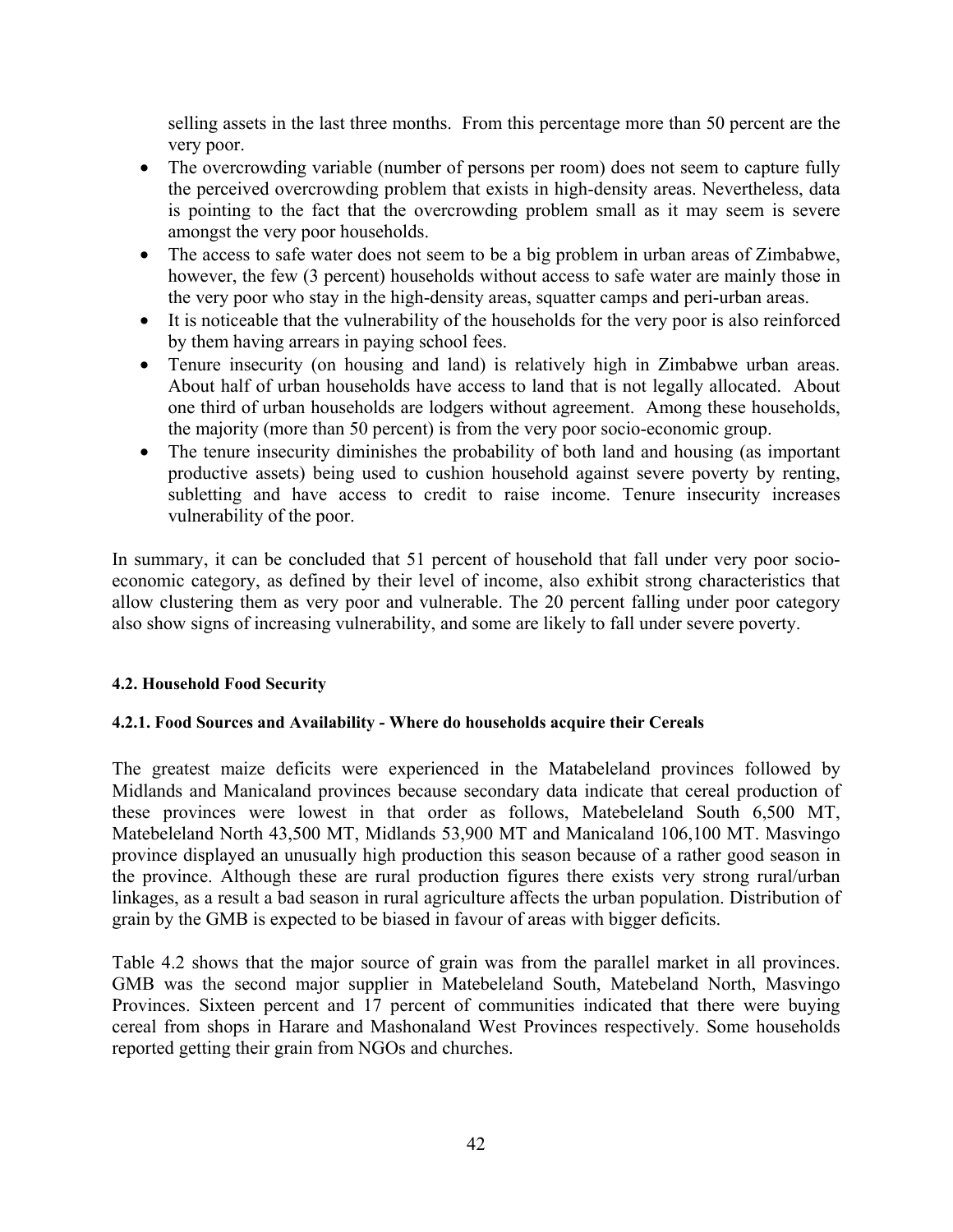selling assets in the last three months. From this percentage more than 50 percent are the very poor.

- The overcrowding variable (number of persons per room) does not seem to capture fully the perceived overcrowding problem that exists in high-density areas. Nevertheless, data is pointing to the fact that the overcrowding problem small as it may seem is severe amongst the very poor households.
- The access to safe water does not seem to be a big problem in urban areas of Zimbabwe, however, the few (3 percent) households without access to safe water are mainly those in the very poor who stay in the high-density areas, squatter camps and peri-urban areas.
- It is noticeable that the vulnerability of the households for the very poor is also reinforced by them having arrears in paying school fees.
- Tenure insecurity (on housing and land) is relatively high in Zimbabwe urban areas. About half of urban households have access to land that is not legally allocated. About one third of urban households are lodgers without agreement. Among these households, the majority (more than 50 percent) is from the very poor socio-economic group.
- The tenure insecurity diminishes the probability of both land and housing (as important productive assets) being used to cushion household against severe poverty by renting, subletting and have access to credit to raise income. Tenure insecurity increases vulnerability of the poor.

In summary, it can be concluded that 51 percent of household that fall under very poor socio-economic category, as defined by their level of income, also exhibit strong characteristics that allow clustering them as very poor and vulnerable. The 20 percent falling under poor category also show signs of increasing vulnerability, and some are likely to fall under severe poverty.

#### 4.2. Household Food Security

#### 4.2.1. Food Sources and Availability - Where do households acquire their Cereals

The greatest maize deficits were experienced in the Matabeleland provinces followed by Midlands and Manicaland provinces because secondary data indicate that cereal production of these provinces were lowest in that order as follows, Matebeleland South 6,500 MT, Matebeleland North 43,500 MT, Midlands 53,900 MT and Manicaland 106,100 MT. Masvingo province displayed an unusually high production this season because of a rather good season in the province. Although these are rural production figures there exists very strong rural/urban linkages, as a result a bad season in rural agriculture affects the urban population. Distribution of grain by the GMB is expected to be biased in favour of areas with bigger deficits.

Table 4.2 shows that the major source of grain was from the parallel market in all provinces. GMB was the second major supplier in Matebeleland South, Matebeland North, Masvingo Provinces. Sixteen percent and 17 percent of communities indicated that there were buying cereal from shops in Harare and Mashonaland West Provinces respectively. Some households reported getting their grain from NGOs and churches.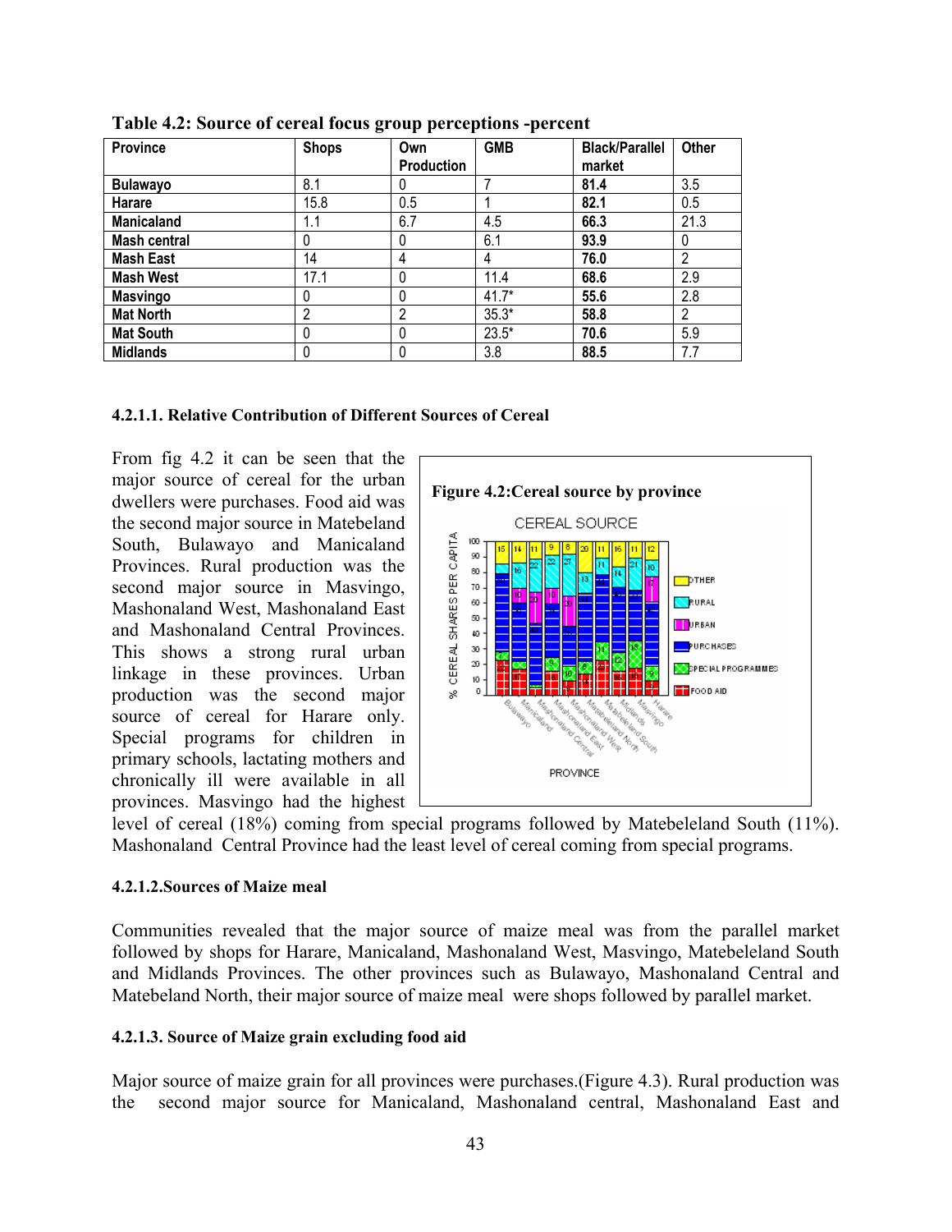**Table 4.2: Source of cereal focus group perceptions -percent**

| Province | Shops | Own Production | GMB | Black/Parallel market | Other |
|---|---|---|---|---|---|
| **Bulawayo** | 8.1 | 0 | 7 | **81.4** | 3.5 |
| **Harare** | 15.8 | 0.5 | 1 | **82.1** | 0.5 |
| **Manicaland** | 1.1 | 6.7 | 4.5 | **66.3** | 21.3 |
| **Mash central** | 0 | 0 | 6.1 | **93.9** | 0 |
| **Mash East** | 14 | 4 | 4 | **76.0** | 2 |
| **Mash West** | 17.1 | 0 | 11.4 | **68.6** | 2.9 |
| **Masvingo** | 0 | 0 | 41.7* | **55.6** | 2.8 |
| **Mat North** | 2 | 2 | 35.3* | **58.8** | 2 |
| **Mat South** | 0 | 0 | 23.5* | **70.6** | 5.9 |
| **Midlands** | 0 | 0 | 3.8 | **88.5** | 7.7 |

#### 4.2.1.1. Relative Contribution of Different Sources of Cereal

**Figure 4.2:Cereal source by province**

CEREAL SOURCE

% CEREAL SHARES PER CAPITA

OTHER
RURAL
URBAN
PURCHASES
SPECIAL PROGRAMMES
FOOD AID

Bulawayo, Manicaland, Mashonaland Central, Mashonaland East, Mashonaland West, Matebeleland North, Matebeleland South, Midlands, Masvingo, Harare

PROVINCE

From fig 4.2 it can be seen that the major source of cereal for the urban dwellers were purchases. Food aid was the second major source in Matebeland South, Bulawayo and Manicaland Provinces. Rural production was the second major source in Masvingo, Mashonaland West, Mashonaland East and Mashonaland Central Provinces. This shows a strong rural urban linkage in these provinces. Urban production was the second major source of cereal for Harare only. Special programs for children in primary schools, lactating mothers and chronically ill were available in all provinces. Masvingo had the highest level of cereal (18%) coming from special programs followed by Matebeleland South (11%). Mashonaland Central Province had the least level of cereal coming from special programs.

#### 4.2.1.2.Sources of Maize meal

Communities revealed that the major source of maize meal was from the parallel market followed by shops for Harare, Manicaland, Mashonaland West, Masvingo, Matebeleland South and Midlands Provinces. The other provinces such as Bulawayo, Mashonaland Central and Matebeland North, their major source of maize meal were shops followed by parallel market.

#### 4.2.1.3. Source of Maize grain excluding food aid

Major source of maize grain for all provinces were purchases.(Figure 4.3). Rural production was the second major source for Manicaland, Mashonaland central, Mashonaland East and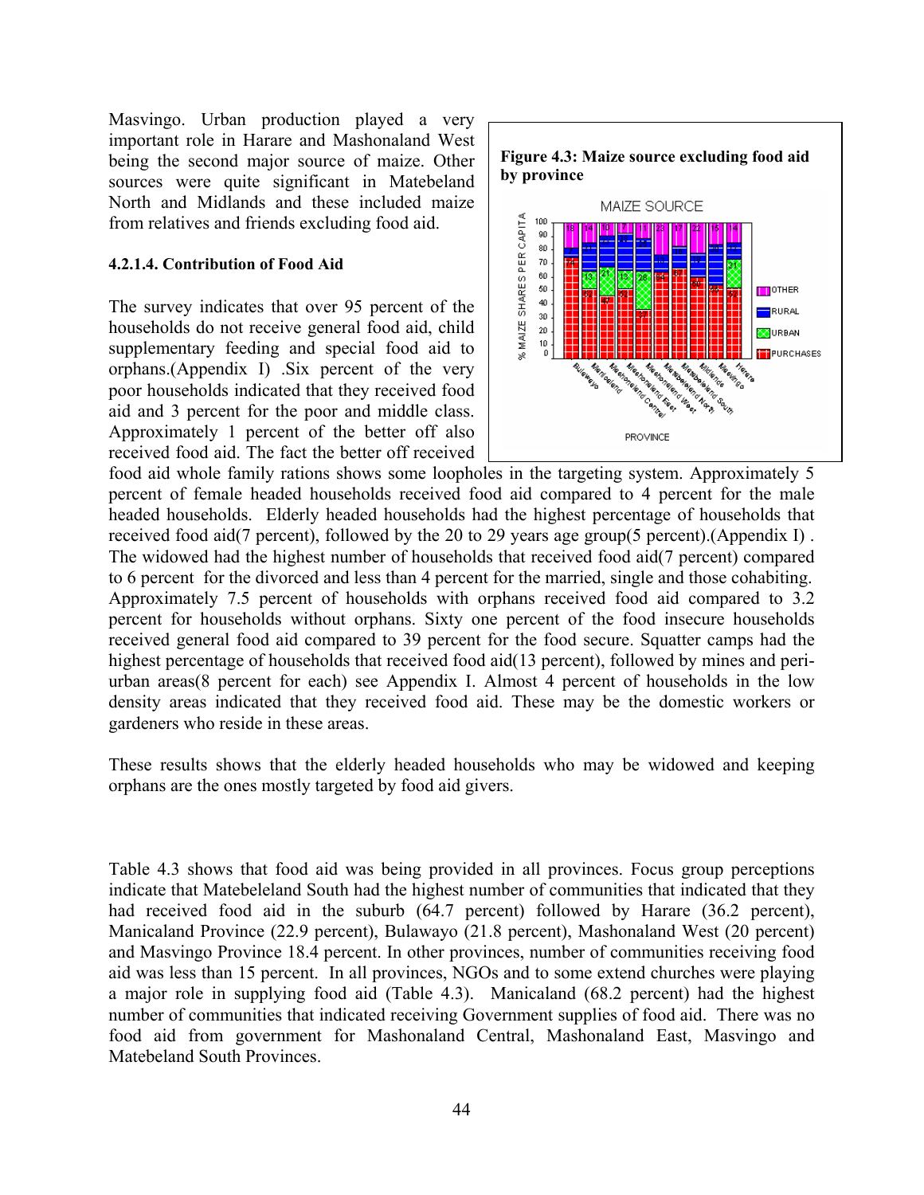Masvingo. Urban production played a very important role in Harare and Mashonaland West being the second major source of maize. Other sources were quite significant in Matebeland North and Midlands and these included maize from relatives and friends excluding food aid.

**Figure 4.3: Maize source excluding food aid by province**

MAIZE SOURCE

% MAIZE SHARES PER CAPITA

100
90
80
70
60
50
40
30
20
10
0

OTHER
RURAL
URBAN
PURCHASES

Bulawayo
Manicaland
Mashonaland Central
Mashonaland East
Mashonaland West
Matebeleland North
Matebeleland South
Midlands
Masvingo
Harare

PROVINCE

#### 4.2.1.4. Contribution of Food Aid

The survey indicates that over 95 percent of the households do not receive general food aid, child supplementary feeding and special food aid to orphans.(Appendix I) .Six percent of the very poor households indicated that they received food aid and 3 percent for the poor and middle class. Approximately 1 percent of the better off also received food aid. The fact the better off received food aid whole family rations shows some loopholes in the targeting system. Approximately 5 percent of female headed households received food aid compared to 4 percent for the male headed households. Elderly headed households had the highest percentage of households that received food aid(7 percent), followed by the 20 to 29 years age group(5 percent).(Appendix I) . The widowed had the highest number of households that received food aid(7 percent) compared to 6 percent for the divorced and less than 4 percent for the married, single and those cohabiting. Approximately 7.5 percent of households with orphans received food aid compared to 3.2 percent for households without orphans. Sixty one percent of the food insecure households received general food aid compared to 39 percent for the food secure. Squatter camps had the highest percentage of households that received food aid(13 percent), followed by mines and peri-urban areas(8 percent for each) see Appendix I. Almost 4 percent of households in the low density areas indicated that they received food aid. These may be the domestic workers or gardeners who reside in these areas.

These results shows that the elderly headed households who may be widowed and keeping orphans are the ones mostly targeted by food aid givers.

Table 4.3 shows that food aid was being provided in all provinces. Focus group perceptions indicate that Matebeleland South had the highest number of communities that indicated that they had received food aid in the suburb (64.7 percent) followed by Harare (36.2 percent), Manicaland Province (22.9 percent), Bulawayo (21.8 percent), Mashonaland West (20 percent) and Masvingo Province 18.4 percent. In other provinces, number of communities receiving food aid was less than 15 percent. In all provinces, NGOs and to some extend churches were playing a major role in supplying food aid (Table 4.3). Manicaland (68.2 percent) had the highest number of communities that indicated receiving Government supplies of food aid. There was no food aid from government for Mashonaland Central, Mashonaland East, Masvingo and Matebeland South Provinces.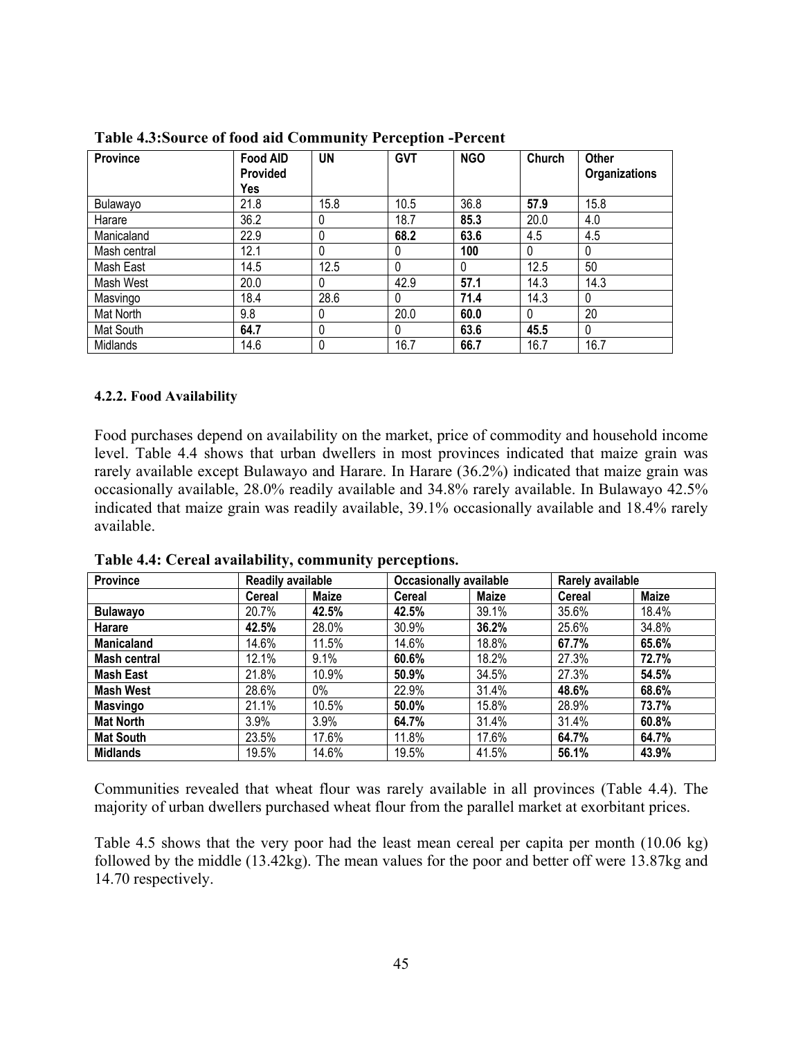**Table 4.3:Source of food aid Community Perception -Percent**

| Province | Food AID Provided Yes | UN | GVT | NGO | Church | Other Organizations |
|---|---|---|---|---|---|---|
| Bulawayo | 21.8 | 15.8 | 10.5 | 36.8 | **57.9** | 15.8 |
| Harare | 36.2 | 0 | 18.7 | **85.3** | 20.0 | 4.0 |
| Manicaland | 22.9 | 0 | **68.2** | **63.6** | 4.5 | 4.5 |
| Mash central | 12.1 | 0 | 0 | **100** | 0 | 0 |
| Mash East | 14.5 | 12.5 | 0 | 0 | 12.5 | 50 |
| Mash West | 20.0 | 0 | 42.9 | **57.1** | 14.3 | 14.3 |
| Masvingo | 18.4 | 28.6 | 0 | **71.4** | 14.3 | 0 |
| Mat North | 9.8 | 0 | 20.0 | **60.0** | 0 | 20 |
| Mat South | **64.7** | 0 | 0 | **63.6** | **45.5** | 0 |
| Midlands | 14.6 | 0 | 16.7 | **66.7** | 16.7 | 16.7 |

#### 4.2.2. Food Availability

Food purchases depend on availability on the market, price of commodity and household income level. Table 4.4 shows that urban dwellers in most provinces indicated that maize grain was rarely available except Bulawayo and Harare. In Harare (36.2%) indicated that maize grain was occasionally available, 28.0% readily available and 34.8% rarely available. In Bulawayo 42.5% indicated that maize grain was readily available, 39.1% occasionally available and 18.4% rarely available.

**Table 4.4: Cereal availability, community perceptions.**

| Province | Readily available | | Occasionally available | | Rarely available | |
|---|---|---|---|---|---|---|
| | Cereal | Maize | Cereal | Maize | Cereal | Maize |
| **Bulawayo** | 20.7% | **42.5%** | **42.5%** | 39.1% | 35.6% | 18.4% |
| **Harare** | **42.5%** | 28.0% | 30.9% | **36.2%** | 25.6% | 34.8% |
| **Manicaland** | 14.6% | 11.5% | 14.6% | 18.8% | **67.7%** | **65.6%** |
| **Mash central** | 12.1% | 9.1% | **60.6%** | 18.2% | 27.3% | **72.7%** |
| **Mash East** | 21.8% | 10.9% | **50.9%** | 34.5% | 27.3% | **54.5%** |
| **Mash West** | 28.6% | 0% | 22.9% | 31.4% | **48.6%** | **68.6%** |
| **Masvingo** | 21.1% | 10.5% | **50.0%** | 15.8% | 28.9% | **73.7%** |
| **Mat North** | 3.9% | 3.9% | **64.7%** | 31.4% | 31.4% | **60.8%** |
| **Mat South** | 23.5% | 17.6% | 11.8% | 17.6% | **64.7%** | **64.7%** |
| **Midlands** | 19.5% | 14.6% | 19.5% | 41.5% | **56.1%** | **43.9%** |

Communities revealed that wheat flour was rarely available in all provinces (Table 4.4). The majority of urban dwellers purchased wheat flour from the parallel market at exorbitant prices.

Table 4.5 shows that the very poor had the least mean cereal per capita per month (10.06 kg) followed by the middle (13.42kg). The mean values for the poor and better off were 13.87kg and 14.70 respectively.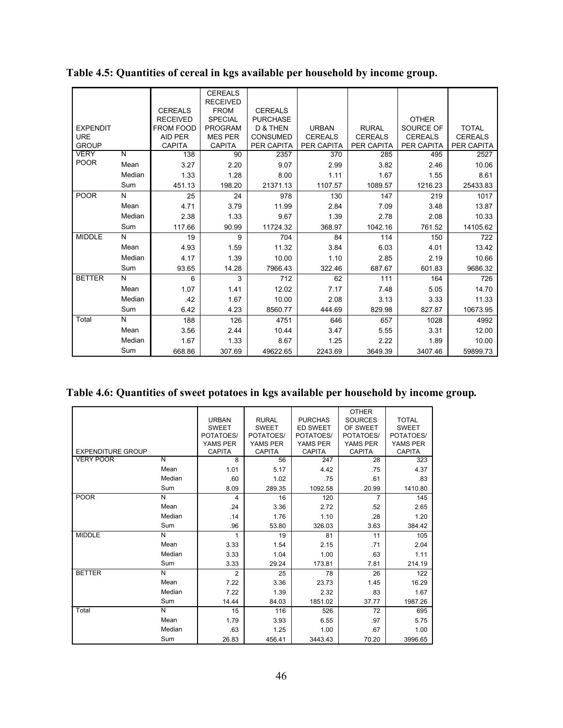**Table 4.5: Quantities of cereal in kgs available per household by income group.**

| EXPENDITURE GROUP | | CEREALS RECEIVED FROM FOOD AID PER CAPITA | CEREALS RECEIVED FROM SPECIAL PROGRAMMES PER CAPITA | CEREALS PURCHASED & THEN CONSUMED PER CAPITA | URBAN CEREALS PER CAPITA | RURAL CEREALS PER CAPITA | OTHER SOURCE OF CEREALS PER CAPITA | TOTAL CEREALS PER CAPITA |
|---|---|---|---|---|---|---|---|---|
| VERY POOR | N | 138 | 90 | 2357 | 370 | 285 | 495 | 2527 |
| | Mean | 3.27 | 2.20 | 9.07 | 2.99 | 3.82 | 2.46 | 10.06 |
| | Median | 1.33 | 1.28 | 8.00 | 1.11 | 1.67 | 1.55 | 8.61 |
| | Sum | 451.13 | 198.20 | 21371.13 | 1107.57 | 1089.57 | 1216.23 | 25433.83 |
| POOR | N | 25 | 24 | 978 | 130 | 147 | 219 | 1017 |
| | Mean | 4.71 | 3.79 | 11.99 | 2.84 | 7.09 | 3.48 | 13.87 |
| | Median | 2.38 | 1.33 | 9.67 | 1.39 | 2.78 | 2.08 | 10.33 |
| | Sum | 117.66 | 90.99 | 11724.32 | 368.97 | 1042.16 | 761.52 | 14105.62 |
| MIDDLE | N | 19 | 9 | 704 | 84 | 114 | 150 | 722 |
| | Mean | 4.93 | 1.59 | 11.32 | 3.84 | 6.03 | 4.01 | 13.42 |
| | Median | 4.17 | 1.39 | 10.00 | 1.10 | 2.85 | 2.19 | 10.66 |
| | Sum | 93.65 | 14.28 | 7966.43 | 322.46 | 687.67 | 601.83 | 9686.32 |
| BETTER | N | 6 | 3 | 712 | 62 | 111 | 164 | 726 |
| | Mean | 1.07 | 1.41 | 12.02 | 7.17 | 7.48 | 5.05 | 14.70 |
| | Median | .42 | 1.67 | 10.00 | 2.08 | 3.13 | 3.33 | 11.33 |
| | Sum | 6.42 | 4.23 | 8560.77 | 444.69 | 829.98 | 827.87 | 10673.95 |
| Total | N | 188 | 126 | 4751 | 646 | 657 | 1028 | 4992 |
| | Mean | 3.56 | 2.44 | 10.44 | 3.47 | 5.55 | 3.31 | 12.00 |
| | Median | 1.67 | 1.33 | 8.67 | 1.25 | 2.22 | 1.89 | 10.00 |
| | Sum | 668.86 | 307.69 | 49622.65 | 2243.69 | 3649.39 | 3407.46 | 59899.73 |

**Table 4.6: Quantities of sweet potatoes in kgs available per household by income group.**

| EXPENDITURE GROUP | | URBAN SWEET POTATOES/ YAMS PER CAPITA | RURAL SWEET POTATOES/ YAMS PER CAPITA | PURCHASED SWEET POTATOES/ YAMS PER CAPITA | OTHER SOURCES OF SWEET POTATOES/ YAMS PER CAPITA | TOTAL SWEET POTATOES/ YAMS PER CAPITA |
|---|---|---|---|---|---|---|
| VERY POOR | N | 8 | 56 | 247 | 28 | 323 |
| | Mean | 1.01 | 5.17 | 4.42 | .75 | 4.37 |
| | Median | .60 | 1.02 | .75 | .61 | .83 |
| | Sum | 8.09 | 289.35 | 1092.58 | 20.99 | 1410.80 |
| POOR | N | 4 | 16 | 120 | 7 | 145 |
| | Mean | .24 | 3.36 | 2.72 | .52 | 2.65 |
| | Median | .14 | 1.76 | 1.10 | .28 | 1.20 |
| | Sum | .96 | 53.80 | 326.03 | 3.63 | 384.42 |
| MIDDLE | N | 1 | 19 | 81 | 11 | 105 |
| | Mean | 3.33 | 1.54 | 2.15 | .71 | 2.04 |
| | Median | 3.33 | 1.04 | 1.00 | .63 | 1.11 |
| | Sum | 3.33 | 29.24 | 173.81 | 7.81 | 214.19 |
| BETTER | N | 2 | 25 | 78 | 26 | 122 |
| | Mean | 7.22 | 3.36 | 23.73 | 1.45 | 16.29 |
| | Median | 7.22 | 1.39 | 2.32 | .83 | 1.67 |
| | Sum | 14.44 | 84.03 | 1851.02 | 37.77 | 1987.26 |
| Total | N | 15 | 116 | 526 | 72 | 695 |
| | Mean | 1.79 | 3.93 | 6.55 | .97 | 5.75 |
| | Median | .63 | 1.25 | 1.00 | .67 | 1.00 |
| | Sum | 26.83 | 456.41 | 3443.43 | 70.20 | 3996.65 |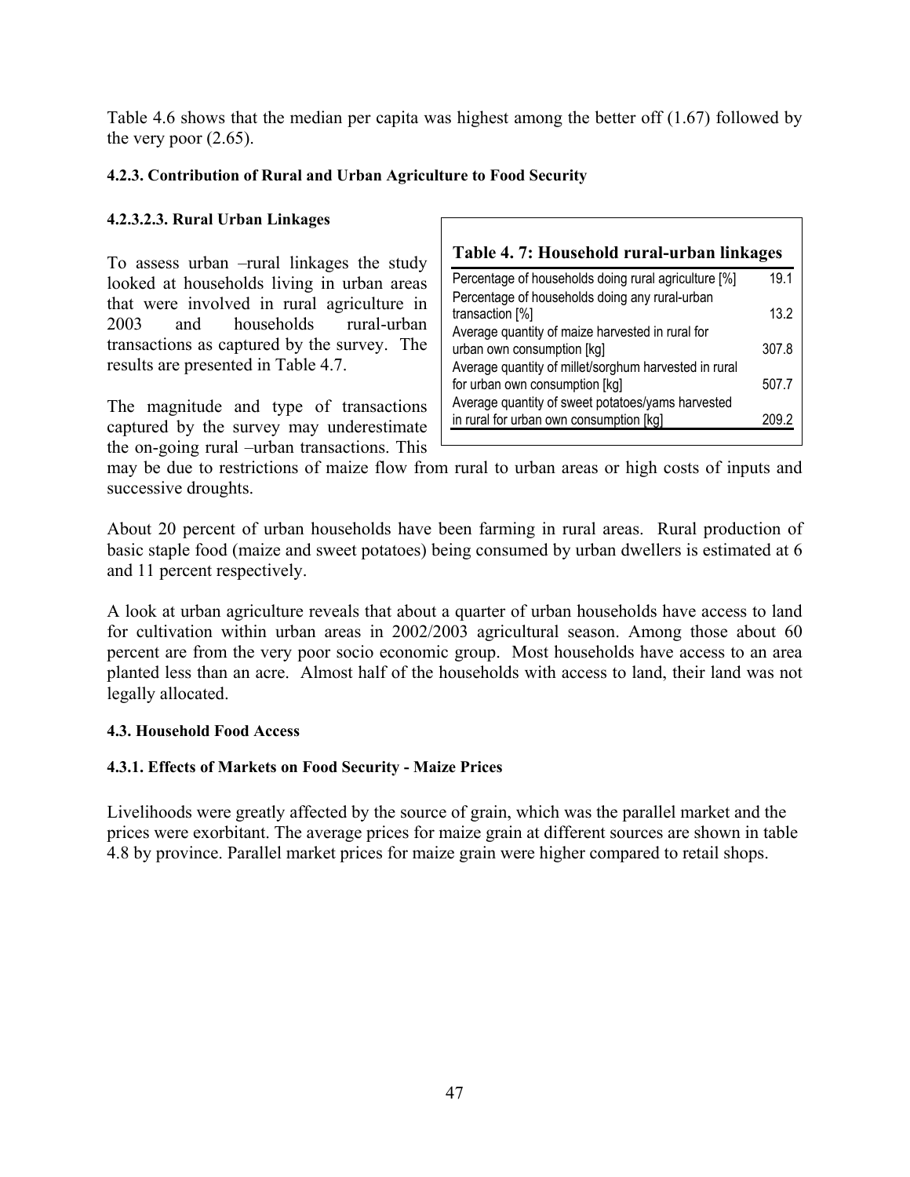Table 4.6 shows that the median per capita was highest among the better off (1.67) followed by the very poor (2.65).

#### 4.2.3. Contribution of Rural and Urban Agriculture to Food Security

#### 4.2.3.2.3. Rural Urban Linkages

To assess urban –rural linkages the study looked at households living in urban areas that were involved in rural agriculture in 2003 and households rural-urban transactions as captured by the survey. The results are presented in Table 4.7.

**Table 4. 7: Household rural-urban linkages**

| | |
|---|---|
| Percentage of households doing rural agriculture [%] | 19.1 |
| Percentage of households doing any rural-urban transaction [%] | 13.2 |
| Average quantity of maize harvested in rural for urban own consumption [kg] | 307.8 |
| Average quantity of millet/sorghum harvested in rural for urban own consumption [kg] | 507.7 |
| Average quantity of sweet potatoes/yams harvested in rural for urban own consumption [kg] | 209.2 |

The magnitude and type of transactions captured by the survey may underestimate the on-going rural –urban transactions. This may be due to restrictions of maize flow from rural to urban areas or high costs of inputs and successive droughts.

About 20 percent of urban households have been farming in rural areas. Rural production of basic staple food (maize and sweet potatoes) being consumed by urban dwellers is estimated at 6 and 11 percent respectively.

A look at urban agriculture reveals that about a quarter of urban households have access to land for cultivation within urban areas in 2002/2003 agricultural season. Among those about 60 percent are from the very poor socio economic group. Most households have access to an area planted less than an acre. Almost half of the households with access to land, their land was not legally allocated.

### 4.3. Household Food Access

#### 4.3.1. Effects of Markets on Food Security - Maize Prices

Livelihoods were greatly affected by the source of grain, which was the parallel market and the prices were exorbitant. The average prices for maize grain at different sources are shown in table 4.8 by province. Parallel market prices for maize grain were higher compared to retail shops.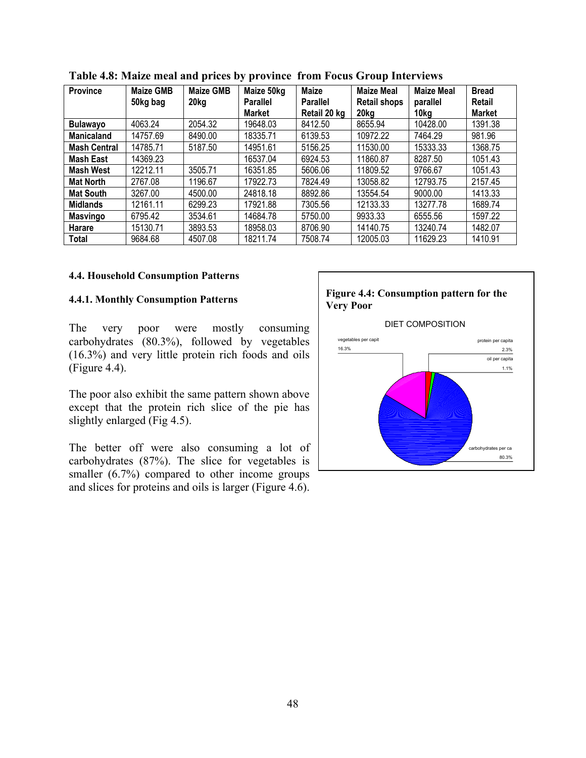**Table 4.8: Maize meal and prices by province from Focus Group Interviews**

| Province | Maize GMB 50kg bag | Maize GMB 20kg | Maize 50kg Parallel Market | Maize Parallel Retail 20 kg | Maize Meal Retail shops 20kg | Maize Meal parallel 10kg | Bread Retail Market |
|---|---|---|---|---|---|---|---|
| **Bulawayo** | 4063.24 | 2054.32 | 19648.03 | 8412.50 | 8655.94 | 10428.00 | 1391.38 |
| **Manicaland** | 14757.69 | 8490.00 | 18335.71 | 6139.53 | 10972.22 | 7464.29 | 981.96 |
| **Mash Central** | 14785.71 | 5187.50 | 14951.61 | 5156.25 | 11530.00 | 15333.33 | 1368.75 |
| **Mash East** | 14369.23 | | 16537.04 | 6924.53 | 11860.87 | 8287.50 | 1051.43 |
| **Mash West** | 12212.11 | 3505.71 | 16351.85 | 5606.06 | 11809.52 | 9766.67 | 1051.43 |
| **Mat North** | 2767.08 | 1196.67 | 17922.73 | 7824.49 | 13058.82 | 12793.75 | 2157.45 |
| **Mat South** | 3267.00 | 4500.00 | 24818.18 | 8892.86 | 13554.54 | 9000.00 | 1413.33 |
| **Midlands** | 12161.11 | 6299.23 | 17921.88 | 7305.56 | 12133.33 | 13277.78 | 1689.74 |
| **Masvingo** | 6795.42 | 3534.61 | 14684.78 | 5750.00 | 9933.33 | 6555.56 | 1597.22 |
| **Harare** | 15130.71 | 3893.53 | 18958.03 | 8706.90 | 14140.75 | 13240.74 | 1482.07 |
| **Total** | 9684.68 | 4507.08 | 18211.74 | 7508.74 | 12005.03 | 11629.23 | 1410.91 |

### 4.4. Household Consumption Patterns

#### 4.4.1. Monthly Consumption Patterns

The very poor were mostly consuming carbohydrates (80.3%), followed by vegetables (16.3%) and very little protein rich foods and oils (Figure 4.4).

The poor also exhibit the same pattern shown above except that the protein rich slice of the pie has slightly enlarged (Fig 4.5).

The better off were also consuming a lot of carbohydrates (87%). The slice for vegetables is smaller (6.7%) compared to other income groups and slices for proteins and oils is larger (Figure 4.6).

**Figure 4.4: Consumption pattern for the Very Poor**

DIET COMPOSITION

vegetables per capit
16.3%

protein per capita
2.3%

oil per capita
1.1%

carbohydrates per ca
80.3%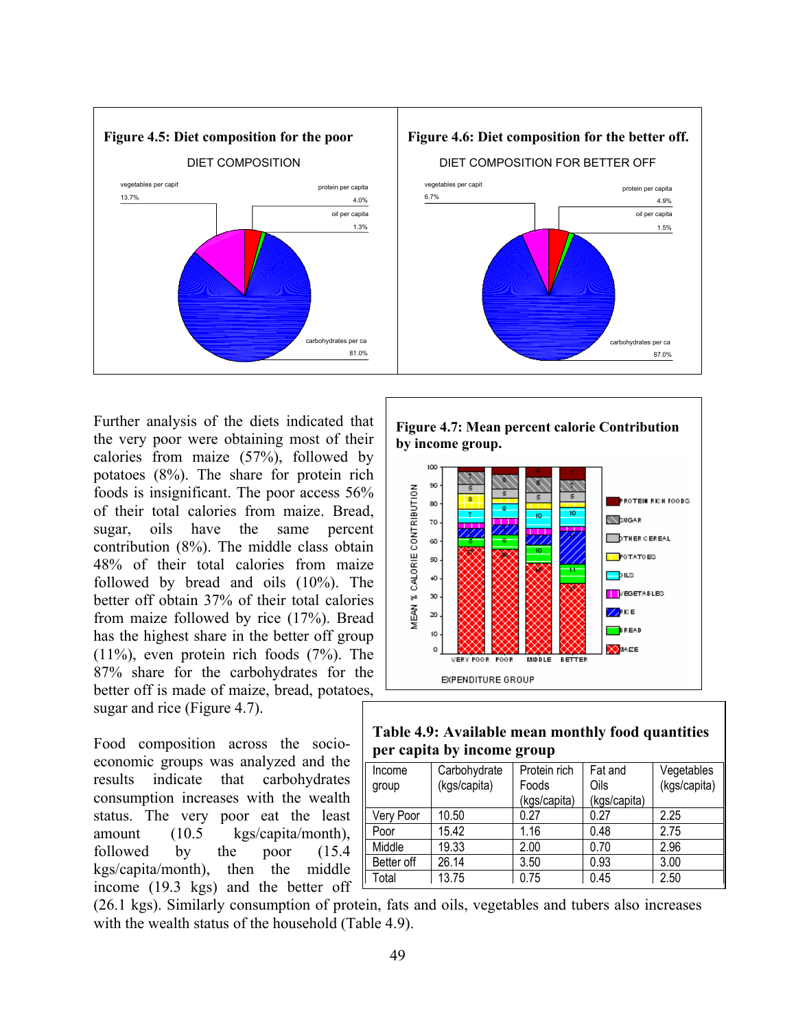**Figure 4.5: Diet composition for the poor**

DIET COMPOSITION

vegetables per capit
13.7%

protein per capita
4.0%

oil per capita
1.3%

carbohydrates per ca
81.0%

**Figure 4.6: Diet composition for the better off.**

DIET COMPOSITION FOR BETTER OFF

vegetables per capit
6.7%

protein per capita
4.9%

oil per capita
1.5%

carbohydrates per ca
87.0%

Further analysis of the diets indicated that the very poor were obtaining most of their calories from maize (57%), followed by potatoes (8%). The share for protein rich foods is insignificant. The poor access 56% of their total calories from maize. Bread, sugar, oils have the same percent contribution (8%). The middle class obtain 48% of their total calories from maize followed by bread and oils (10%). The better off obtain 37% of their total calories from maize followed by rice (17%). Bread has the highest share in the better off group (11%), even protein rich foods (7%). The 87% share for the carbohydrates for the better off is made of maize, bread, potatoes, sugar and rice (Figure 4.7).

**Figure 4.7: Mean percent calorie Contribution by income group.**

MEAN % CALORIE CONTRIBUTION

VERY POOR POOR MIDDLE BETTER

EXPENDITURE GROUP

PROTEIN RICH FOODS
SUGAR
OTHER CEREAL
POTATOES
OILS
VEGETABLES
RICE
BREAD
MAIZE

Food composition across the socio-economic groups was analyzed and the results indicate that carbohydrates consumption increases with the wealth status. The very poor eat the least amount (10.5 kgs/capita/month), followed by the poor (15.4 kgs/capita/month), then the middle income (19.3 kgs) and the better off (26.1 kgs). Similarly consumption of protein, fats and oils, vegetables and tubers also increases with the wealth status of the household (Table 4.9).

**Table 4.9: Available mean monthly food quantities per capita by income group**

| Income group | Carbohydrate (kgs/capita) | Protein rich Foods (kgs/capita) | Fat and Oils (kgs/capita) | Vegetables (kgs/capita) |
|---|---|---|---|---|
| Very Poor | 10.50 | 0.27 | 0.27 | 2.25 |
| Poor | 15.42 | 1.16 | 0.48 | 2.75 |
| Middle | 19.33 | 2.00 | 0.70 | 2.96 |
| Better off | 26.14 | 3.50 | 0.93 | 3.00 |
| Total | 13.75 | 0.75 | 0.45 | 2.50 |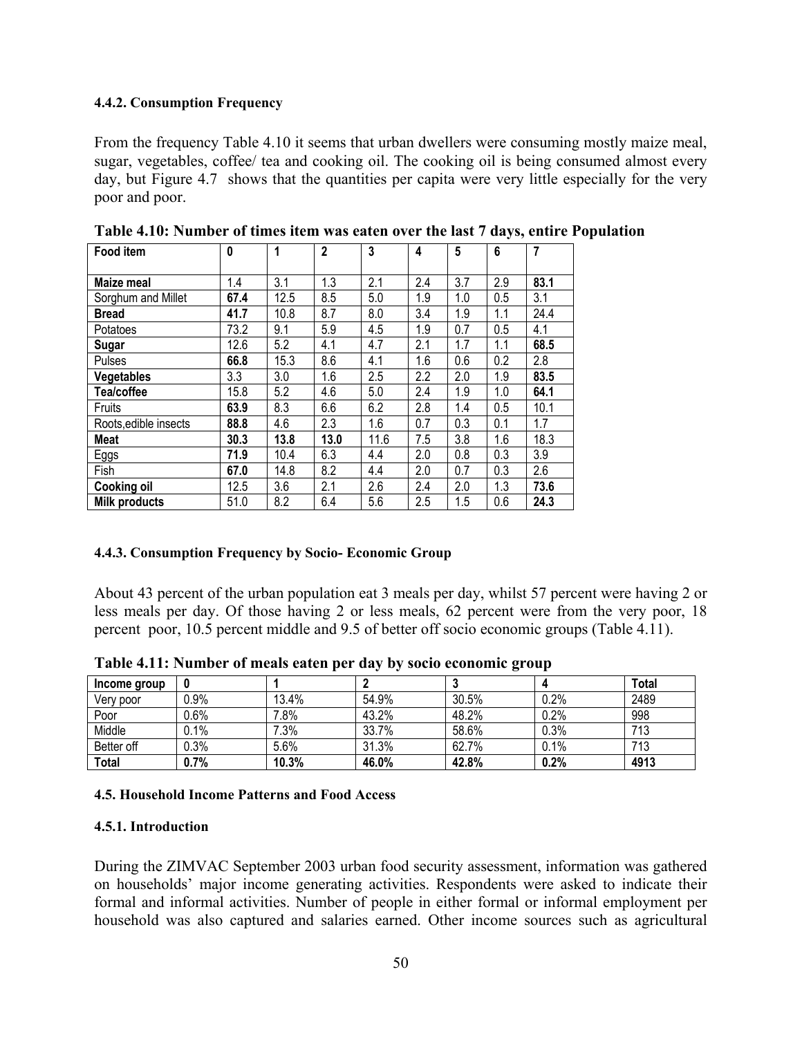#### 4.4.2. Consumption Frequency

From the frequency Table 4.10 it seems that urban dwellers were consuming mostly maize meal, sugar, vegetables, coffee/ tea and cooking oil. The cooking oil is being consumed almost every day, but Figure 4.7 shows that the quantities per capita were very little especially for the very poor and poor.

**Table 4.10: Number of times item was eaten over the last 7 days, entire Population**

| Food item | 0 | 1 | 2 | 3 | 4 | 5 | 6 | 7 |
|---|---|---|---|---|---|---|---|---|
| **Maize meal** | 1.4 | 3.1 | 1.3 | 2.1 | 2.4 | 3.7 | 2.9 | **83.1** |
| Sorghum and Millet | **67.4** | 12.5 | 8.5 | 5.0 | 1.9 | 1.0 | 0.5 | 3.1 |
| **Bread** | **41.7** | 10.8 | 8.7 | 8.0 | 3.4 | 1.9 | 1.1 | 24.4 |
| Potatoes | 73.2 | 9.1 | 5.9 | 4.5 | 1.9 | 0.7 | 0.5 | 4.1 |
| **Sugar** | 12.6 | 5.2 | 4.1 | 4.7 | 2.1 | 1.7 | 1.1 | **68.5** |
| Pulses | **66.8** | 15.3 | 8.6 | 4.1 | 1.6 | 0.6 | 0.2 | 2.8 |
| **Vegetables** | 3.3 | 3.0 | 1.6 | 2.5 | 2.2 | 2.0 | 1.9 | **83.5** |
| **Tea/coffee** | 15.8 | 5.2 | 4.6 | 5.0 | 2.4 | 1.9 | 1.0 | **64.1** |
| Fruits | **63.9** | 8.3 | 6.6 | 6.2 | 2.8 | 1.4 | 0.5 | 10.1 |
| Roots,edible insects | **88.8** | 4.6 | 2.3 | 1.6 | 0.7 | 0.3 | 0.1 | 1.7 |
| **Meat** | **30.3** | **13.8** | **13.0** | 11.6 | 7.5 | 3.8 | 1.6 | 18.3 |
| Eggs | **71.9** | 10.4 | 6.3 | 4.4 | 2.0 | 0.8 | 0.3 | 3.9 |
| Fish | **67.0** | 14.8 | 8.2 | 4.4 | 2.0 | 0.7 | 0.3 | 2.6 |
| **Cooking oil** | 12.5 | 3.6 | 2.1 | 2.6 | 2.4 | 2.0 | 1.3 | **73.6** |
| **Milk products** | 51.0 | 8.2 | 6.4 | 5.6 | 2.5 | 1.5 | 0.6 | **24.3** |

#### 4.4.3. Consumption Frequency by Socio- Economic Group

About 43 percent of the urban population eat 3 meals per day, whilst 57 percent were having 2 or less meals per day. Of those having 2 or less meals, 62 percent were from the very poor, 18 percent poor, 10.5 percent middle and 9.5 of better off socio economic groups (Table 4.11).

**Table 4.11: Number of meals eaten per day by socio economic group**

| Income group | 0 | 1 | 2 | 3 | 4 | Total |
|---|---|---|---|---|---|---|
| Very poor | 0.9% | 13.4% | 54.9% | 30.5% | 0.2% | 2489 |
| Poor | 0.6% | 7.8% | 43.2% | 48.2% | 0.2% | 998 |
| Middle | 0.1% | 7.3% | 33.7% | 58.6% | 0.3% | 713 |
| Better off | 0.3% | 5.6% | 31.3% | 62.7% | 0.1% | 713 |
| **Total** | **0.7%** | **10.3%** | **46.0%** | **42.8%** | **0.2%** | **4913** |

### 4.5. Household Income Patterns and Food Access

#### 4.5.1. Introduction

During the ZIMVAC September 2003 urban food security assessment, information was gathered on households' major income generating activities. Respondents were asked to indicate their formal and informal activities. Number of people in either formal or informal employment per household was also captured and salaries earned. Other income sources such as agricultural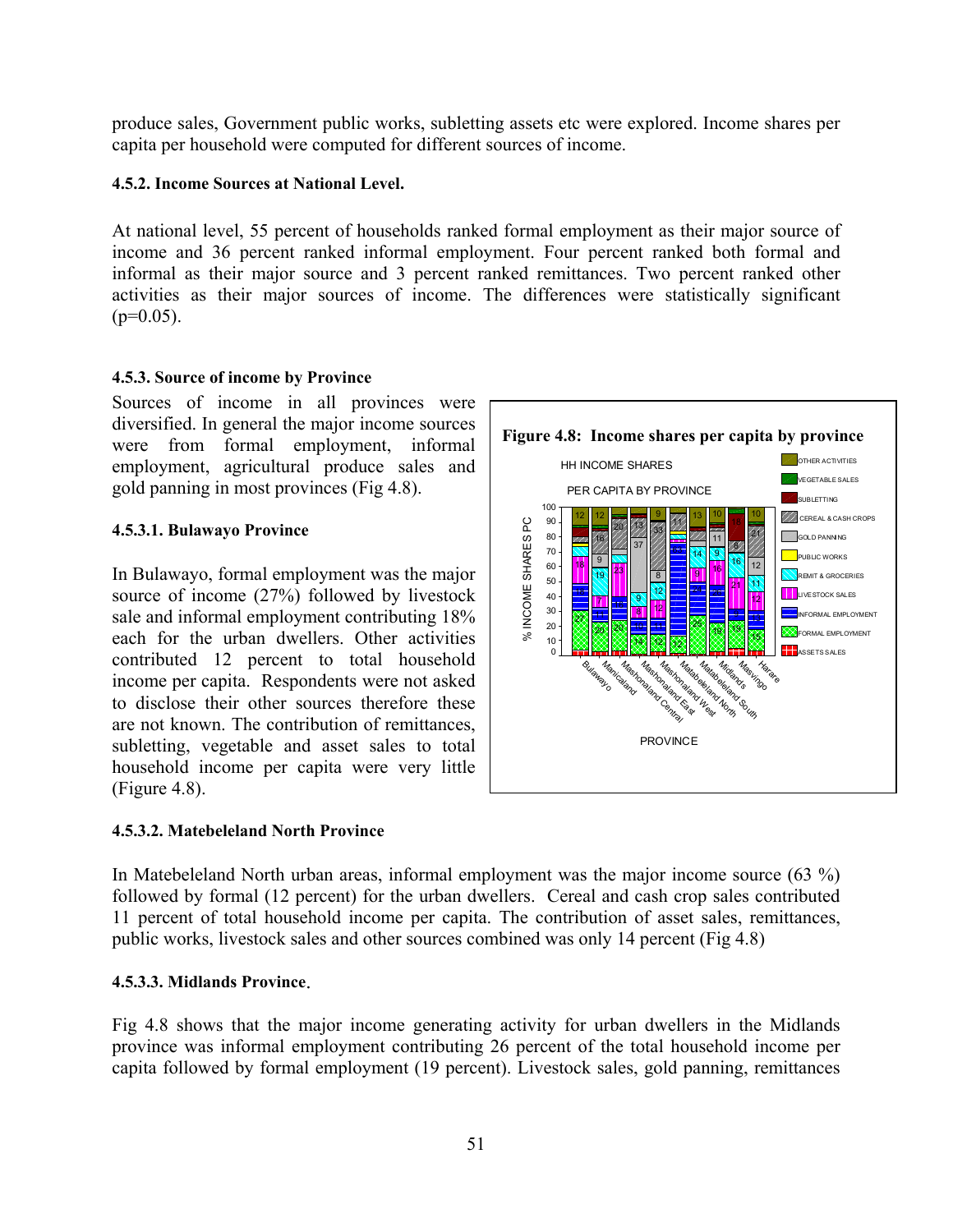produce sales, Government public works, subletting assets etc were explored. Income shares per capita per household were computed for different sources of income.

#### 4.5.2. Income Sources at National Level.

At national level, 55 percent of households ranked formal employment as their major source of income and 36 percent ranked informal employment. Four percent ranked both formal and informal as their major source and 3 percent ranked remittances. Two percent ranked other activities as their major sources of income. The differences were statistically significant ($p=0.05$).

#### 4.5.3. Source of income by Province

Sources of income in all provinces were diversified. In general the major income sources were from formal employment, informal employment, agricultural produce sales and gold panning in most provinces (Fig 4.8).

**Figure 4.8: Income shares per capita by province**

#### 4.5.3.1. Bulawayo Province

In Bulawayo, formal employment was the major source of income (27%) followed by livestock sale and informal employment contributing 18% each for the urban dwellers. Other activities contributed 12 percent to total household income per capita. Respondents were not asked to disclose their other sources therefore these are not known. The contribution of remittances, subletting, vegetable and asset sales to total household income per capita were very little (Figure 4.8).

#### 4.5.3.2. Matebeleland North Province

In Matebeleland North urban areas, informal employment was the major income source (63 %) followed by formal (12 percent) for the urban dwellers. Cereal and cash crops sales contributed 11 percent of total household income per capita. The contribution of asset sales, remittances, public works, livestock sales and other sources combined was only 14 percent (Fig 4.8)

#### 4.5.3.3. Midlands Province.

Fig 4.8 shows that the major income generating activity for urban dwellers in the Midlands province was informal employment contributing 26 percent of the total household income per capita followed by formal employment (19 percent). Livestock sales, gold panning, remittances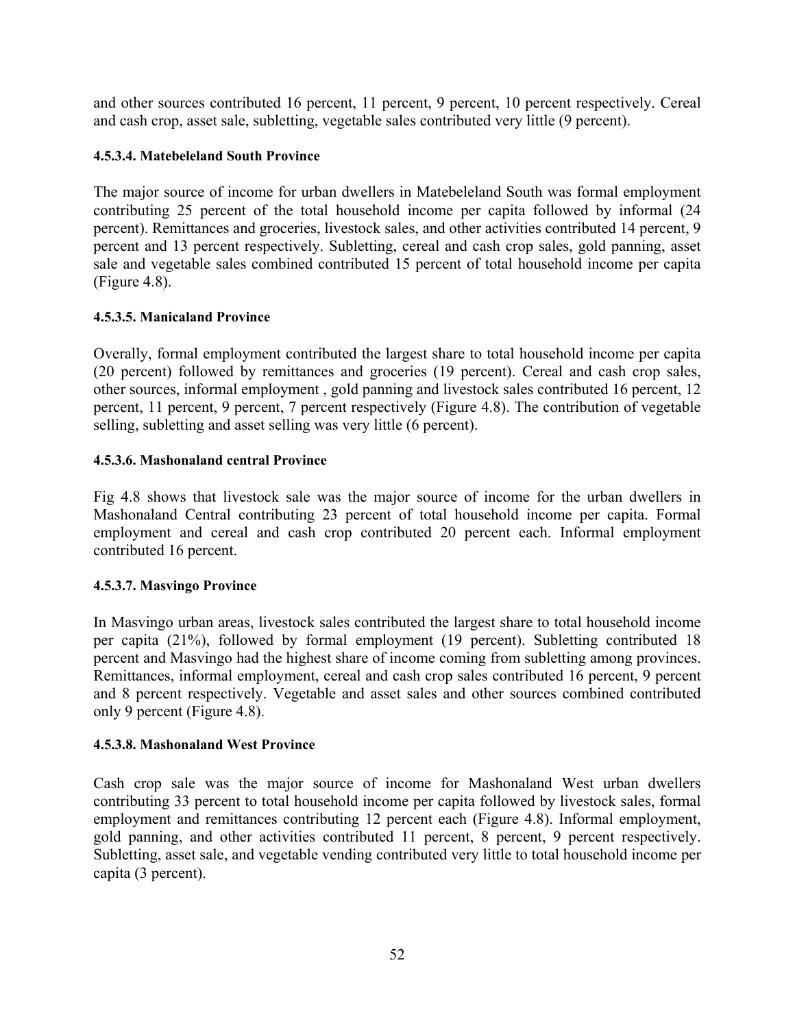and other sources contributed 16 percent, 11 percent, 9 percent, 10 percent respectively. Cereal and cash crop, asset sale, subletting, vegetable sales contributed very little (9 percent).

#### 4.5.3.4. Matebeleland South Province

The major source of income for urban dwellers in Matebeleland South was formal employment contributing 25 percent of the total household income per capita followed by informal (24 percent). Remittances and groceries, livestock sales, and other activities contributed 14 percent, 9 percent and 13 percent respectively. Subletting, cereal and cash crop sales, gold panning, asset sale and vegetable sales combined contributed 15 percent of total household income per capita (Figure 4.8).

#### 4.5.3.5. Manicaland Province

Overally, formal employment contributed the largest share to total household income per capita (20 percent) followed by remittances and groceries (19 percent). Cereal and cash crop sales, other sources, informal employment , gold panning and livestock sales contributed 16 percent, 12 percent, 11 percent, 9 percent, 7 percent respectively (Figure 4.8). The contribution of vegetable selling, subletting and asset selling was very little (6 percent).

#### 4.5.3.6. Mashonaland central Province

Fig 4.8 shows that livestock sale was the major source of income for the urban dwellers in Mashonaland Central contributing 23 percent of total household income per capita. Formal employment and cereal and cash crop contributed 20 percent each. Informal employment contributed 16 percent.

#### 4.5.3.7. Masvingo Province

In Masvingo urban areas, livestock sales contributed the largest share to total household income per capita (21%), followed by formal employment (19 percent). Subletting contributed 18 percent and Masvingo had the highest share of income coming from subletting among provinces. Remittances, informal employment, cereal and cash crop sales contributed 16 percent, 9 percent and 8 percent respectively. Vegetable and asset sales and other sources combined contributed only 9 percent (Figure 4.8).

#### 4.5.3.8. Mashonaland West Province

Cash crop sale was the major source of income for Mashonaland West urban dwellers contributing 33 percent to total household income per capita followed by livestock sales, formal employment and remittances contributing 12 percent each (Figure 4.8). Informal employment, gold panning, and other activities contributed 11 percent, 8 percent, 9 percent respectively. Subletting, asset sale, and vegetable vending contributed very little to total household income per capita (3 percent).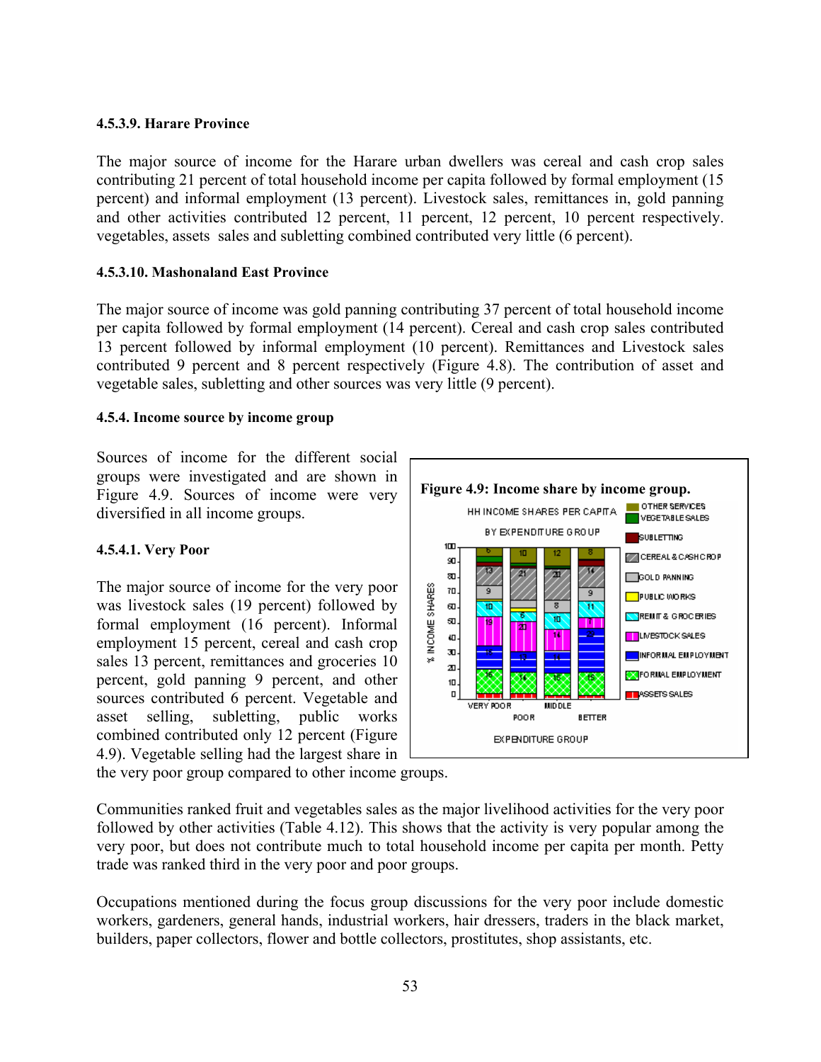#### 4.5.3.9. Harare Province

The major source of income for the Harare urban dwellers was cereal and cash crop sales contributing 21 percent of total household income per capita followed by formal employment (15 percent) and informal employment (13 percent). Livestock sales, remittances in, gold panning and other activities contributed 12 percent, 11 percent, 12 percent, 10 percent respectively. vegetables, assets sales and subletting combined contributed very little (6 percent).

#### 4.5.3.10. Mashonaland East Province

The major source of income was gold panning contributing 37 percent of total household income per capita followed by formal employment (14 percent). Cereal and cash crop sales contributed 13 percent followed by informal employment (10 percent). Remittances and Livestock sales contributed 9 percent and 8 percent respectively (Figure 4.8). The contribution of asset and vegetable sales, subletting and other sources was very little (9 percent).

### 4.5.4. Income source by income group

Sources of income for the different social groups were investigated and are shown in Figure 4.9. Sources of income were very diversified in all income groups.

**Figure 4.9: Income share by income group.**

HH INCOME SHARES PER CAPITA
BY EXPENDITURE GROUP

% INCOME SHARES
100
90
80
70
60
50
40
30
20
10
0

VERY POOR
POOR
MIDDLE
BETTER

EXPENDITURE GROUP

OTHER SERVICES
VEGETABLE SALES
SUBLETTING
CEREAL & CASH CROP
GOLD PANNING
PUBLIC WORKS
REMIT & GROCERIES
LIVESTOCK SALES
INFORMAL EMPLOYMENT
FORMAL EMPLOYMENT
ASSETS SALES

#### 4.5.4.1. Very Poor

The major source of income for the very poor was livestock sales (19 percent) followed by formal employment (16 percent). Informal employment 15 percent, cereal and cash crop sales 13 percent, remittances and groceries 10 percent, gold panning 9 percent, and other sources contributed 6 percent. Vegetable and asset selling, subletting, public works combined contributed only 12 percent (Figure 4.9). Vegetable selling had the largest share in the very poor group compared to other income groups.

Communities ranked fruit and vegetables sales as the major livelihood activities for the very poor followed by other activities (Table 4.12). This shows that the activity is very popular among the very poor, but does not contribute much to total household income per capita per month. Petty trade was ranked third in the very poor and poor groups.

Occupations mentioned during the focus group discussions for the very poor include domestic workers, gardeners, general hands, industrial workers, hair dressers, traders in the black market, builders, paper collectors, flower and bottle collectors, prostitutes, shop assistants, etc.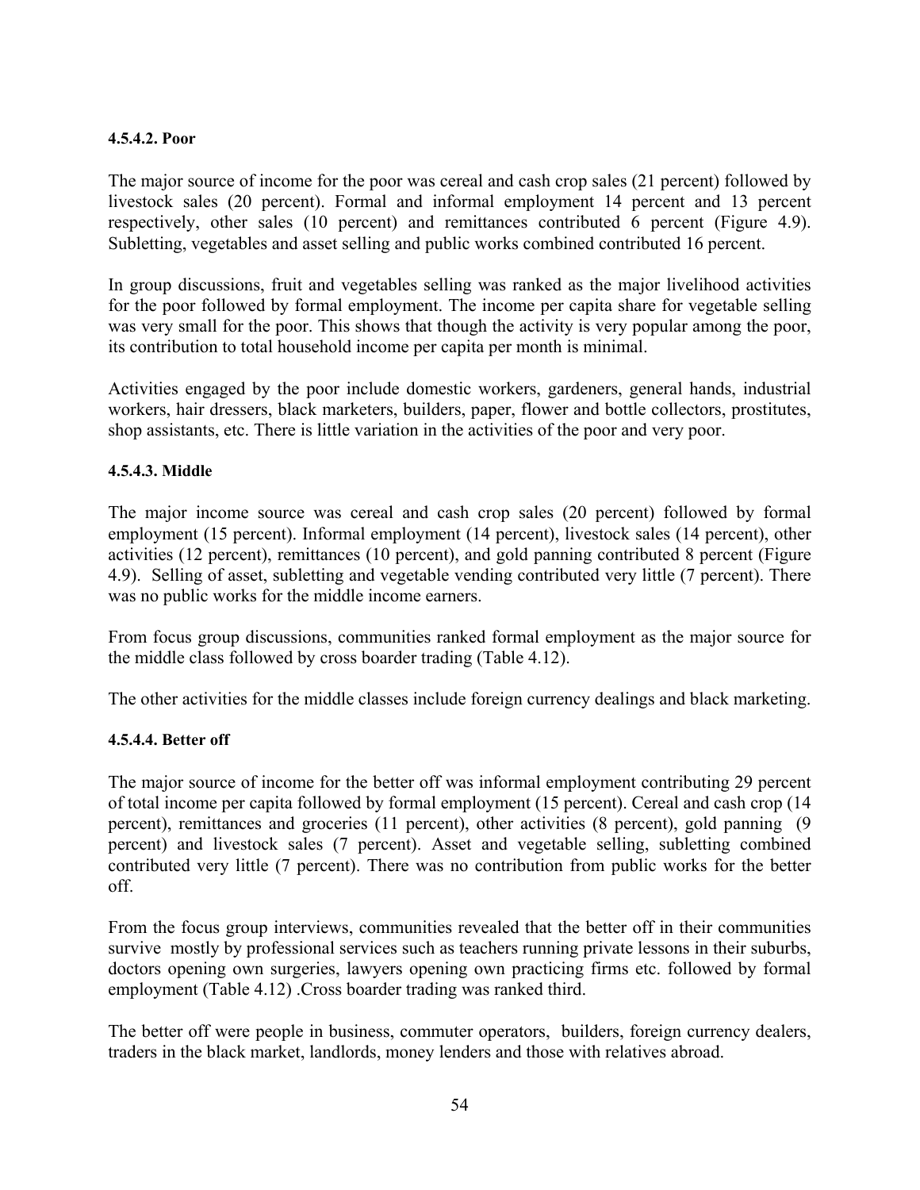#### 4.5.4.2. Poor

The major source of income for the poor was cereal and cash crop sales (21 percent) followed by livestock sales (20 percent). Formal and informal employment 14 percent and 13 percent respectively, other sales (10 percent) and remittances contributed 6 percent (Figure 4.9). Subletting, vegetables and asset selling and public works combined contributed 16 percent.

In group discussions, fruit and vegetables selling was ranked as the major livelihood activities for the poor followed by formal employment. The income per capita share for vegetable selling was very small for the poor. This shows that though the activity is very popular among the poor, its contribution to total household income per capita per month is minimal.

Activities engaged by the poor include domestic workers, gardeners, general hands, industrial workers, hair dressers, black marketers, builders, paper, flower and bottle collectors, prostitutes, shop assistants, etc. There is little variation in the activities of the poor and very poor.

#### 4.5.4.3. Middle

The major income source was cereal and cash crop sales (20 percent) followed by formal employment (15 percent). Informal employment (14 percent), livestock sales (14 percent), other activities (12 percent), remittances (10 percent), and gold panning contributed 8 percent (Figure 4.9). Selling of asset, subletting and vegetable vending contributed very little (7 percent). There was no public works for the middle income earners.

From focus group discussions, communities ranked formal employment as the major source for the middle class followed by cross boarder trading (Table 4.12).

The other activities for the middle classes include foreign currency dealings and black marketing.

#### 4.5.4.4. Better off

The major source of income for the better off was informal employment contributing 29 percent of total income per capita followed by formal employment (15 percent). Cereal and cash crop (14 percent), remittances and groceries (11 percent), other activities (8 percent), gold panning (9 percent) and livestock sales (7 percent). Asset and vegetable selling, subletting combined contributed very little (7 percent). There was no contribution from public works for the better off.

From the focus group interviews, communities revealed that the better off in their communities survive mostly by professional services such as teachers running private lessons in their suburbs, doctors opening own surgeries, lawyers opening own practicing firms etc. followed by formal employment (Table 4.12) .Cross boarder trading was ranked third.

The better off were people in business, commuter operators, builders, foreign currency dealers, traders in the black market, landlords, money lenders and those with relatives abroad.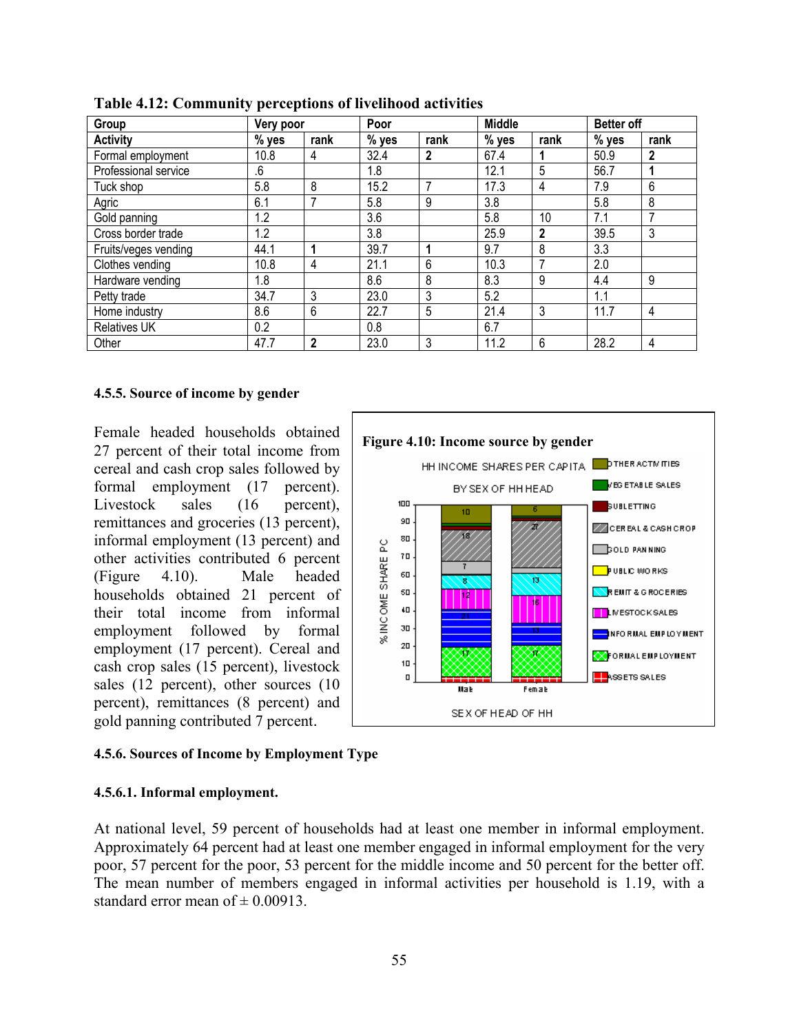**Table 4.12: Community perceptions of livelihood activities**

| Group | Very poor | | Poor | | Middle | | Better off | |
|---|---|---|---|---|---|---|---|---|
| **Activity** | **% yes** | **rank** | **% yes** | **rank** | **% yes** | **rank** | **% yes** | **rank** |
| Formal employment | 10.8 | 4 | 32.4 | **2** | 67.4 | **1** | 50.9 | **2** |
| Professional service | .6 | | 1.8 | | 12.1 | 5 | 56.7 | **1** |
| Tuck shop | 5.8 | 8 | 15.2 | 7 | 17.3 | 4 | 7.9 | 6 |
| Agric | 6.1 | 7 | 5.8 | 9 | 3.8 | | 5.8 | 8 |
| Gold panning | 1.2 | | 3.6 | | 5.8 | 10 | 7.1 | 7 |
| Cross border trade | 1.2 | | 3.8 | | 25.9 | **2** | 39.5 | 3 |
| Fruits/veges vending | 44.1 | **1** | 39.7 | **1** | 9.7 | 8 | 3.3 | |
| Clothes vending | 10.8 | 4 | 21.1 | 6 | 10.3 | 7 | 2.0 | |
| Hardware vending | 1.8 | | 8.6 | 8 | 8.3 | 9 | 4.4 | 9 |
| Petty trade | 34.7 | 3 | 23.0 | 3 | 5.2 | | 1.1 | |
| Home industry | 8.6 | 6 | 22.7 | 5 | 21.4 | 3 | 11.7 | 4 |
| Relatives UK | 0.2 | | 0.8 | | 6.7 | | | |
| Other | 47.7 | **2** | 23.0 | 3 | 11.2 | 6 | 28.2 | 4 |

### 4.5.5. Source of income by gender

Female headed households obtained 27 percent of their total income from cereal and cash crop sales followed by formal employment (17 percent). Livestock sales (16 percent), remittances and groceries (13 percent), informal employment (13 percent) and other activities contributed 6 percent (Figure 4.10). Male headed households obtained 21 percent of their total income from informal employment followed by formal employment (17 percent). Cereal and cash crop sales (15 percent), livestock sales (12 percent), other sources (10 percent), remittances (8 percent) and gold panning contributed 7 percent.

**Figure 4.10: Income source by gender**

HH INCOME SHARES PER CAPITA
BY SEX OF HH HEAD

% INCOME SHARE PC

100
90
80
70
60
50
40
30
20
10
0

10 18 7 8 12 21 17
6 27 13 16 13 17

Male Female

SEX OF HEAD OF HH

OTHER ACTIVITIES
VEGETABLE SALES
SUBLETTING
CEREAL & CASH CROP
GOLD PANNING
PUBLIC WORKS
REMIT & GROCERIES
LIVESTOCK SALES
INFORMAL EMPLOYMENT
FORMAL EMPLOYMENT
ASSETS SALES

### 4.5.6. Sources of Income by Employment Type

#### 4.5.6.1. Informal employment.

At national level, 59 percent of households had at least one member in informal employment. Approximately 64 percent had at least one member engaged in informal employment for the very poor, 57 percent for the poor, 53 percent for the middle income and 50 percent for the better off. The mean number of members engaged in informal activities per household is 1.19, with a standard error mean of ± 0.00913.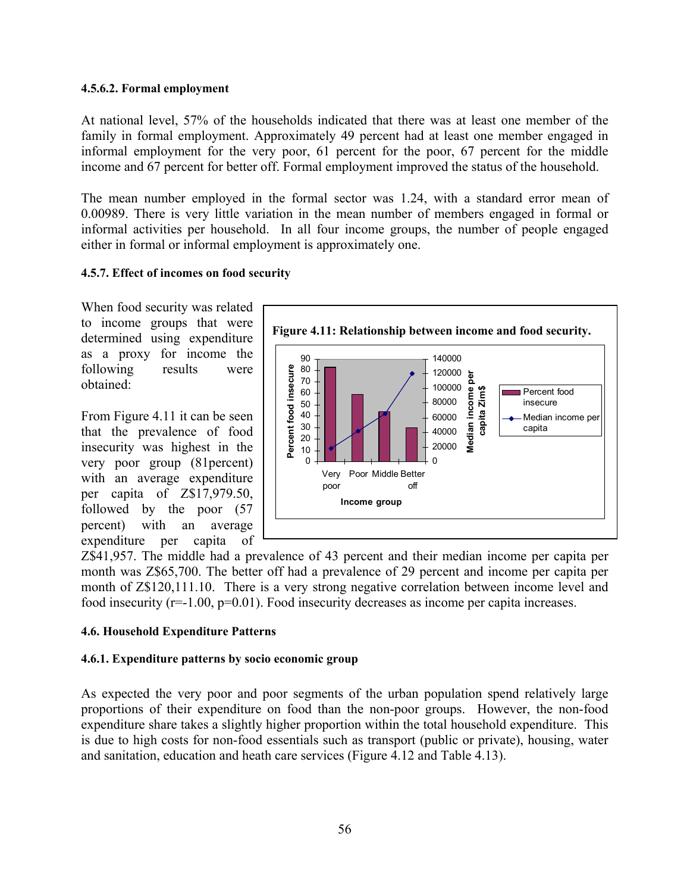#### 4.5.6.2. Formal employment

At national level, 57% of the households indicated that there was at least one member of the family in formal employment. Approximately 49 percent had at least one member engaged in informal employment for the very poor, 61 percent for the poor, 67 percent for the middle income and 67 percent for better off. Formal employment improved the status of the household.

The mean number employed in the formal sector was 1.24, with a standard error mean of 0.00989. There is very little variation in the mean number of members engaged in formal or informal activities per household. In all four income groups, the number of people engaged either in formal or informal employment is approximately one.

### 4.5.7. Effect of incomes on food security

When food security was related to income groups that were determined using expenditure as a proxy for income the following results were obtained:

**Figure 4.11: Relationship between income and food security.**

Percent food insecure
90
80
70
60
50
40
30
20
10
0

Median income per capita Zim$
140000
120000
100000
80000
60000
40000
20000
0

Very poor
Poor
Middle
Better off

Income group

Percent food insecure
Median income per capita

From Figure 4.11 it can be seen that the prevalence of food insecurity was highest in the very poor group (81percent) with an average expenditure per capita of Z$17,979.50, followed by the poor (57 percent) with an average expenditure per capita of Z$41,957. The middle had a prevalence of 43 percent and their median income per capita per month was Z$65,700. The better off had a prevalence of 29 percent and income per capita per month of Z$120,111.10. There is a very strong negative correlation between income level and food insecurity ($r=-1.00$, $p=0.01$). Food insecurity decreases as income per capita increases.

## 4.6. Household Expenditure Patterns

### 4.6.1. Expenditure patterns by socio economic group

As expected the very poor and poor segments of the urban population spend relatively large proportions of their expenditure on food than the non-poor groups. However, the non-food expenditure share takes a slightly higher proportion within the total household expenditure. This is due to high costs for non-food essentials such as transport (public or private), housing, water and sanitation, education and heath care services (Figure 4.12 and Table 4.13).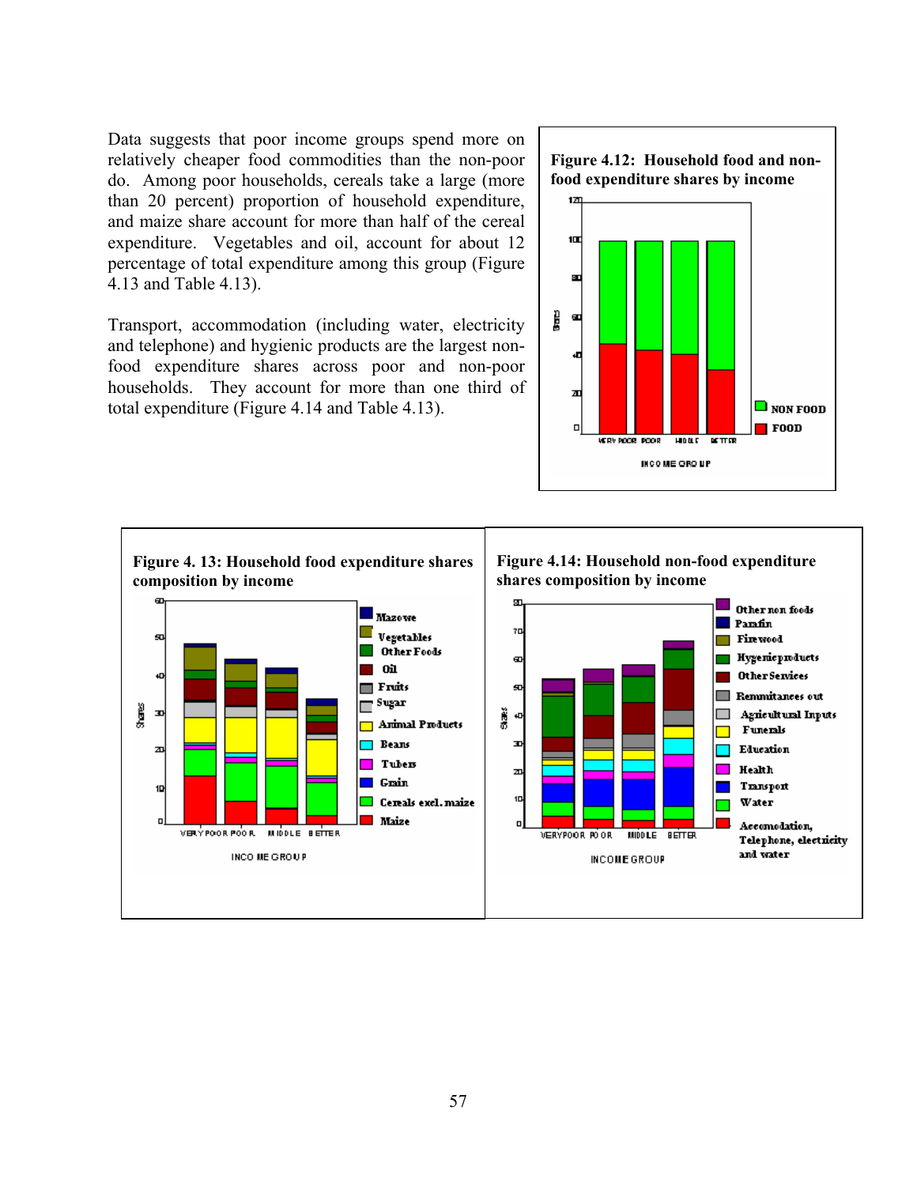Data suggests that poor income groups spend more on relatively cheaper food commodities than the non-poor do. Among poor households, cereals take a large (more than 20 percent) proportion of household expenditure, and maize share account for more than half of the cereal expenditure. Vegetables and oil, account for about 12 percentage of total expenditure among this group (Figure 4.13 and Table 4.13).

Transport, accommodation (including water, electricity and telephone) and hygienic products are the largest non-food expenditure shares across poor and non-poor households. They account for more than one third of total expenditure (Figure 4.14 and Table 4.13).

**Figure 4.12: Household food and non-food expenditure shares by income**

Shares

0
20
40
60
80
100
120

VERY POOR POOR MIDDLE BETTER

INCOME GROUP

NON FOOD
FOOD

**Figure 4. 13: Household food expenditure shares composition by income**

Shares

0
10
20
30
40
50
60

VERY POOR POOR MIDDLE BETTER

INCOME GROUP

Mazowe
Vegetables
Other Foods
Oil
Fruits
Sugar
Animal Products
Beans
Tubers
Grain
Cereals excl. maize
Maize

**Figure 4.14: Household non-food expenditure shares composition by income**

Shares

0
10
20
30
40
50
60
70
80

VERY POOR POOR MIDDLE BETTER

INCOME GROUP

Other non foods
Parafin
Firewood
Hygenieproducts
Other Services
Remmitances out
Agricultural Inputs
Funerals
Education
Health
Transport
Water
Accomodation, Telephone, electricity and water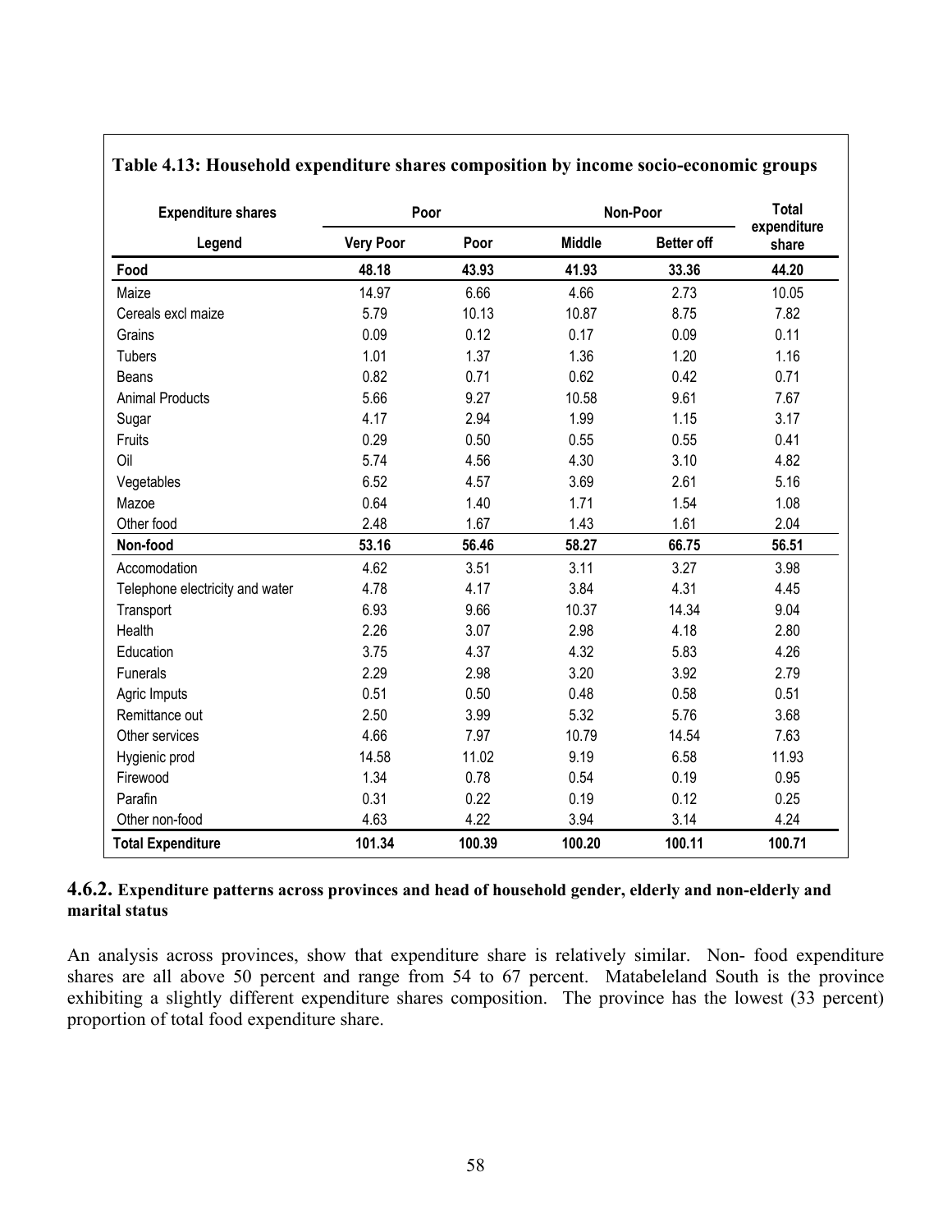**Table 4.13: Household expenditure shares composition by income socio-economic groups**

| Expenditure shares | Poor | | Non-Poor | | Total expenditure share |
|---|---|---|---|---|---|
| Legend | Very Poor | Poor | Middle | Better off | |
| **Food** | **48.18** | **43.93** | **41.93** | **33.36** | **44.20** |
| Maize | 14.97 | 6.66 | 4.66 | 2.73 | 10.05 |
| Cereals excl maize | 5.79 | 10.13 | 10.87 | 8.75 | 7.82 |
| Grains | 0.09 | 0.12 | 0.17 | 0.09 | 0.11 |
| Tubers | 1.01 | 1.37 | 1.36 | 1.20 | 1.16 |
| Beans | 0.82 | 0.71 | 0.62 | 0.42 | 0.71 |
| Animal Products | 5.66 | 9.27 | 10.58 | 9.61 | 7.67 |
| Sugar | 4.17 | 2.94 | 1.99 | 1.15 | 3.17 |
| Fruits | 0.29 | 0.50 | 0.55 | 0.55 | 0.41 |
| Oil | 5.74 | 4.56 | 4.30 | 3.10 | 4.82 |
| Vegetables | 6.52 | 4.57 | 3.69 | 2.61 | 5.16 |
| Mazoe | 0.64 | 1.40 | 1.71 | 1.54 | 1.08 |
| Other food | 2.48 | 1.67 | 1.43 | 1.61 | 2.04 |
| **Non-food** | **53.16** | **56.46** | **58.27** | **66.75** | **56.51** |
| Accomodation | 4.62 | 3.51 | 3.11 | 3.27 | 3.98 |
| Telephone electricity and water | 4.78 | 4.17 | 3.84 | 4.31 | 4.45 |
| Transport | 6.93 | 9.66 | 10.37 | 14.34 | 9.04 |
| Health | 2.26 | 3.07 | 2.98 | 4.18 | 2.80 |
| Education | 3.75 | 4.37 | 4.32 | 5.83 | 4.26 |
| Funerals | 2.29 | 2.98 | 3.20 | 3.92 | 2.79 |
| Agric Imputs | 0.51 | 0.50 | 0.48 | 0.58 | 0.51 |
| Remittance out | 2.50 | 3.99 | 5.32 | 5.76 | 3.68 |
| Other services | 4.66 | 7.97 | 10.79 | 14.54 | 7.63 |
| Hygienic prod | 14.58 | 11.02 | 9.19 | 6.58 | 11.93 |
| Firewood | 1.34 | 0.78 | 0.54 | 0.19 | 0.95 |
| Parafin | 0.31 | 0.22 | 0.19 | 0.12 | 0.25 |
| Other non-food | 4.63 | 4.22 | 3.94 | 3.14 | 4.24 |
| **Total Expenditure** | **101.34** | **100.39** | **100.20** | **100.11** | **100.71** |

### 4.6.2. Expenditure patterns across provinces and head of household gender, elderly and non-elderly and marital status

An analysis across provinces, show that expenditure share is relatively similar. Non- food expenditure shares are all above 50 percent and range from 54 to 67 percent. Matabeleland South is the province exhibiting a slightly different expenditure shares composition. The province has the lowest (33 percent) proportion of total food expenditure share.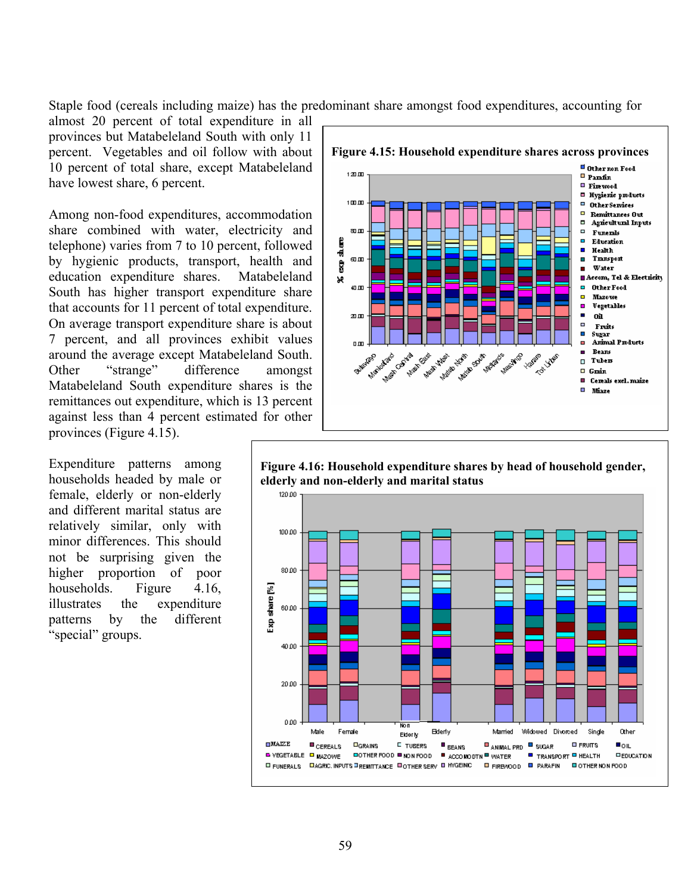Staple food (cereals including maize) has the predominant share amongst food expenditures, accounting for almost 20 percent of total expenditure in all provinces but Matabeleland South with only 11 percent. Vegetables and oil follow with about 10 percent of total share, except Matabeleland have lowest share, 6 percent.

Among non-food expenditures, accommodation share combined with water, electricity and telephone) varies from 7 to 10 percent, followed by hygienic products, transport, health and education expenditure shares. Matabeleland South has higher transport expenditure share that accounts for 11 percent of total expenditure. On average transport expenditure share is about 7 percent, and all provinces exhibit values around the average except Matabeleland South. Other "strange" difference amongst Matabeleland South expenditure shares is the remittances out expenditure, which is 13 percent against less than 4 percent estimated for other provinces (Figure 4.15).

**Figure 4.15: Household expenditure shares across provinces**

Expenditure patterns among households headed by male or female, elderly or non-elderly and different marital status are relatively similar, only with minor differences. This should not be surprising given the higher proportion of poor households. Figure 4.16, illustrates the expenditure patterns by the different "special" groups.

**Figure 4.16: Household expenditure shares by head of household gender, elderly and non-elderly and marital status**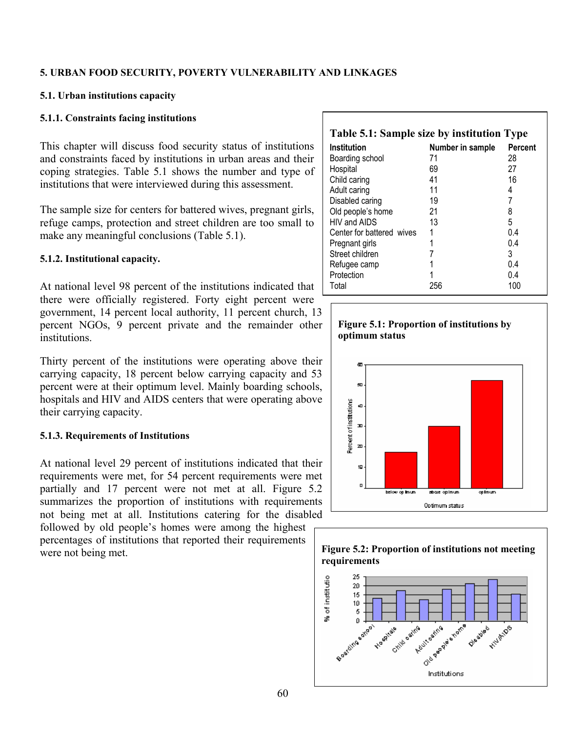**5. URBAN FOOD SECURITY, POVERTY VULNERABILITY AND LINKAGES**

**5.1. Urban institutions capacity**

**5.1.1. Constraints facing institutions**

This chapter will discuss food security status of institutions and constraints faced by institutions in urban areas and their coping strategies. Table 5.1 shows the number and type of institutions that were interviewed during this assessment.

The sample size for centers for battered wives, pregnant girls, refuge camps, protection and street children are too small to make any meaningful conclusions (Table 5.1).

**Table 5.1: Sample size by institution Type**

| Institution | Number in sample | Percent |
|---|---|---|
| Boarding school | 71 | 28 |
| Hospital | 69 | 27 |
| Child caring | 41 | 16 |
| Adult caring | 11 | 4 |
| Disabled caring | 19 | 7 |
| Old people's home | 21 | 8 |
| HIV and AIDS | 13 | 5 |
| Center for battered wives | 1 | 0.4 |
| Pregnant girls | 1 | 0.4 |
| Street children | 7 | 3 |
| Refugee camp | 1 | 0.4 |
| Protection | 1 | 0.4 |
| Total | 256 | 100 |

**5.1.2. Institutional capacity.**

At national level 98 percent of the institutions indicated that there were officially registered. Forty eight percent were government, 14 percent local authority, 11 percent church, 13 percent NGOs, 9 percent private and the remainder other institutions.

Thirty percent of the institutions were operating above their carrying capacity, 18 percent below carrying capacity and 53 percent were at their optimum level. Mainly boarding schools, hospitals and HIV and AIDS centers that were operating above their carrying capacity.

**Figure 5.1: Proportion of institutions by optimum status**

Percent of institutions
60
50
40
30
20
10
0
below optimum
above optimum
optimum
Optimum status

**5.1.3. Requirements of Institutions**

At national level 29 percent of institutions indicated that their requirements were met, for 54 percent requirements were met partially and 17 percent were not met at all. Figure 5.2 summarizes the proportion of institutions with requirements not being met at all. Institutions catering for the disabled followed by old people's homes were among the highest percentages of institutions that reported their requirements were not being met.

**Figure 5.2: Proportion of institutions not meeting requirements**

% of institutio
25
20
15
10
5
0
Boarding school
Hospitals
Child caring
Adult caring
Old people's home
Disabled
HIV/AIDS
Institutions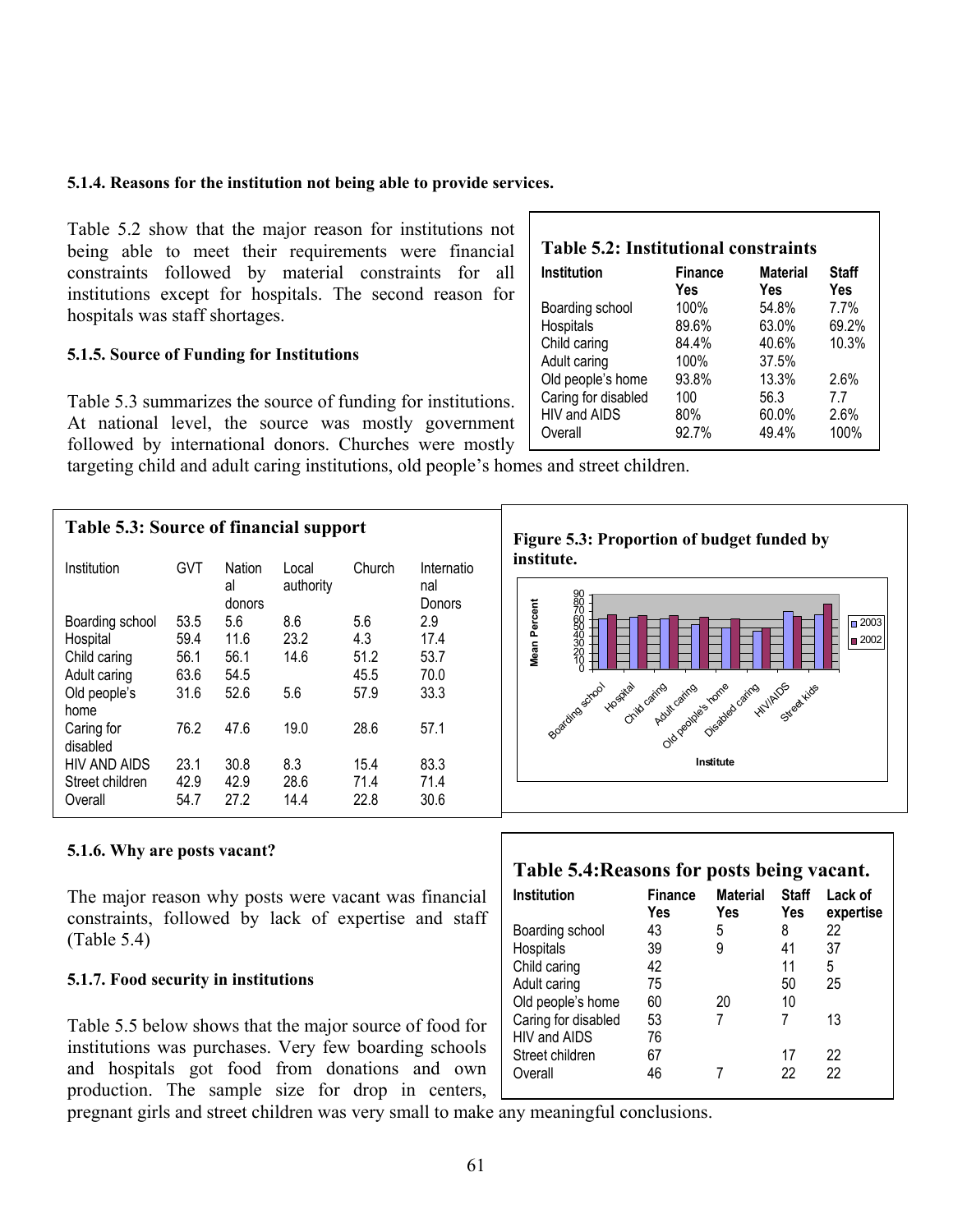#### 5.1.4. Reasons for the institution not being able to provide services.

Table 5.2 show that the major reason for institutions not being able to meet their requirements were financial constraints followed by material constraints for all institutions except for hospitals. The second reason for hospitals was staff shortages.

**Table 5.2: Institutional constraints**

| Institution | Finance Yes | Material Yes | Staff Yes |
|---|---|---|---|
| Boarding school | 100% | 54.8% | 7.7% |
| Hospitals | 89.6% | 63.0% | 69.2% |
| Child caring | 84.4% | 40.6% | 10.3% |
| Adult caring | 100% | 37.5% | |
| Old people's home | 93.8% | 13.3% | 2.6% |
| Caring for disabled | 100 | 56.3 | 7.7 |
| HIV and AIDS | 80% | 60.0% | 2.6% |
| Overall | 92.7% | 49.4% | 100% |

#### 5.1.5. Source of Funding for Institutions

Table 5.3 summarizes the source of funding for institutions. At national level, the source was mostly government followed by international donors. Churches were mostly targeting child and adult caring institutions, old people's homes and street children.

**Table 5.3: Source of financial support**

| Institution | GVT | National donors | Local authority | Church | International Donors |
|---|---|---|---|---|---|
| Boarding school | 53.5 | 5.6 | 8.6 | 5.6 | 2.9 |
| Hospital | 59.4 | 11.6 | 23.2 | 4.3 | 17.4 |
| Child caring | 56.1 | 56.1 | 14.6 | 51.2 | 53.7 |
| Adult caring | 63.6 | 54.5 | | 45.5 | 70.0 |
| Old people's home | 31.6 | 52.6 | 5.6 | 57.9 | 33.3 |
| Caring for disabled | 76.2 | 47.6 | 19.0 | 28.6 | 57.1 |
| HIV AND AIDS | 23.1 | 30.8 | 8.3 | 15.4 | 83.3 |
| Street children | 42.9 | 42.9 | 28.6 | 71.4 | 71.4 |
| Overall | 54.7 | 27.2 | 14.4 | 22.8 | 30.6 |

**Figure 5.3: Proportion of budget funded by institute.**

Mean Percent

90
80
70
60
50
40
30
20
10
0

Boarding school
Hospital
Child caring
Adult caring
Old people's home
Disabled caring
HIV/AIDS
Street kids

Institute

2003
2002

#### 5.1.6. Why are posts vacant?

The major reason why posts were vacant was financial constraints, followed by lack of expertise and staff (Table 5.4)

**Table 5.4: Reasons for posts being vacant.**

| Institution | Finance Yes | Material Yes | Staff Yes | Lack of expertise |
|---|---|---|---|---|
| Boarding school | 43 | 5 | 8 | 22 |
| Hospitals | 39 | 9 | 41 | 37 |
| Child caring | 42 | | 11 | 5 |
| Adult caring | 75 | | 50 | 25 |
| Old people's home | 60 | 20 | 10 | |
| Caring for disabled | 53 | 7 | 7 | 13 |
| HIV and AIDS | 76 | | | |
| Street children | 67 | | 17 | 22 |
| Overall | 46 | 7 | 22 | 22 |

#### 5.1.7. Food security in institutions

Table 5.5 below shows that the major source of food for institutions was purchases. Very few boarding schools and hospitals got food from donations and own production. The sample size for drop in centers, pregnant girls and street children was very small to make any meaningful conclusions.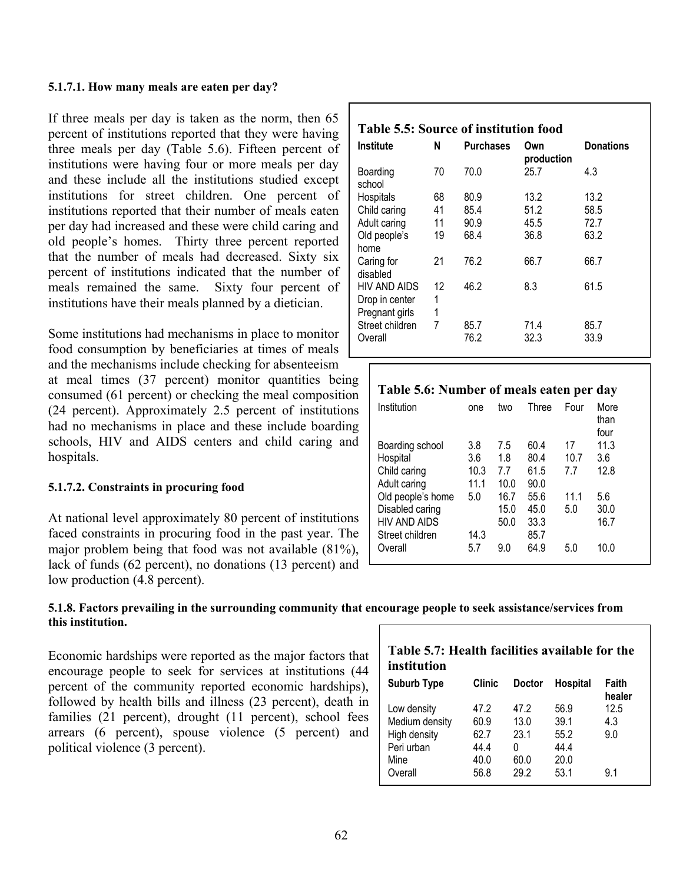#### 5.1.7.1. How many meals are eaten per day?

If three meals per day is taken as the norm, then 65 percent of institutions reported that they were having three meals per day (Table 5.6). Fifteen percent of institutions were having four or more meals per day and these include all the institutions studied except institutions for street children. One percent of institutions reported that their number of meals eaten per day had increased and these were child caring and old people's homes. Thirty three percent reported that the number of meals had decreased. Sixty six percent of institutions indicated that the number of meals remained the same. Sixty four percent of institutions have their meals planned by a dietician.

Some institutions had mechanisms in place to monitor food consumption by beneficiaries at times of meals and the mechanisms include checking for absenteeism at meal times (37 percent) monitor quantities being consumed (61 percent) or checking the meal composition (24 percent). Approximately 2.5 percent of institutions had no mechanisms in place and these include boarding schools, HIV and AIDS centers and child caring and hospitals.

**Table 5.5: Source of institution food**

| Institute | N | Purchases | Own production | Donations |
|---|---|---|---|---|
| Boarding school | 70 | 70.0 | 25.7 | 4.3 |
| Hospitals | 68 | 80.9 | 13.2 | 13.2 |
| Child caring | 41 | 85.4 | 51.2 | 58.5 |
| Adult caring | 11 | 90.9 | 45.5 | 72.7 |
| Old people's home | 19 | 68.4 | 36.8 | 63.2 |
| Caring for disabled | 21 | 76.2 | 66.7 | 66.7 |
| HIV AND AIDS | 12 | 46.2 | 8.3 | 61.5 |
| Drop in center | 1 | | | |
| Pregnant girls | 1 | | | |
| Street children | 7 | 85.7 | 71.4 | 85.7 |
| Overall | | 76.2 | 32.3 | 33.9 |

**Table 5.6: Number of meals eaten per day**

| Institution | one | two | Three | Four | More than four |
|---|---|---|---|---|---|
| Boarding school | 3.8 | 7.5 | 60.4 | 17 | 11.3 |
| Hospital | 3.6 | 1.8 | 80.4 | 10.7 | 3.6 |
| Child caring | 10.3 | 7.7 | 61.5 | 7.7 | 12.8 |
| Adult caring | 11.1 | 10.0 | 90.0 | | |
| Old people's home | 5.0 | 16.7 | 55.6 | 11.1 | 5.6 |
| Disabled caring | | 15.0 | 45.0 | 5.0 | 30.0 |
| HIV AND AIDS | | 50.0 | 33.3 | | 16.7 |
| Street children | 14.3 | | 85.7 | | |
| Overall | 5.7 | 9.0 | 64.9 | 5.0 | 10.0 |

#### 5.1.7.2. Constraints in procuring food

At national level approximately 80 percent of institutions faced constraints in procuring food in the past year. The major problem being that food was not available (81%), lack of funds (62 percent), no donations (13 percent) and low production (4.8 percent).

#### 5.1.8. Factors prevailing in the surrounding community that encourage people to seek assistance/services from this institution.

Economic hardships were reported as the major factors that encourage people to seek for services at institutions (44 percent of the community reported economic hardships), followed by health bills and illness (23 percent), death in families (21 percent), drought (11 percent), school fees arrears (6 percent), spouse violence (5 percent) and political violence (3 percent).

**Table 5.7: Health facilities available for the institution**

| Suburb Type | Clinic | Doctor | Hospital | Faith healer |
|---|---|---|---|---|
| Low density | 47.2 | 47.2 | 56.9 | 12.5 |
| Medium density | 60.9 | 13.0 | 39.1 | 4.3 |
| High density | 62.7 | 23.1 | 55.2 | 9.0 |
| Peri urban | 44.4 | 0 | 44.4 | |
| Mine | 40.0 | 60.0 | 20.0 | |
| Overall | 56.8 | 29.2 | 53.1 | 9.1 |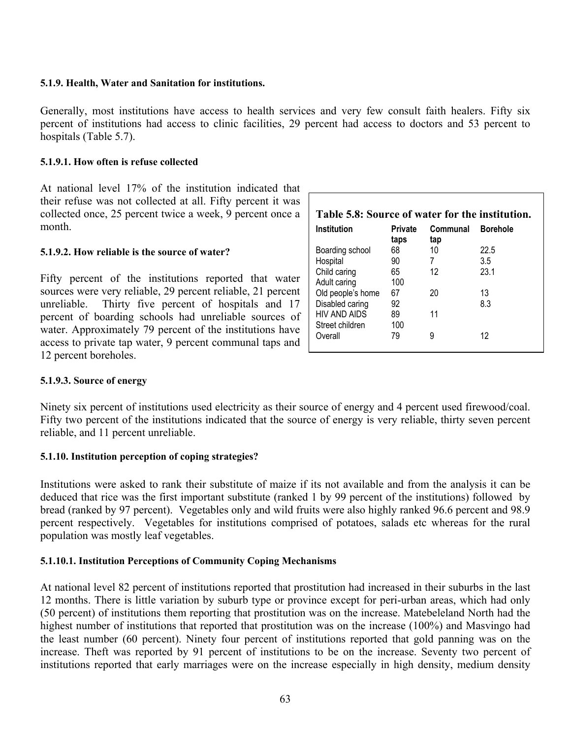#### 5.1.9. Health, Water and Sanitation for institutions.

Generally, most institutions have access to health services and very few consult faith healers. Fifty six percent of institutions had access to clinic facilities, 29 percent had access to doctors and 53 percent to hospitals (Table 5.7).

##### 5.1.9.1. How often is refuse collected

At national level 17% of the institution indicated that their refuse was not collected at all. Fifty percent it was collected once, 25 percent twice a week, 9 percent once a month.

##### 5.1.9.2. How reliable is the source of water?

Fifty percent of the institutions reported that water sources were very reliable, 29 percent reliable, 21 percent unreliable. Thirty five percent of hospitals and 17 percent of boarding schools had unreliable sources of water. Approximately 79 percent of the institutions have access to private tap water, 9 percent communal taps and 12 percent boreholes.

**Table 5.8: Source of water for the institution.**

| Institution | Private taps | Communal tap | Borehole |
|---|---|---|---|
| Boarding school | 68 | 10 | 22.5 |
| Hospital | 90 | 7 | 3.5 |
| Child caring | 65 | 12 | 23.1 |
| Adult caring | 100 | | |
| Old people's home | 67 | 20 | 13 |
| Disabled caring | 92 | | 8.3 |
| HIV AND AIDS | 89 | 11 | |
| Street children | 100 | | |
| Overall | 79 | 9 | 12 |

##### 5.1.9.3. Source of energy

Ninety six percent of institutions used electricity as their source of energy and 4 percent used firewood/coal. Fifty two percent of the institutions indicated that the source of energy is very reliable, thirty seven percent reliable, and 11 percent unreliable.

#### 5.1.10. Institution perception of coping strategies?

Institutions were asked to rank their substitute of maize if its not available and from the analysis it can be deduced that rice was the first important substitute (ranked 1 by 99 percent of the institutions) followed by bread (ranked by 97 percent). Vegetables only and wild fruits were also highly ranked 96.6 percent and 98.9 percent respectively. Vegetables for institutions comprised of potatoes, salads etc whereas for the rural population was mostly leaf vegetables.

##### 5.1.10.1. Institution Perceptions of Community Coping Mechanisms

At national level 82 percent of institutions reported that prostitution had increased in their suburbs in the last 12 months. There is little variation by suburb type or province except for peri-urban areas, which had only (50 percent) of institutions them reporting that prostitution was on the increase. Matebeleland North had the highest number of institutions that reported that prostitution was on the increase (100%) and Masvingo had the least number (60 percent). Ninety four percent of institutions reported that gold panning was on the increase. Theft was reported by 91 percent of institutions to be on the increase. Seventy two percent of institutions reported that early marriages were on the increase especially in high density, medium density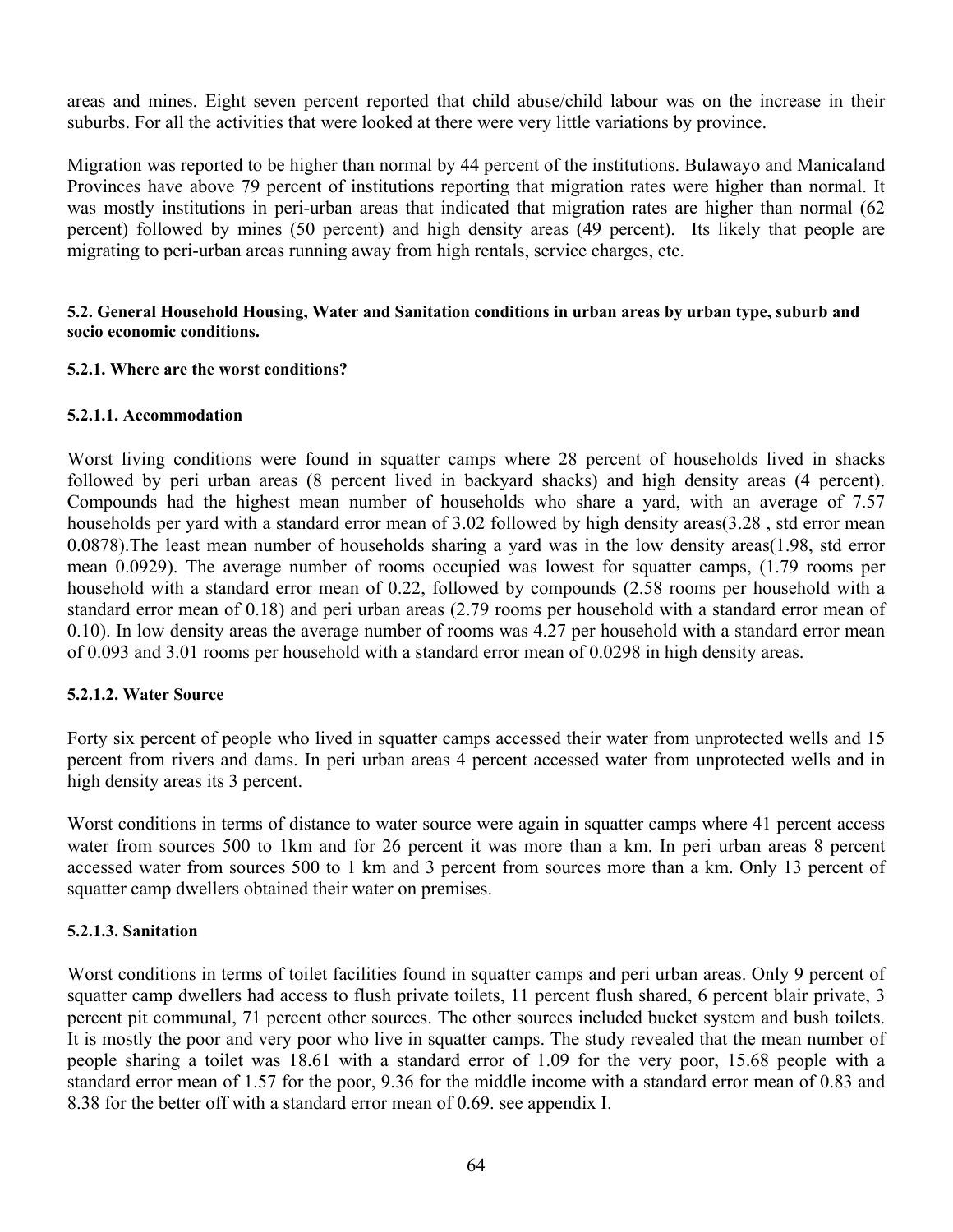areas and mines. Eight seven percent reported that child abuse/child labour was on the increase in their suburbs. For all the activities that were looked at there were very little variations by province.

Migration was reported to be higher than normal by 44 percent of the institutions. Bulawayo and Manicaland Provinces have above 79 percent of institutions reporting that migration rates were higher than normal. It was mostly institutions in peri-urban areas that indicated that migration rates are higher than normal (62 percent) followed by mines (50 percent) and high density areas (49 percent). Its likely that people are migrating to peri-urban areas running away from high rentals, service charges, etc.

#### 5.2. General Household Housing, Water and Sanitation conditions in urban areas by urban type, suburb and socio economic conditions.

#### 5.2.1. Where are the worst conditions?

#### 5.2.1.1. Accommodation

Worst living conditions were found in squatter camps where 28 percent of households lived in shacks followed by peri urban areas (8 percent lived in backyard shacks) and high density areas (4 percent). Compounds had the highest mean number of households who share a yard, with an average of 7.57 households per yard with a standard error mean of 3.02 followed by high density areas(3.28 , std error mean 0.0878).The least mean number of households sharing a yard was in the low density areas(1.98, std error mean 0.0929). The average number of rooms occupied was lowest for squatter camps, (1.79 rooms per household with a standard error mean of 0.22, followed by compounds (2.58 rooms per household with a standard error mean of 0.18) and peri urban areas (2.79 rooms per household with a standard error mean of 0.10). In low density areas the average number of rooms was 4.27 per household with a standard error mean of 0.093 and 3.01 rooms per household with a standard error mean of 0.0298 in high density areas.

#### 5.2.1.2. Water Source

Forty six percent of people who lived in squatter camps accessed their water from unprotected wells and 15 percent from rivers and dams. In peri urban areas 4 percent accessed water from unprotected wells and in high density areas its 3 percent.

Worst conditions in terms of distance to water source were again in squatter camps where 41 percent access water from sources 500 to 1km and for 26 percent it was more than a km. In peri urban areas 8 percent accessed water from sources 500 to 1 km and 3 percent from sources more than a km. Only 13 percent of squatter camp dwellers obtained their water on premises.

#### 5.2.1.3. Sanitation

Worst conditions in terms of toilet facilities found in squatter camps and peri urban areas. Only 9 percent of squatter camp dwellers had access to flush private toilets, 11 percent flush shared, 6 percent blair private, 3 percent pit communal, 71 percent other sources. The other sources included bucket system and bush toilets. It is mostly the poor and very poor who live in squatter camps. The study revealed that the mean number of people sharing a toilet was 18.61 with a standard error of 1.09 for the very poor, 15.68 people with a standard error mean of 1.57 for the poor, 9.36 for the middle income with a standard error mean of 0.83 and 8.38 for the better off with a standard error mean of 0.69. see appendix I.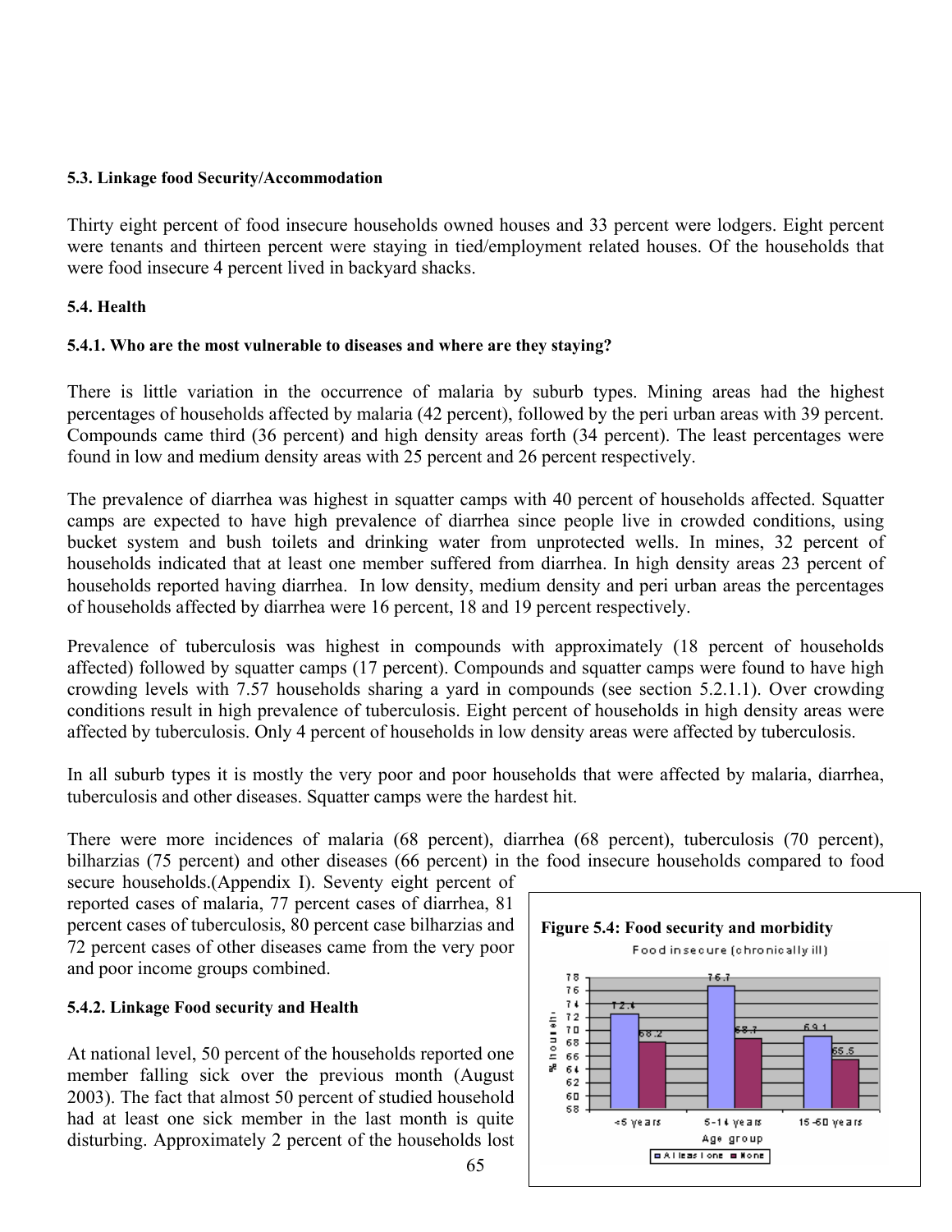### 5.3. Linkage food Security/Accommodation

Thirty eight percent of food insecure households owned houses and 33 percent were lodgers. Eight percent were tenants and thirteen percent were staying in tied/employment related houses. Of the households that were food insecure 4 percent lived in backyard shacks.

### 5.4. Health

#### 5.4.1. Who are the most vulnerable to diseases and where are they staying?

There is little variation in the occurrence of malaria by suburb types. Mining areas had the highest percentages of households affected by malaria (42 percent), followed by the peri urban areas with 39 percent. Compounds came third (36 percent) and high density areas forth (34 percent). The least percentages were found in low and medium density areas with 25 percent and 26 percent respectively.

The prevalence of diarrhea was highest in squatter camps with 40 percent of households affected. Squatter camps are expected to have high prevalence of diarrhea since people live in crowded conditions, using bucket system and bush toilets and drinking water from unprotected wells. In mines, 32 percent of households indicated that at least one member suffered from diarrhea. In high density areas 23 percent of households reported having diarrhea. In low density, medium density and peri urban areas the percentages of households affected by diarrhea were 16 percent, 18 and 19 percent respectively.

Prevalence of tuberculosis was highest in compounds with approximately (18 percent of households affected) followed by squatter camps (17 percent). Compounds and squatter camps were found to have high crowding levels with 7.57 households sharing a yard in compounds (see section 5.2.1.1). Over crowding conditions result in high prevalence of tuberculosis. Eight percent of households in high density areas were affected by tuberculosis. Only 4 percent of households in low density areas were affected by tuberculosis.

In all suburb types it is mostly the very poor and poor households that were affected by malaria, diarrhea, tuberculosis and other diseases. Squatter camps were the hardest hit.

There were more incidences of malaria (68 percent), diarrhea (68 percent), tuberculosis (70 percent), bilharzias (75 percent) and other diseases (66 percent) in the food insecure households compared to food secure households.(Appendix I). Seventy eight percent of reported cases of malaria, 77 percent cases of diarrhea, 81 percent cases of tuberculosis, 80 percent case bilharzias and 72 percent cases of other diseases came from the very poor and poor income groups combined.

#### 5.4.2. Linkage Food security and Health

At national level, 50 percent of the households reported one member falling sick over the previous month (August 2003). The fact that almost 50 percent of studied household had at least one sick member in the last month is quite disturbing. Approximately 2 percent of the households lost

**Figure 5.4: Food security and morbidity**

Food insecure (chronically ill)

% househ.

78
76
74
72
70
68
66
64
62
60
58

72.4
68.2
76.7
68.7
69.1
65.5

<5 years
5-14 years
15-60 years

Age group

At least one
None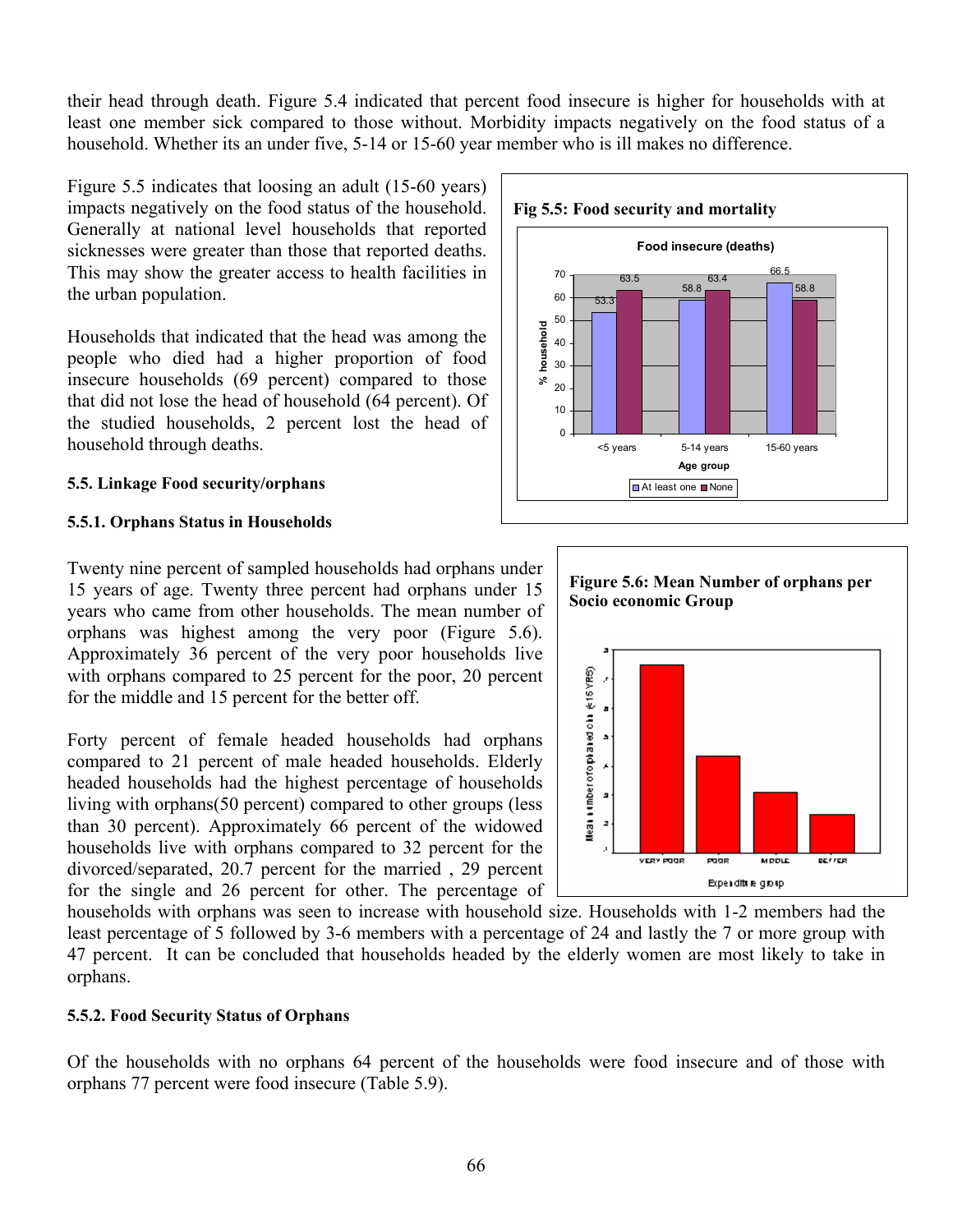their head through death. Figure 5.4 indicated that percent food insecure is higher for households with at least one member sick compared to those without. Morbidity impacts negatively on the food status of a household. Whether its an under five, 5-14 or 15-60 year member who is ill makes no difference.

Figure 5.5 indicates that loosing an adult (15-60 years) impacts negatively on the food status of the household. Generally at national level households that reported sicknesses were greater than those that reported deaths. This may show the greater access to health facilities in the urban population.

Households that indicated that the head was among the people who died had a higher proportion of food insecure households (69 percent) compared to those that did not lose the head of household (64 percent). Of the studied households, 2 percent lost the head of household through deaths.

**Fig 5.5: Food security and mortality**

Food insecure (deaths)

% household

0
10
20
30
40
50
60
70

53.3
63.5
58.8
63.4
66.5
58.8

<5 years
5-14 years
15-60 years

Age group

At least one
None

#### 5.5. Linkage Food security/orphans

#### 5.5.1. Orphans Status in Households

Twenty nine percent of sampled households had orphans under 15 years of age. Twenty three percent had orphans under 15 years who came from other households. The mean number of orphans was highest among the very poor (Figure 5.6). Approximately 36 percent of the very poor households live with orphans compared to 25 percent for the poor, 20 percent for the middle and 15 percent for the better off.

**Figure 5.6: Mean Number of orphans per Socio economic Group**

Mean number of orphaned ch (<15 YRS)

VERY POOR
POOR
MIDDLE
BETTER

Expenditure group

Forty percent of female headed households had orphans compared to 21 percent of male headed households. Elderly headed households had the highest percentage of households living with orphans(50 percent) compared to other groups (less than 30 percent). Approximately 66 percent of the widowed households live with orphans compared to 32 percent for the divorced/separated, 20.7 percent for the married , 29 percent for the single and 26 percent for other. The percentage of households with orphans was seen to increase with household size. Households with 1-2 members had the least percentage of 5 followed by 3-6 members with a percentage of 24 and lastly the 7 or more group with 47 percent. It can be concluded that households headed by the elderly women are most likely to take in orphans.

#### 5.5.2. Food Security Status of Orphans

Of the households with no orphans 64 percent of the households were food insecure and of those with orphans 77 percent were food insecure (Table 5.9).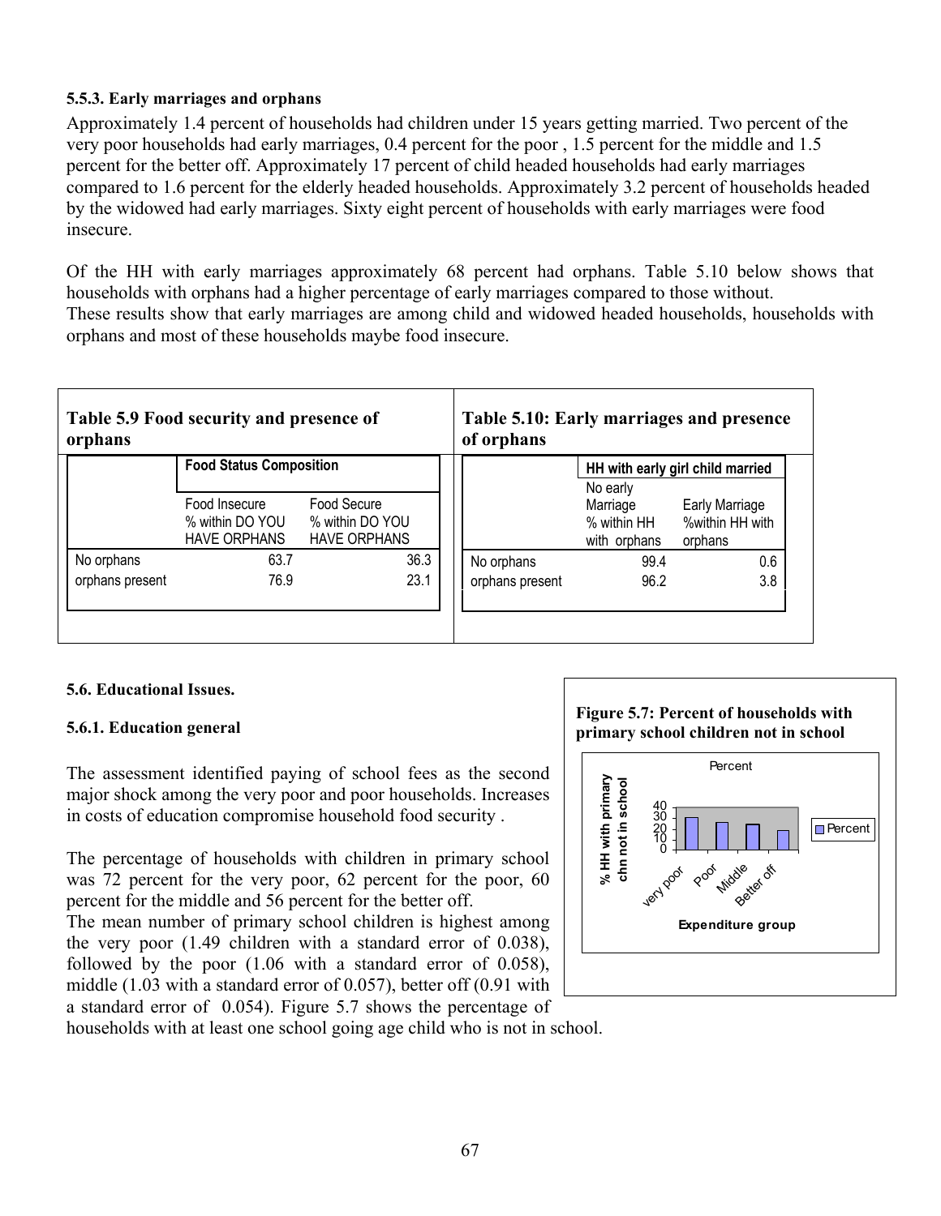### 5.5.3. Early marriages and orphans

Approximately 1.4 percent of households had children under 15 years getting married. Two percent of the very poor households had early marriages, 0.4 percent for the poor , 1.5 percent for the middle and 1.5 percent for the better off. Approximately 17 percent of child headed households had early marriages compared to 1.6 percent for the elderly headed households. Approximately 3.2 percent of households headed by the widowed had early marriages. Sixty eight percent of households with early marriages were food insecure.

Of the HH with early marriages approximately 68 percent had orphans. Table 5.10 below shows that households with orphans had a higher percentage of early marriages compared to those without. These results show that early marriages are among child and widowed headed households, households with orphans and most of these households maybe food insecure.

**Table 5.9 Food security and presence of orphans**

| | Food Status Composition | |
|---|---|---|
| | Food Insecure % within DO YOU HAVE ORPHANS | Food Secure % within DO YOU HAVE ORPHANS |
| No orphans | 63.7 | 36.3 |
| orphans present | 76.9 | 23.1 |

**Table 5.10: Early marriages and presence of orphans**

| | HH with early girl child married | |
|---|---|---|
| | No early Marriage % within HH with orphans | Early Marriage %within HH with orphans |
| No orphans | 99.4 | 0.6 |
| orphans present | 96.2 | 3.8 |

### 5.6. Educational Issues.

#### 5.6.1. Education general

The assessment identified paying of school fees as the second major shock among the very poor and poor households. Increases in costs of education compromise household food security .

The percentage of households with children in primary school was 72 percent for the very poor, 62 percent for the poor, 60 percent for the middle and 56 percent for the better off.

The mean number of primary school children is highest among the very poor (1.49 children with a standard error of 0.038), followed by the poor (1.06 with a standard error of 0.058), middle (1.03 with a standard error of 0.057), better off (0.91 with a standard error of 0.054). Figure 5.7 shows the percentage of households with at least one school going age child who is not in school.

**Figure 5.7: Percent of households with primary school children not in school**

Percent

% HH with primary chn not in school

40
30
20
10
0

very poor
Poor
Middle
Better off

Expenditure group

Percent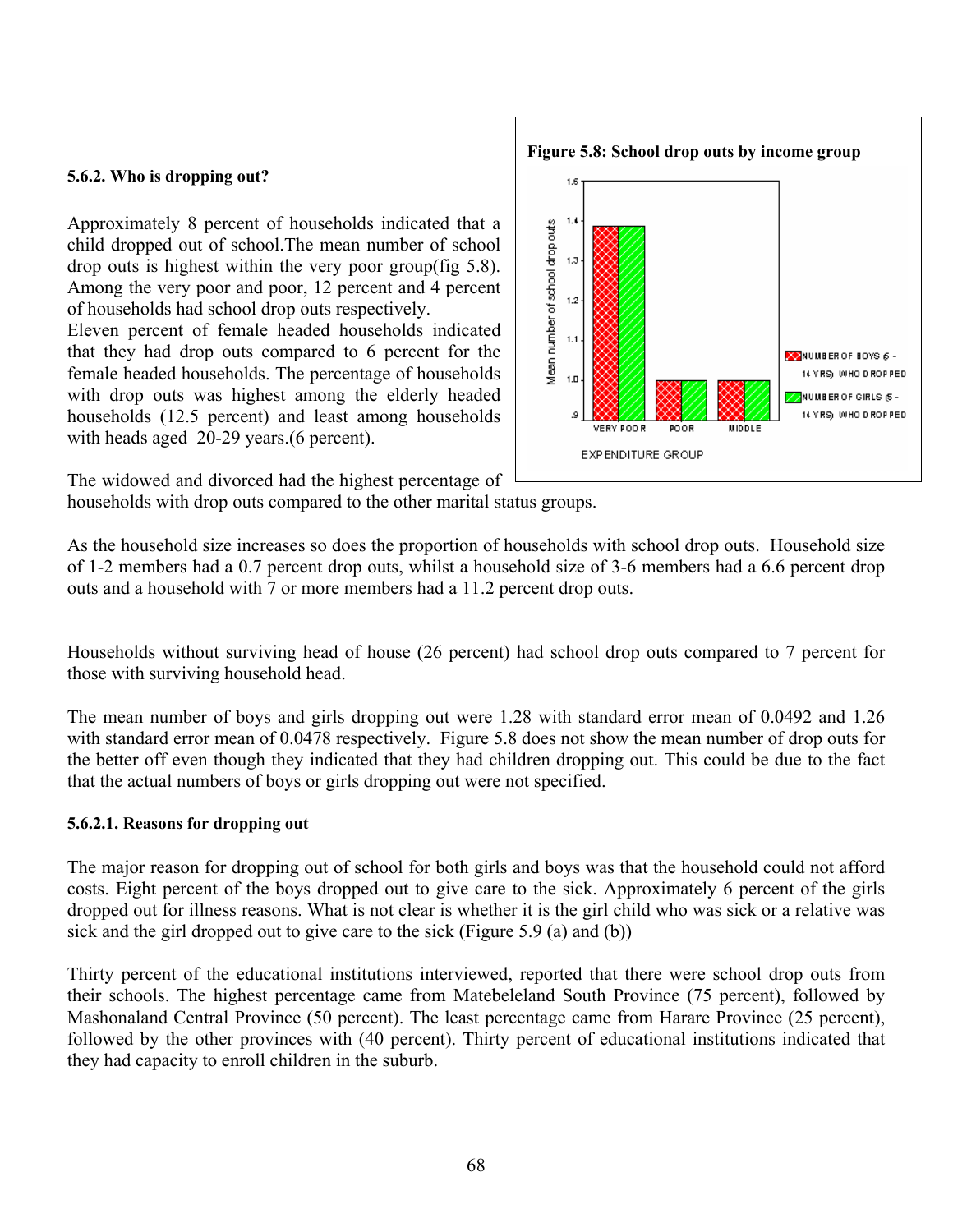#### 5.6.2. Who is dropping out?

Approximately 8 percent of households indicated that a child dropped out of school.The mean number of school drop outs is highest within the very poor group(fig 5.8). Among the very poor and poor, 12 percent and 4 percent of households had school drop outs respectively.

Eleven percent of female headed households indicated that they had drop outs compared to 6 percent for the female headed households. The percentage of households with drop outs was highest among the elderly headed households (12.5 percent) and least among households with heads aged 20-29 years.(6 percent).

**Figure 5.8: School drop outs by income group**

1.5
1.4
1.3
1.2
1.1
1.0
.9
Mean number of school drop outs
VERY POOR
POOR
MIDDLE
EXPENDITURE GROUP
NUMBER OF BOYS (6 - 14 YRS) WHO DROPPED
NUMBER OF GIRLS (6 - 14 YRS) WHO DROPPED

The widowed and divorced had the highest percentage of households with drop outs compared to the other marital status groups.

As the household size increases so does the proportion of households with school drop outs. Household size of 1-2 members had a 0.7 percent drop outs, whilst a household size of 3-6 members had a 6.6 percent drop outs and a household with 7 or more members had a 11.2 percent drop outs.

Households without surviving head of house (26 percent) had school drop outs compared to 7 percent for those with surviving household head.

The mean number of boys and girls dropping out were 1.28 with standard error mean of 0.0492 and 1.26 with standard error mean of 0.0478 respectively. Figure 5.8 does not show the mean number of drop outs for the better off even though they indicated that they had children dropping out. This could be due to the fact that the actual numbers of boys or girls dropping out were not specified.

##### 5.6.2.1. Reasons for dropping out

The major reason for dropping out of school for both girls and boys was that the household could not afford costs. Eight percent of the boys dropped out to give care to the sick. Approximately 6 percent of the girls dropped out for illness reasons. What is not clear is whether it is the girl child who was sick or a relative was sick and the girl dropped out to give care to the sick (Figure 5.9 (a) and (b))

Thirty percent of the educational institutions interviewed, reported that there were school drop outs from their schools. The highest percentage came from Matebeleland South Province (75 percent), followed by Mashonaland Central Province (50 percent). The least percentage came from Harare Province (25 percent), followed by the other provinces with (40 percent). Thirty percent of educational institutions indicated that they had capacity to enroll children in the suburb.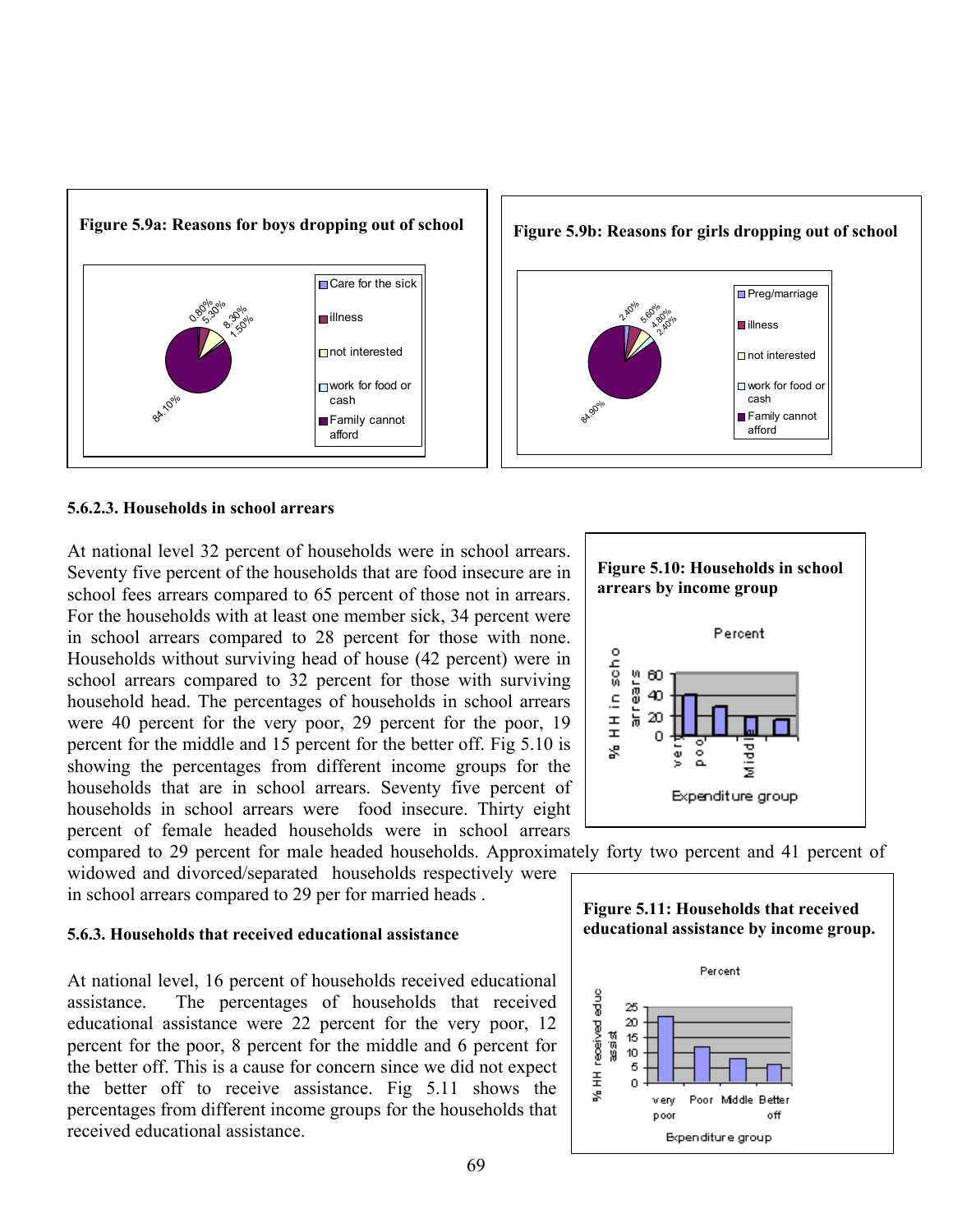**Figure 5.9a: Reasons for boys dropping out of school**

**Figure 5.9b: Reasons for girls dropping out of school**

### 5.6.2.3. Households in school arrears

At national level 32 percent of households were in school arrears. Seventy five percent of the households that are food insecure are in school fees arrears compared to 65 percent of those not in arrears. For the households with at least one member sick, 34 percent were in school arrears compared to 28 percent for those with none. Households without surviving head of house (42 percent) were in school arrears compared to 32 percent for those with surviving household head. The percentages of households in school arrears were 40 percent for the very poor, 29 percent for the poor, 19 percent for the middle and 15 percent for the better off. Fig 5.10 is showing the percentages from different income groups for the households that are in school arrears. Seventy five percent of households in school arrears were food insecure. Thirty eight percent of female headed households were in school arrears compared to 29 percent for male headed households. Approximately forty two percent and 41 percent of widowed and divorced/separated households respectively were in school arrears compared to 29 per for married heads .

**Figure 5.10: Households in school arrears by income group**

### 5.6.3. Households that received educational assistance

At national level, 16 percent of households received educational assistance. The percentages of households that received educational assistance were 22 percent for the very poor, 12 percent for the poor, 8 percent for the middle and 6 percent for the better off. This is a cause for concern since we did not expect the better off to receive assistance. Fig 5.11 shows the percentages from different income groups for the households that received educational assistance.

**Figure 5.11: Households that received educational assistance by income group.**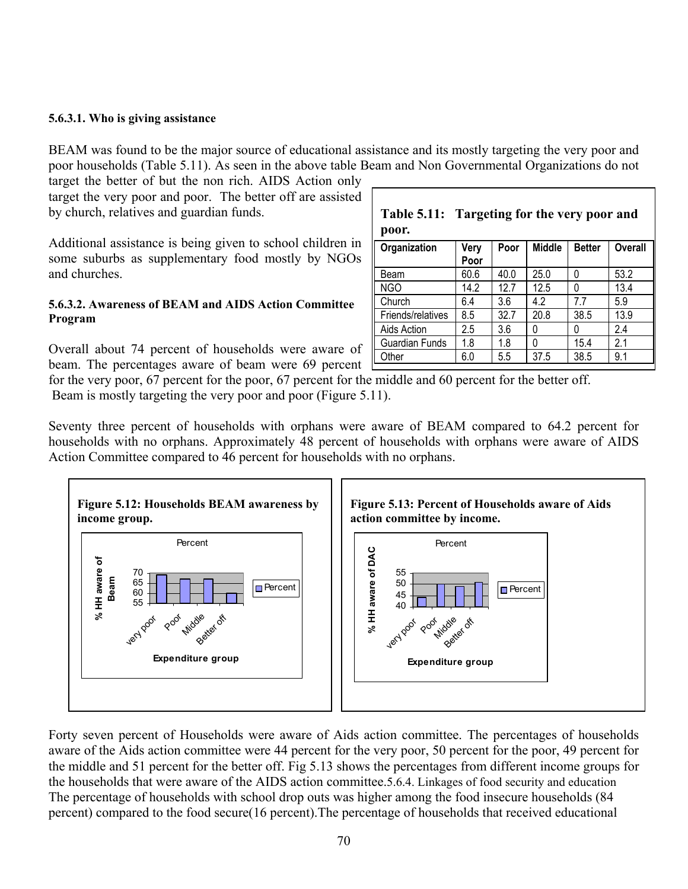#### 5.6.3.1. Who is giving assistance

BEAM was found to be the major source of educational assistance and its mostly targeting the very poor and poor households (Table 5.11). As seen in the above table Beam and Non Governmental Organizations do not target the better of but the non rich. AIDS Action only target the very poor and poor. The better off are assisted by church, relatives and guardian funds.

Additional assistance is being given to school children in some suburbs as supplementary food mostly by NGOs and churches.

**Table 5.11: Targeting for the very poor and poor.**

| Organization | Very Poor | Poor | Middle | Better | Overall |
|---|---|---|---|---|---|
| Beam | 60.6 | 40.0 | 25.0 | 0 | 53.2 |
| NGO | 14.2 | 12.7 | 12.5 | 0 | 13.4 |
| Church | 6.4 | 3.6 | 4.2 | 7.7 | 5.9 |
| Friends/relatives | 8.5 | 32.7 | 20.8 | 38.5 | 13.9 |
| Aids Action | 2.5 | 3.6 | 0 | 0 | 2.4 |
| Guardian Funds | 1.8 | 1.8 | 0 | 15.4 | 2.1 |
| Other | 6.0 | 5.5 | 37.5 | 38.5 | 9.1 |

#### 5.6.3.2. Awareness of BEAM and AIDS Action Committee Program

Overall about 74 percent of households were aware of beam. The percentages aware of beam were 69 percent for the very poor, 67 percent for the poor, 67 percent for the middle and 60 percent for the better off. Beam is mostly targeting the very poor and poor (Figure 5.11).

Seventy three percent of households with orphans were aware of BEAM compared to 64.2 percent for households with no orphans. Approximately 48 percent of households with orphans were aware of AIDS Action Committee compared to 46 percent for households with no orphans.

**Figure 5.12: Households BEAM awareness by income group.**

Percent
% HH aware of Beam
70
65
60
55
very poor
Poor
Middle
Better off
Expenditure group
Percent

**Figure 5.13: Percent of Households aware of Aids action committee by income.**

Percent
% HH aware of DAC
55
50
45
40
very poor
Poor
Middle
Better off
Expenditure group
Percent

Forty seven percent of Households were aware of Aids action committee. The percentages of households aware of the Aids action committee were 44 percent for the very poor, 50 percent for the poor, 49 percent for the middle and 51 percent for the better off. Fig 5.13 shows the percentages from different income groups for the households that were aware of the AIDS action committee.5.6.4. Linkages of food security and education The percentage of households with school drop outs was higher among the food insecure households (84 percent) compared to the food secure(16 percent).The percentage of households that received educational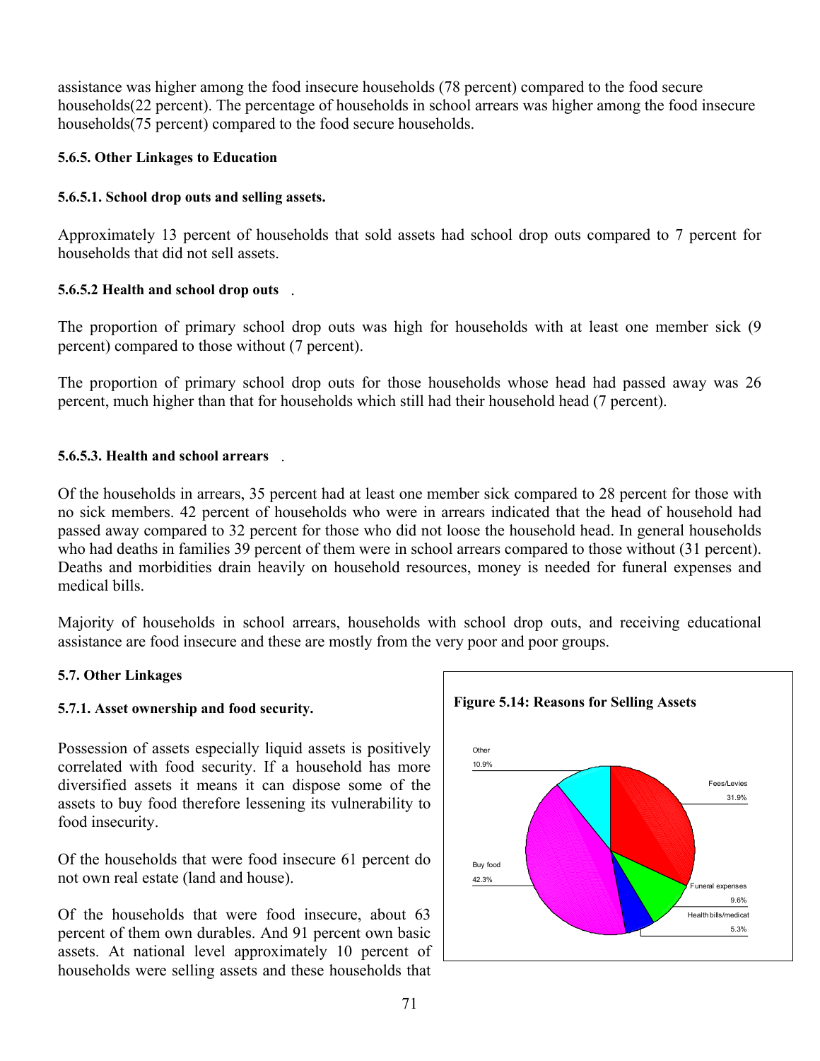assistance was higher among the food insecure households (78 percent) compared to the food secure households(22 percent). The percentage of households in school arrears was higher among the food insecure households(75 percent) compared to the food secure households.

#### 5.6.5. Other Linkages to Education

##### 5.6.5.1. School drop outs and selling assets.

Approximately 13 percent of households that sold assets had school drop outs compared to 7 percent for households that did not sell assets.

##### 5.6.5.2 Health and school drop outs

The proportion of primary school drop outs was high for households with at least one member sick (9 percent) compared to those without (7 percent).

The proportion of primary school drop outs for those households whose head had passed away was 26 percent, much higher than that for households which still had their household head (7 percent).

##### 5.6.5.3. Health and school arrears

Of the households in arrears, 35 percent had at least one member sick compared to 28 percent for those with no sick members. 42 percent of households who were in arrears indicated that the head of household had passed away compared to 32 percent for those who did not loose the household head. In general households who had deaths in families 39 percent of them were in school arrears compared to those without (31 percent). Deaths and morbidities drain heavily on household resources, money is needed for funeral expenses and medical bills.

Majority of households in school arrears, households with school drop outs, and receiving educational assistance are food insecure and these are mostly from the very poor and poor groups.

### 5.7. Other Linkages

#### 5.7.1. Asset ownership and food security.

Possession of assets especially liquid assets is positively correlated with food security. If a household has more diversified assets it means it can dispose some of the assets to buy food therefore lessening its vulnerability to food insecurity.

Of the households that were food insecure 61 percent do not own real estate (land and house).

Of the households that were food insecure, about 63 percent of them own durables. And 91 percent own basic assets. At national level approximately 10 percent of households were selling assets and these households that

**Figure 5.14: Reasons for Selling Assets**

Other
10.9%

Fees/Levies
31.9%

Buy food
42.3%

Funeral expenses
9.6%

Health bills/medicat
5.3%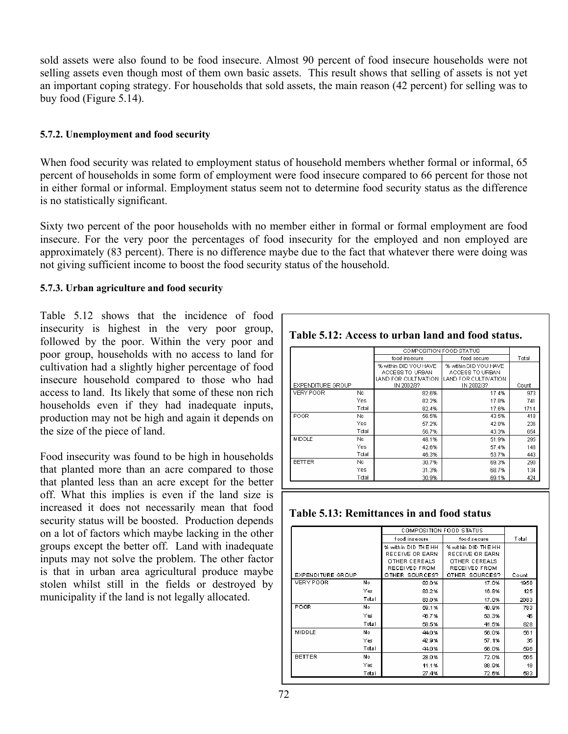sold assets were also found to be food insecure. Almost 90 percent of food insecure households were not selling assets even though most of them own basic assets. This result shows that selling of assets is not yet an important coping strategy. For households that sold assets, the main reason (42 percent) for selling was to buy food (Figure 5.14).

#### 5.7.2. Unemployment and food security

When food security was related to employment status of household members whether formal or informal, 65 percent of households in some form of employment were food insecure compared to 66 percent for those not in either formal or informal. Employment status seem not to determine food security status as the difference is no statistically significant.

Sixty two percent of the poor households with no member either in formal or formal employment are food insecure. For the very poor the percentages of food insecurity for the employed and non employed are approximately (83 percent). There is no difference maybe due to the fact that whatever there were doing was not giving sufficient income to boost the food security status of the household.

#### 5.7.3. Urban agriculture and food security

Table 5.12 shows that the incidence of food insecurity is highest in the very poor group, followed by the poor. Within the very poor and poor group, households with no access to land for cultivation had a slightly higher percentage of food insecure household compared to those who had access to land. Its likely that some of these non rich households even if they had inadequate inputs, production may not be high and again it depends on the size of the piece of land.

Food insecurity was found to be high in households that planted more than an acre compared to those that planted less than an acre except for the better off. What this implies is even if the land size is increased it does not necessarily mean that food security status will be boosted. Production depends on a lot of factors which maybe lacking in the other groups except the better off. Land with inadequate inputs may not solve the problem. The other factor is that in urban area agricultural produce maybe stolen whilst still in the fields or destroyed by municipality if the land is not legally allocated.

**Table 5.12: Access to urban land and food status.**

| | | COMPOSITION FOOD STATUS | | Total |
|---|---|---|---|---|
| | | food insecure | food secure | |
| EXPENDITURE GROUP | | % within DID YOU HAVE ACCESS TO URBAN LAND FOR CULTIVATION IN 2002/3? | % within DID YOU HAVE ACCESS TO URBAN LAND FOR CULTIVATION IN 2002/3? | Count |
| VERY POOR | No | 82.6% | 17.4% | 973 |
| | Yes | 82.2% | 17.8% | 741 |
| | Total | 82.4% | 17.6% | 1714 |
| POOR | No | 56.5% | 43.5% | 418 |
| | Yes | 57.2% | 42.8% | 236 |
| | Total | 56.7% | 43.3% | 654 |
| MIDDLE | No | 48.1% | 51.9% | 295 |
| | Yes | 42.6% | 57.4% | 148 |
| | Total | 46.3% | 53.7% | 443 |
| BETTER | No | 30.7% | 69.3% | 290 |
| | Yes | 31.3% | 68.7% | 134 |
| | Total | 30.9% | 69.1% | 424 |

**Table 5.13: Remittances in and food status**

| | | COMPOSITION FOOD STATUS | | Total |
|---|---|---|---|---|
| | | food insecure | food secure | |
| EXPENDITURE GROUP | | % within DID THE HH RECEIVE OR EARN OTHER CEREALS RECEIVED FROM OTHER SOURCES? | % within DID THE HH RECEIVE OR EARN OTHER CEREALS RECEIVED FROM OTHER SOURCES? | Count |
| VERY POOR | No | 83.0% | 17.0% | 1958 |
| | Yes | 83.2% | 16.8% | 125 |
| | Total | 83.0% | 17.0% | 2083 |
| POOR | No | 59.1% | 40.9% | 783 |
| | Yes | 46.7% | 53.3% | 45 |
| | Total | 58.5% | 41.5% | 828 |
| MIDDLE | No | 44.0% | 56.0% | 561 |
| | Yes | 42.9% | 57.1% | 35 |
| | Total | 44.0% | 56.0% | 596 |
| BETTER | No | 28.0% | 72.0% | 565 |
| | Yes | 11.1% | 88.9% | 18 |
| | Total | 27.4% | 72.6% | 583 |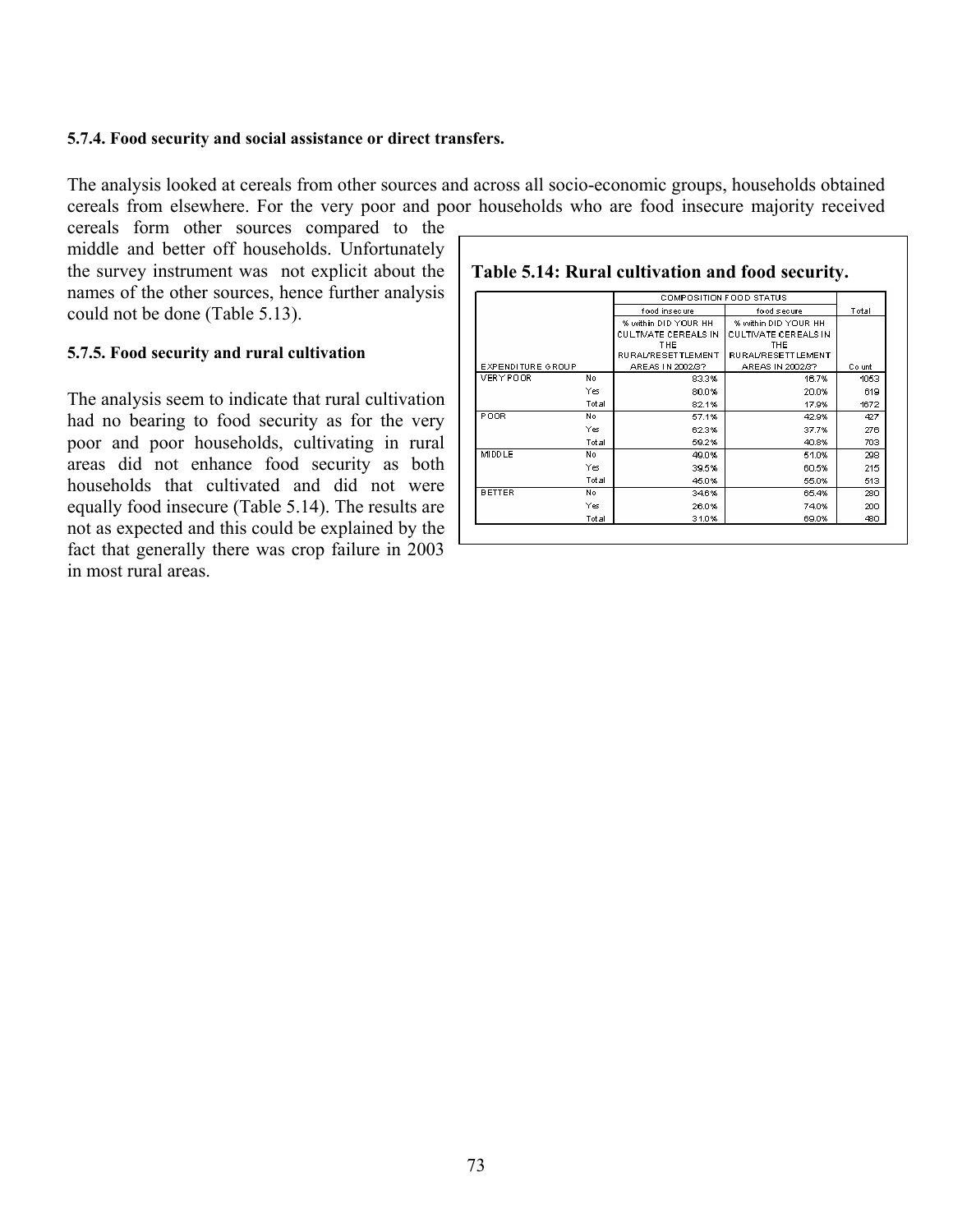**5.7.4. Food security and social assistance or direct transfers.**

The analysis looked at cereals from other sources and across all socio-economic groups, households obtained cereals from elsewhere. For the very poor and poor households who are food insecure majority received cereals form other sources compared to the middle and better off households. Unfortunately the survey instrument was not explicit about the names of the other sources, hence further analysis could not be done (Table 5.13).

**5.7.5. Food security and rural cultivation**

The analysis seem to indicate that rural cultivation had no bearing to food security as for the very poor and poor households, cultivating in rural areas did not enhance food security as both households that cultivated and did not were equally food insecure (Table 5.14). The results are not as expected and this could be explained by the fact that generally there was crop failure in 2003 in most rural areas.

**Table 5.14: Rural cultivation and food security.**

| | | COMPOSITION FOOD STATUS | | |
|---|---|---|---|---|
| | | food insecure | food secure | Total |
| EXPENDITURE GROUP | | % within DID YOUR HH CULTIVATE CEREALS IN THE RURAL/RESETTLEMENT AREAS IN 2002/3? | % within DID YOUR HH CULTIVATE CEREALS IN THE RURAL/RESETTLEMENT AREAS IN 2002/3? | Count |
| VERY POOR | No | 83.3% | 16.7% | 1053 |
| | Yes | 80.0% | 20.0% | 619 |
| | Total | 82.1% | 17.9% | 1672 |
| POOR | No | 57.1% | 42.9% | 427 |
| | Yes | 62.3% | 37.7% | 276 |
| | Total | 59.2% | 40.8% | 703 |
| MIDDLE | No | 49.0% | 51.0% | 298 |
| | Yes | 39.5% | 60.5% | 215 |
| | Total | 45.0% | 55.0% | 513 |
| BETTER | No | 34.6% | 65.4% | 280 |
| | Yes | 26.0% | 74.0% | 200 |
| | Total | 31.0% | 69.0% | 480 |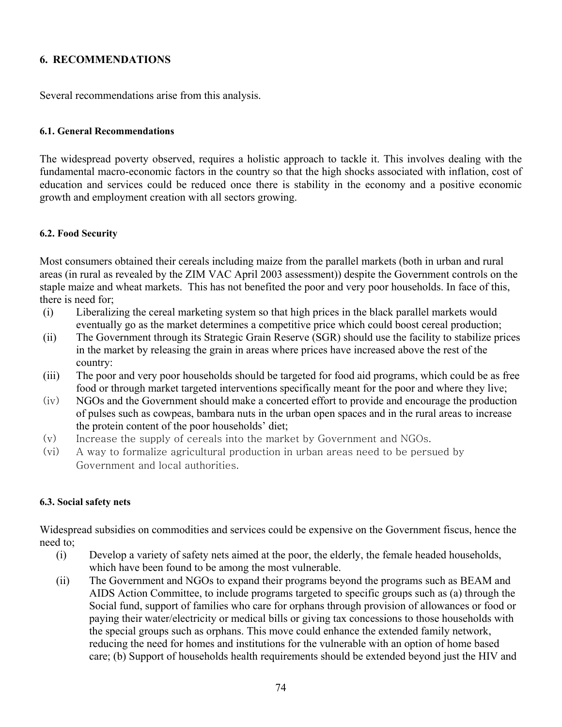## 6. RECOMMENDATIONS

Several recommendations arise from this analysis.

### 6.1. General Recommendations

The widespread poverty observed, requires a holistic approach to tackle it. This involves dealing with the fundamental macro-economic factors in the country so that the high shocks associated with inflation, cost of education and services could be reduced once there is stability in the economy and a positive economic growth and employment creation with all sectors growing.

### 6.2. Food Security

Most consumers obtained their cereals including maize from the parallel markets (both in urban and rural areas (in rural as revealed by the ZIM VAC April 2003 assessment)) despite the Government controls on the staple maize and wheat markets. This has not benefited the poor and very poor households. In face of this, there is need for;

(i) Liberalizing the cereal marketing system so that high prices in the black parallel markets would eventually go as the market determines a competitive price which could boost cereal production;

(ii) The Government through its Strategic Grain Reserve (SGR) should use the facility to stabilize prices in the market by releasing the grain in areas where prices have increased above the rest of the country:

(iii) The poor and very poor households should be targeted for food aid programs, which could be as free food or through market targeted interventions specifically meant for the poor and where they live;

(iv) NGOs and the Government should make a concerted effort to provide and encourage the production of pulses such as cowpeas, bambara nuts in the urban open spaces and in the rural areas to increase the protein content of the poor households' diet;

(v) Increase the supply of cereals into the market by Government and NGOs.

(vi) A way to formalize agricultural production in urban areas need to be persued by Government and local authorities.

### 6.3. Social safety nets

Widespread subsidies on commodities and services could be expensive on the Government fiscus, hence the need to;

(i) Develop a variety of safety nets aimed at the poor, the elderly, the female headed households, which have been found to be among the most vulnerable.

(ii) The Government and NGOs to expand their programs beyond the programs such as BEAM and AIDS Action Committee, to include programs targeted to specific groups such as (a) through the Social fund, support of families who care for orphans through provision of allowances or food or paying their water/electricity or medical bills or giving tax concessions to those households with the special groups such as orphans. This move could enhance the extended family network, reducing the need for homes and institutions for the vulnerable with an option of home based care; (b) Support of households health requirements should be extended beyond just the HIV and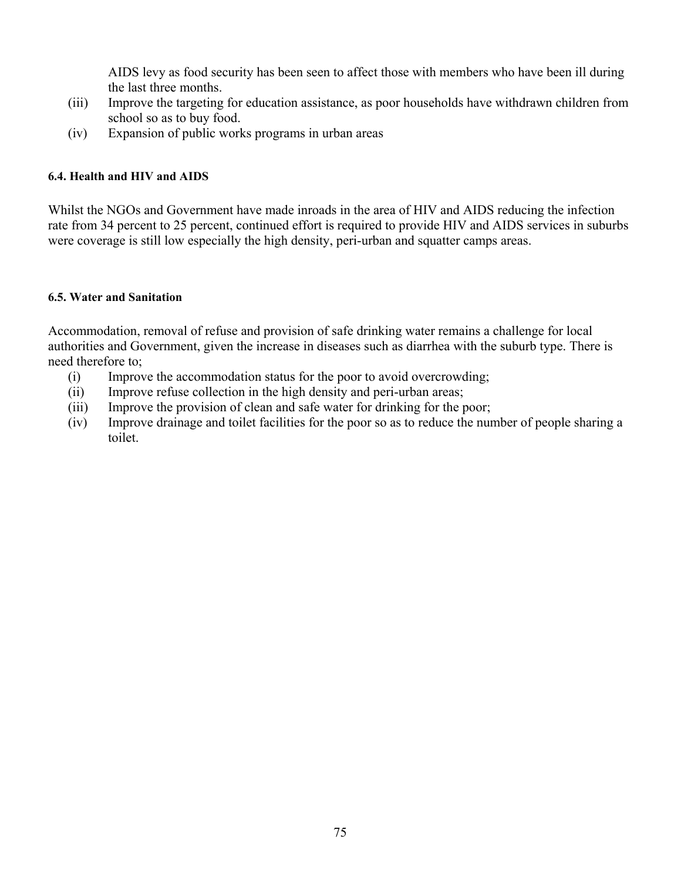AIDS levy as food security has been seen to affect those with members who have been ill during the last three months.

(iii) Improve the targeting for education assistance, as poor households have withdrawn children from school so as to buy food.

(iv) Expansion of public works programs in urban areas

#### 6.4. Health and HIV and AIDS

Whilst the NGOs and Government have made inroads in the area of HIV and AIDS reducing the infection rate from 34 percent to 25 percent, continued effort is required to provide HIV and AIDS services in suburbs were coverage is still low especially the high density, peri-urban and squatter camps areas.

#### 6.5. Water and Sanitation

Accommodation, removal of refuse and provision of safe drinking water remains a challenge for local authorities and Government, given the increase in diseases such as diarrhea with the suburb type. There is need therefore to;

(i) Improve the accommodation status for the poor to avoid overcrowding;

(ii) Improve refuse collection in the high density and peri-urban areas;

(iii) Improve the provision of clean and safe water for drinking for the poor;

(iv) Improve drainage and toilet facilities for the poor so as to reduce the number of people sharing a toilet.